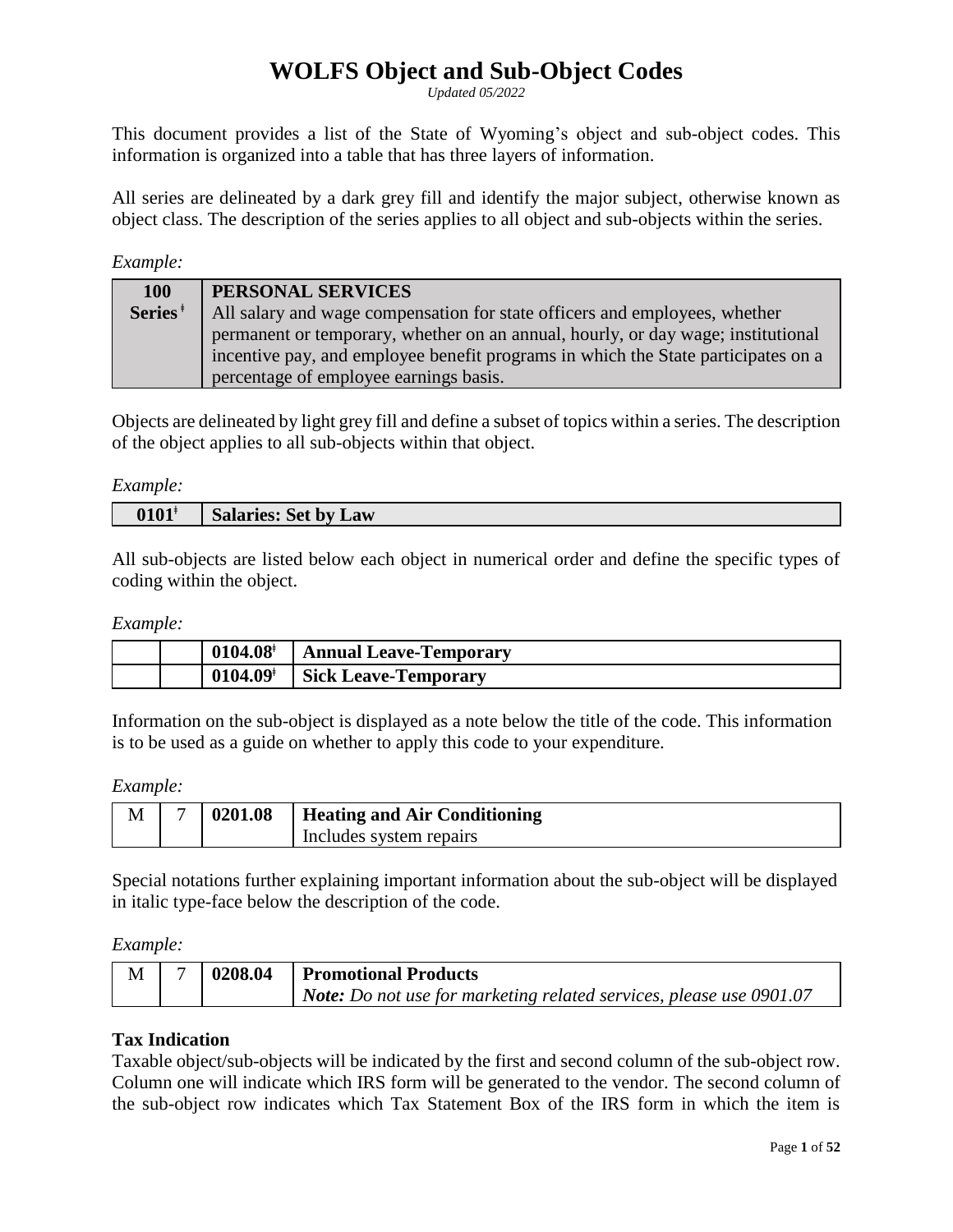# WOLFS Object and Sub-Object Codes

*Updated 05/2022*

This document provides a list of the State of Wyoming's object and sub-object codes. This information is organized into a table that has three layers of information.

All series are delineated by a dark grey fill and identify the major subject, otherwise known as object class. The description of the series applies to all object and sub-objects within the series.

*Example:*

| **100 Series** ǂ | **PERSONAL SERVICES** All salary and wage compensation for state officers and employees, whether permanent or temporary, whether on an annual, hourly, or day wage; institutional incentive pay, and employee benefit programs in which the State participates on a percentage of employee earnings basis. |
|---|---|

Objects are delineated by light grey fill and define a subset of topics within a series. The description of the object applies to all sub-objects within that object.

*Example:*

| **0101**ǂ | **Salaries: Set by Law** |
|---|---|

All sub-objects are listed below each object in numerical order and define the specific types of coding within the object.

*Example:*

| | | | |
|---|---|---|---|
| | | **0104.08**ǂ | **Annual Leave-Temporary** |
| | | **0104.09**ǂ | **Sick Leave-Temporary** |

Information on the sub-object is displayed as a note below the title of the code. This information is to be used as a guide on whether to apply this code to your expenditure.

*Example:*

| | | | |
|---|---|---|---|
| M | 7 | **0201.08** | **Heating and Air Conditioning** Includes system repairs |

Special notations further explaining important information about the sub-object will be displayed in italic type-face below the description of the code.

*Example:*

| | | | |
|---|---|---|---|
| M | 7 | **0208.04** | **Promotional Products** ***Note:*** *Do not use for marketing related services, please use 0901.07* |

**Tax Indication**

Taxable object/sub-objects will be indicated by the first and second column of the sub-object row. Column one will indicate which IRS form will be generated to the vendor. The second column of the sub-object row indicates which Tax Statement Box of the IRS form in which the item is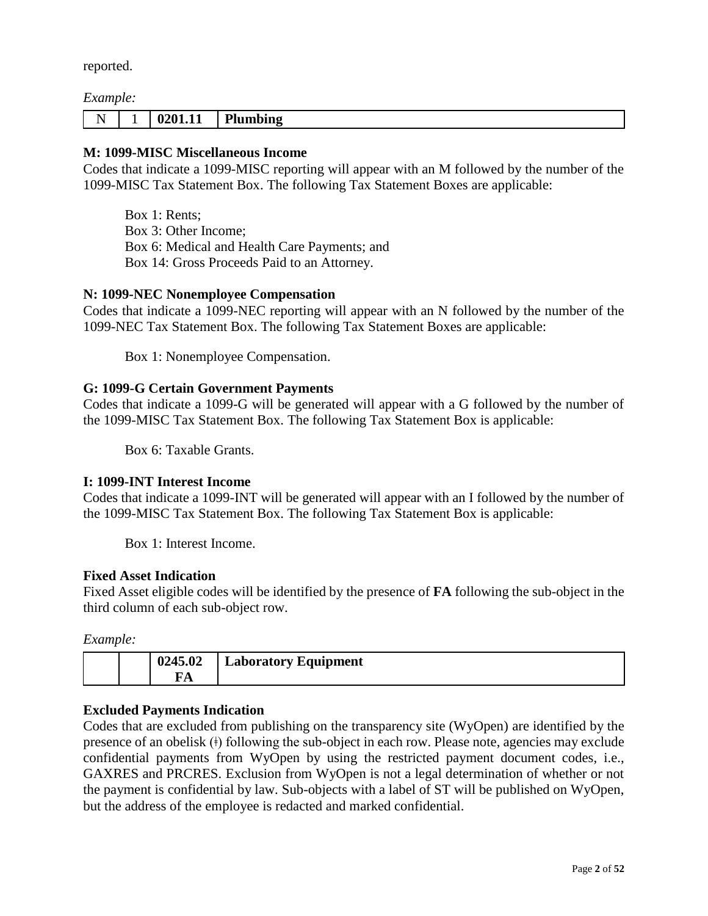reported.

*Example:*

| N | 1 | **0201.11** | **Plumbing** |
|---|---|---|---|

**M: 1099-MISC Miscellaneous Income**

Codes that indicate a 1099-MISC reporting will appear with an M followed by the number of the 1099-MISC Tax Statement Box. The following Tax Statement Boxes are applicable:

Box 1: Rents;
Box 3: Other Income;
Box 6: Medical and Health Care Payments; and
Box 14: Gross Proceeds Paid to an Attorney.

**N: 1099-NEC Nonemployee Compensation**

Codes that indicate a 1099-NEC reporting will appear with an N followed by the number of the 1099-NEC Tax Statement Box. The following Tax Statement Boxes are applicable:

Box 1: Nonemployee Compensation.

**G: 1099-G Certain Government Payments**

Codes that indicate a 1099-G will be generated will appear with a G followed by the number of the 1099-MISC Tax Statement Box. The following Tax Statement Box is applicable:

Box 6: Taxable Grants.

**I: 1099-INT Interest Income**

Codes that indicate a 1099-INT will be generated will appear with an I followed by the number of the 1099-MISC Tax Statement Box. The following Tax Statement Box is applicable:

Box 1: Interest Income.

**Fixed Asset Indication**

Fixed Asset eligible codes will be identified by the presence of **FA** following the sub-object in the third column of each sub-object row.

*Example:*

| | | **0245.02 FA** | **Laboratory Equipment** |
|---|---|---|---|

**Excluded Payments Indication**

Codes that are excluded from publishing on the transparency site (WyOpen) are identified by the presence of an obelisk (ǂ) following the sub-object in each row. Please note, agencies may exclude confidential payments from WyOpen by using the restricted payment document codes, i.e., GAXRES and PRCRES. Exclusion from WyOpen is not a legal determination of whether or not the payment is confidential by law. Sub-objects with a label of ST will be published on WyOpen, but the address of the employee is redacted and marked confidential.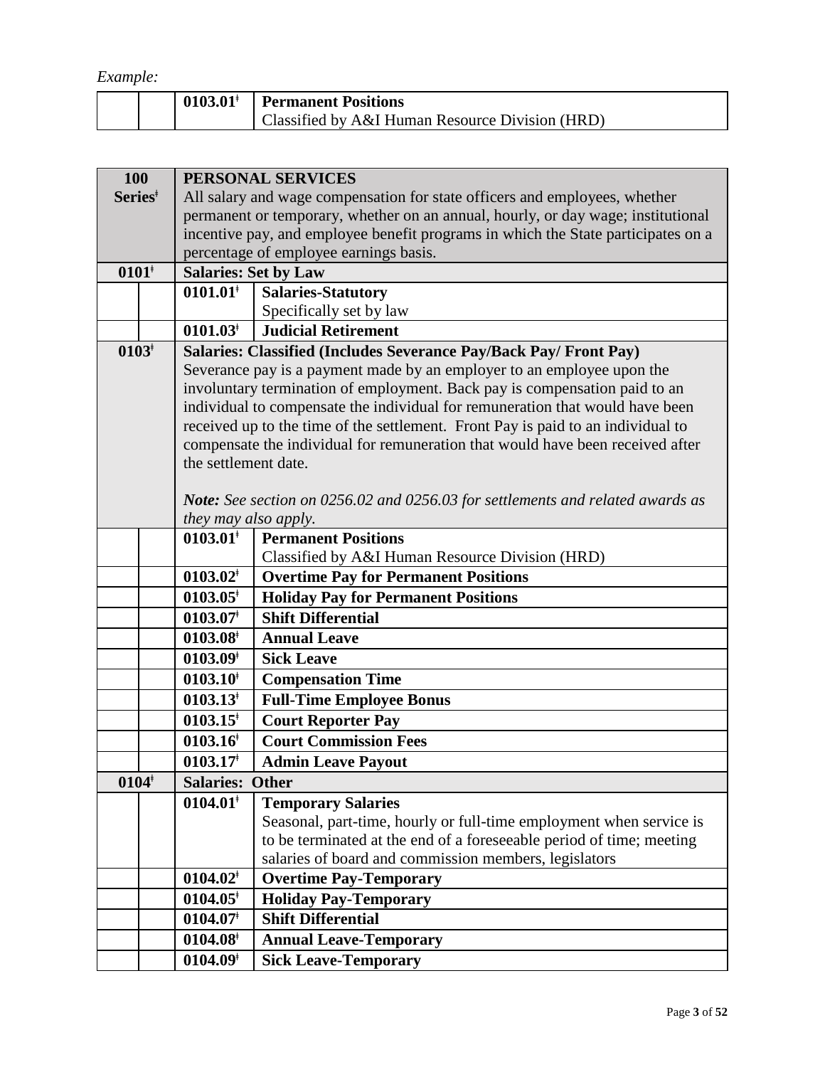*Example:*

| | | | |
|---|---|---|---|
| | | **0103.01**ǂ | **Permanent Positions**<br>Classified by A&I Human Resource Division (HRD) |

| | | | |
|---|---|---|---|
| **100 Series**ǂ | | **PERSONAL SERVICES**<br>All salary and wage compensation for state officers and employees, whether permanent or temporary, whether on an annual, hourly, or day wage; institutional incentive pay, and employee benefit programs in which the State participates on a percentage of employee earnings basis. | |
| **0101**ǂ | | **Salaries: Set by Law** | |
| | | **0101.01**ǂ | **Salaries-Statutory**<br>Specifically set by law |
| | | **0101.03**ǂ | **Judicial Retirement** |
| **0103**ǂ | | **Salaries: Classified (Includes Severance Pay/Back Pay/ Front Pay)**<br>Severance pay is a payment made by an employer to an employee upon the involuntary termination of employment. Back pay is compensation paid to an individual to compensate the individual for remuneration that would have been received up to the time of the settlement. Front Pay is paid to an individual to compensate the individual for remuneration that would have been received after the settlement date.<br><br>***Note:*** *See section on 0256.02 and 0256.03 for settlements and related awards as they may also apply.* | |
| | | **0103.01**ǂ | **Permanent Positions**<br>Classified by A&I Human Resource Division (HRD) |
| | | **0103.02**ǂ | **Overtime Pay for Permanent Positions** |
| | | **0103.05**ǂ | **Holiday Pay for Permanent Positions** |
| | | **0103.07**ǂ | **Shift Differential** |
| | | **0103.08**ǂ | **Annual Leave** |
| | | **0103.09**ǂ | **Sick Leave** |
| | | **0103.10**ǂ | **Compensation Time** |
| | | **0103.13**ǂ | **Full-Time Employee Bonus** |
| | | **0103.15**ǂ | **Court Reporter Pay** |
| | | **0103.16**ǂ | **Court Commission Fees** |
| | | **0103.17**ǂ | **Admin Leave Payout** |
| **0104**ǂ | | **Salaries: Other** | |
| | | **0104.01**ǂ | **Temporary Salaries**<br>Seasonal, part-time, hourly or full-time employment when service is to be terminated at the end of a foreseeable period of time; meeting salaries of board and commission members, legislators |
| | | **0104.02**ǂ | **Overtime Pay-Temporary** |
| | | **0104.05**ǂ | **Holiday Pay-Temporary** |
| | | **0104.07**ǂ | **Shift Differential** |
| | | **0104.08**ǂ | **Annual Leave-Temporary** |
| | | **0104.09**ǂ | **Sick Leave-Temporary** |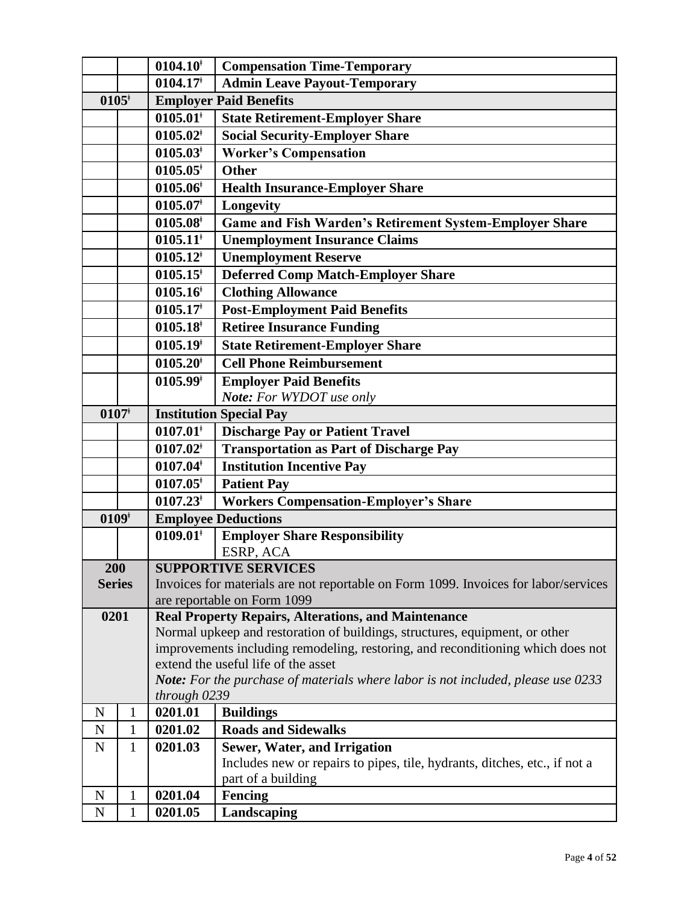| | | | |
|---|---|---|---|
| | | **0104.10ǂ** | **Compensation Time-Temporary** |
| | | **0104.17ǂ** | **Admin Leave Payout-Temporary** |
| **0105ǂ** | | **Employer Paid Benefits** | |
| | | **0105.01ǂ** | **State Retirement-Employer Share** |
| | | **0105.02ǂ** | **Social Security-Employer Share** |
| | | **0105.03ǂ** | **Worker's Compensation** |
| | | **0105.05ǂ** | **Other** |
| | | **0105.06ǂ** | **Health Insurance-Employer Share** |
| | | **0105.07ǂ** | **Longevity** |
| | | **0105.08ǂ** | **Game and Fish Warden's Retirement System-Employer Share** |
| | | **0105.11ǂ** | **Unemployment Insurance Claims** |
| | | **0105.12ǂ** | **Unemployment Reserve** |
| | | **0105.15ǂ** | **Deferred Comp Match-Employer Share** |
| | | **0105.16ǂ** | **Clothing Allowance** |
| | | **0105.17ǂ** | **Post-Employment Paid Benefits** |
| | | **0105.18ǂ** | **Retiree Insurance Funding** |
| | | **0105.19ǂ** | **State Retirement-Employer Share** |
| | | **0105.20ǂ** | **Cell Phone Reimbursement** |
| | | **0105.99ǂ** | **Employer Paid Benefits** *Note: For WYDOT use only* |
| **0107ǂ** | | **Institution Special Pay** | |
| | | **0107.01ǂ** | **Discharge Pay or Patient Travel** |
| | | **0107.02ǂ** | **Transportation as Part of Discharge Pay** |
| | | **0107.04ǂ** | **Institution Incentive Pay** |
| | | **0107.05ǂ** | **Patient Pay** |
| | | **0107.23ǂ** | **Workers Compensation-Employer's Share** |
| **0109ǂ** | | **Employee Deductions** | |
| | | **0109.01ǂ** | **Employer Share Responsibility** ESRP, ACA |
| **200 Series** | | **SUPPORTIVE SERVICES** Invoices for materials are not reportable on Form 1099. Invoices for labor/services are reportable on Form 1099 | |
| **0201** | | **Real Property Repairs, Alterations, and Maintenance** Normal upkeep and restoration of buildings, structures, equipment, or other improvements including remodeling, restoring, and reconditioning which does not extend the useful life of the asset *Note: For the purchase of materials where labor is not included, please use 0233 through 0239* | |
| N | 1 | **0201.01** | **Buildings** |
| N | 1 | **0201.02** | **Roads and Sidewalks** |
| N | 1 | **0201.03** | **Sewer, Water, and Irrigation** Includes new or repairs to pipes, tile, hydrants, ditches, etc., if not a part of a building |
| N | 1 | **0201.04** | **Fencing** |
| N | 1 | **0201.05** | **Landscaping** |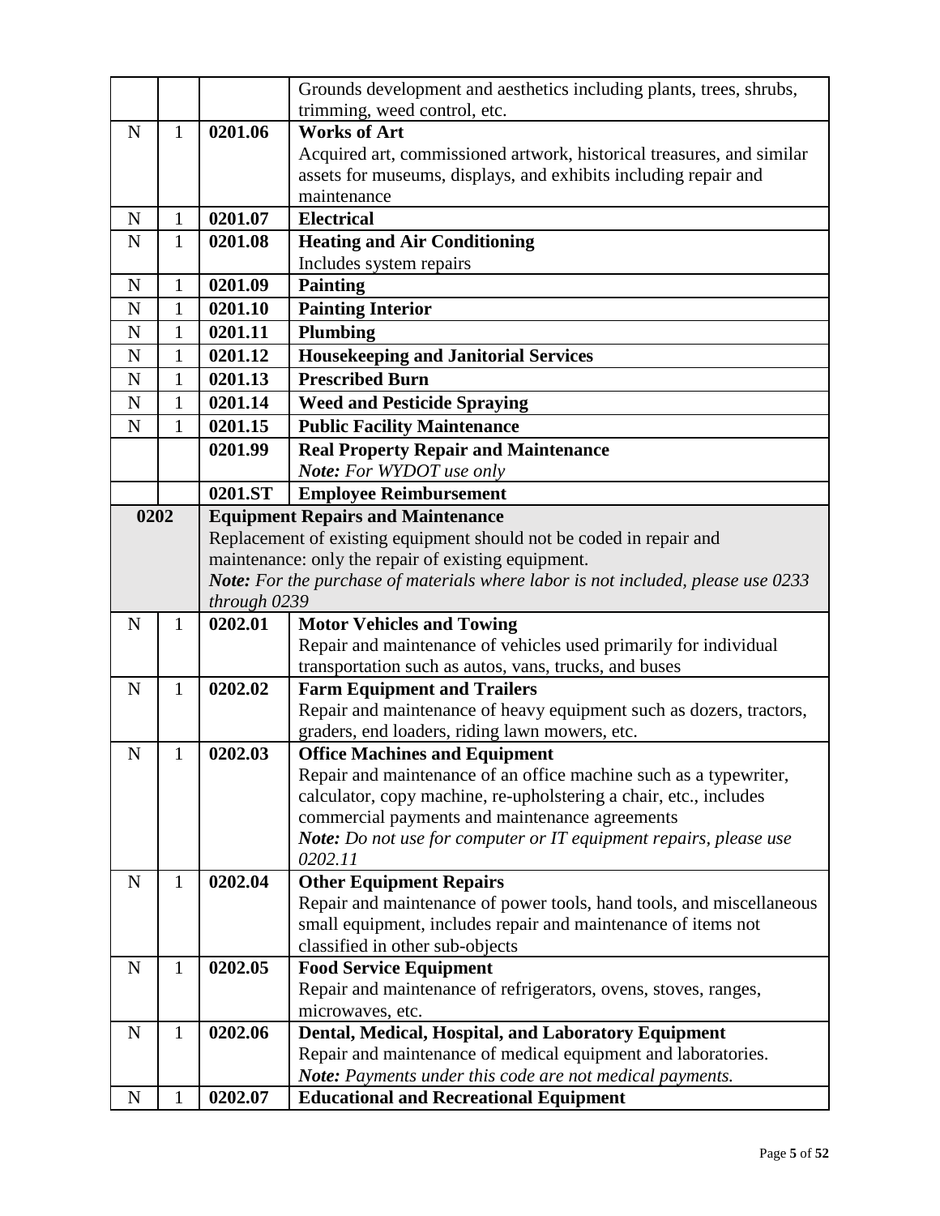| | | | |
|---|---|---|---|
| | | | Grounds development and aesthetics including plants, trees, shrubs, trimming, weed control, etc. |
| N | 1 | **0201.06** | **Works of Art**<br>Acquired art, commissioned artwork, historical treasures, and similar assets for museums, displays, and exhibits including repair and maintenance |
| N | 1 | **0201.07** | **Electrical** |
| N | 1 | **0201.08** | **Heating and Air Conditioning**<br>Includes system repairs |
| N | 1 | **0201.09** | **Painting** |
| N | 1 | **0201.10** | **Painting Interior** |
| N | 1 | **0201.11** | **Plumbing** |
| N | 1 | **0201.12** | **Housekeeping and Janitorial Services** |
| N | 1 | **0201.13** | **Prescribed Burn** |
| N | 1 | **0201.14** | **Weed and Pesticide Spraying** |
| N | 1 | **0201.15** | **Public Facility Maintenance** |
| | | **0201.99** | **Real Property Repair and Maintenance**<br>***Note:*** *For WYDOT use only* |
| | | **0201.ST** | **Employee Reimbursement** |
| **0202** | | **Equipment Repairs and Maintenance**<br>Replacement of existing equipment should not be coded in repair and maintenance: only the repair of existing equipment.<br>***Note:*** *For the purchase of materials where labor is not included, please use 0233 through 0239* | |
| N | 1 | **0202.01** | **Motor Vehicles and Towing**<br>Repair and maintenance of vehicles used primarily for individual transportation such as autos, vans, trucks, and buses |
| N | 1 | **0202.02** | **Farm Equipment and Trailers**<br>Repair and maintenance of heavy equipment such as dozers, tractors, graders, end loaders, riding lawn mowers, etc. |
| N | 1 | **0202.03** | **Office Machines and Equipment**<br>Repair and maintenance of an office machine such as a typewriter, calculator, copy machine, re-upholstering a chair, etc., includes commercial payments and maintenance agreements<br>***Note:*** *Do not use for computer or IT equipment repairs, please use 0202.11* |
| N | 1 | **0202.04** | **Other Equipment Repairs**<br>Repair and maintenance of power tools, hand tools, and miscellaneous small equipment, includes repair and maintenance of items not classified in other sub-objects |
| N | 1 | **0202.05** | **Food Service Equipment**<br>Repair and maintenance of refrigerators, ovens, stoves, ranges, microwaves, etc. |
| N | 1 | **0202.06** | **Dental, Medical, Hospital, and Laboratory Equipment**<br>Repair and maintenance of medical equipment and laboratories.<br>***Note:*** *Payments under this code are not medical payments.* |
| N | 1 | **0202.07** | **Educational and Recreational Equipment** |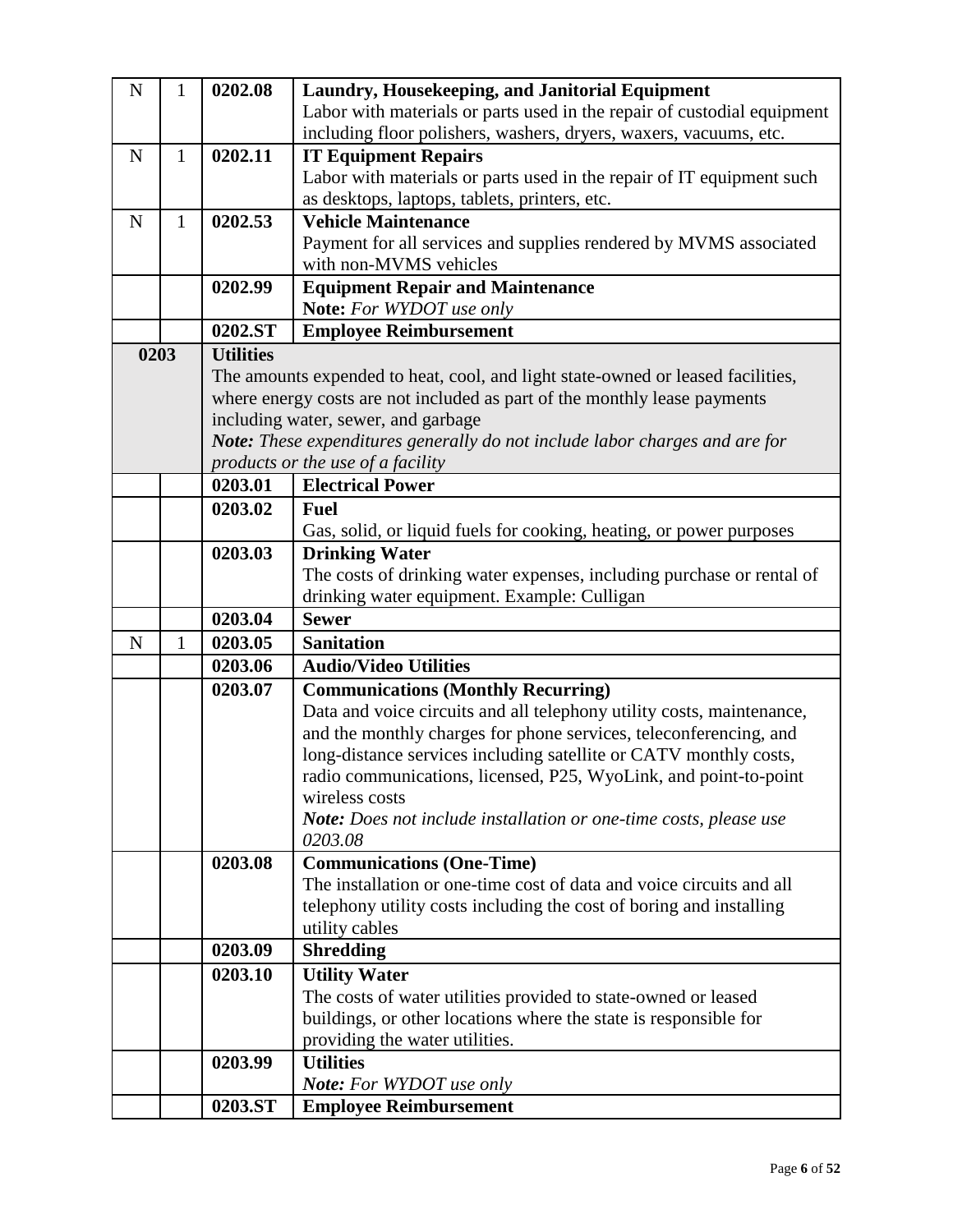| | | | |
|---|---|---|---|
| N | 1 | **0202.08** | **Laundry, Housekeeping, and Janitorial Equipment**<br>Labor with materials or parts used in the repair of custodial equipment including floor polishers, washers, dryers, waxers, vacuums, etc. |
| N | 1 | **0202.11** | **IT Equipment Repairs**<br>Labor with materials or parts used in the repair of IT equipment such as desktops, laptops, tablets, printers, etc. |
| N | 1 | **0202.53** | **Vehicle Maintenance**<br>Payment for all services and supplies rendered by MVMS associated with non-MVMS vehicles |
| | | **0202.99** | **Equipment Repair and Maintenance**<br>**Note:** *For WYDOT use only* |
| | | **0202.ST** | **Employee Reimbursement** |
| **0203** | | **Utilities**<br>The amounts expended to heat, cool, and light state-owned or leased facilities, where energy costs are not included as part of the monthly lease payments including water, sewer, and garbage<br>***Note:*** *These expenditures generally do not include labor charges and are for products or the use of a facility* | |
| | | **0203.01** | **Electrical Power** |
| | | **0203.02** | **Fuel**<br>Gas, solid, or liquid fuels for cooking, heating, or power purposes |
| | | **0203.03** | **Drinking Water**<br>The costs of drinking water expenses, including purchase or rental of drinking water equipment. Example: Culligan |
| | | **0203.04** | **Sewer** |
| N | 1 | **0203.05** | **Sanitation** |
| | | **0203.06** | **Audio/Video Utilities** |
| | | **0203.07** | **Communications (Monthly Recurring)**<br>Data and voice circuits and all telephony utility costs, maintenance, and the monthly charges for phone services, teleconferencing, and long-distance services including satellite or CATV monthly costs, radio communications, licensed, P25, WyoLink, and point-to-point wireless costs<br>***Note:*** *Does not include installation or one-time costs, please use 0203.08* |
| | | **0203.08** | **Communications (One-Time)**<br>The installation or one-time cost of data and voice circuits and all telephony utility costs including the cost of boring and installing utility cables |
| | | **0203.09** | **Shredding** |
| | | **0203.10** | **Utility Water**<br>The costs of water utilities provided to state-owned or leased buildings, or other locations where the state is responsible for providing the water utilities. |
| | | **0203.99** | **Utilities**<br>***Note:*** *For WYDOT use only* |
| | | **0203.ST** | **Employee Reimbursement** |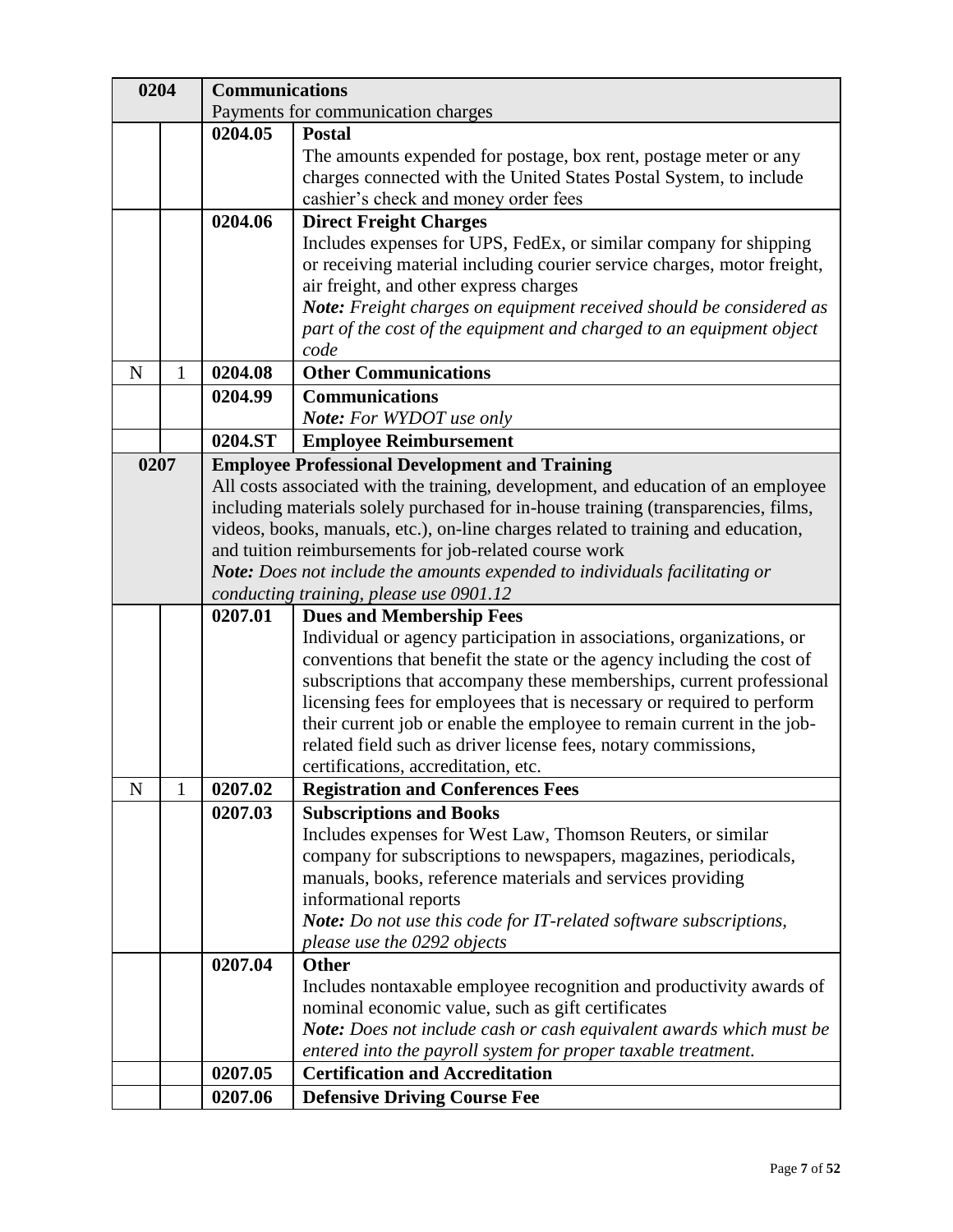| | | | |
|---|---|---|---|
| **0204** | | **Communications**<br>Payments for communication charges | |
| | | **0204.05** | **Postal**<br>The amounts expended for postage, box rent, postage meter or any charges connected with the United States Postal System, to include cashier's check and money order fees |
| | | **0204.06** | **Direct Freight Charges**<br>Includes expenses for UPS, FedEx, or similar company for shipping or receiving material including courier service charges, motor freight, air freight, and other express charges<br>***Note:*** *Freight charges on equipment received should be considered as part of the cost of the equipment and charged to an equipment object code* |
| N | 1 | **0204.08** | **Other Communications** |
| | | **0204.99** | **Communications**<br>***Note:*** *For WYDOT use only* |
| | | **0204.ST** | **Employee Reimbursement** |
| **0207** | | **Employee Professional Development and Training**<br>All costs associated with the training, development, and education of an employee including materials solely purchased for in-house training (transparencies, films, videos, books, manuals, etc.), on-line charges related to training and education, and tuition reimbursements for job-related course work<br>***Note:*** *Does not include the amounts expended to individuals facilitating or conducting training, please use 0901.12* | |
| | | **0207.01** | **Dues and Membership Fees**<br>Individual or agency participation in associations, organizations, or conventions that benefit the state or the agency including the cost of subscriptions that accompany these memberships, current professional licensing fees for employees that is necessary or required to perform their current job or enable the employee to remain current in the job-related field such as driver license fees, notary commissions, certifications, accreditation, etc. |
| N | 1 | **0207.02** | **Registration and Conferences Fees** |
| | | **0207.03** | **Subscriptions and Books**<br>Includes expenses for West Law, Thomson Reuters, or similar company for subscriptions to newspapers, magazines, periodicals, manuals, books, reference materials and services providing informational reports<br>***Note:*** *Do not use this code for IT-related software subscriptions, please use the 0292 objects* |
| | | **0207.04** | **Other**<br>Includes nontaxable employee recognition and productivity awards of nominal economic value, such as gift certificates<br>***Note:*** *Does not include cash or cash equivalent awards which must be entered into the payroll system for proper taxable treatment.* |
| | | **0207.05** | **Certification and Accreditation** |
| | | **0207.06** | **Defensive Driving Course Fee** |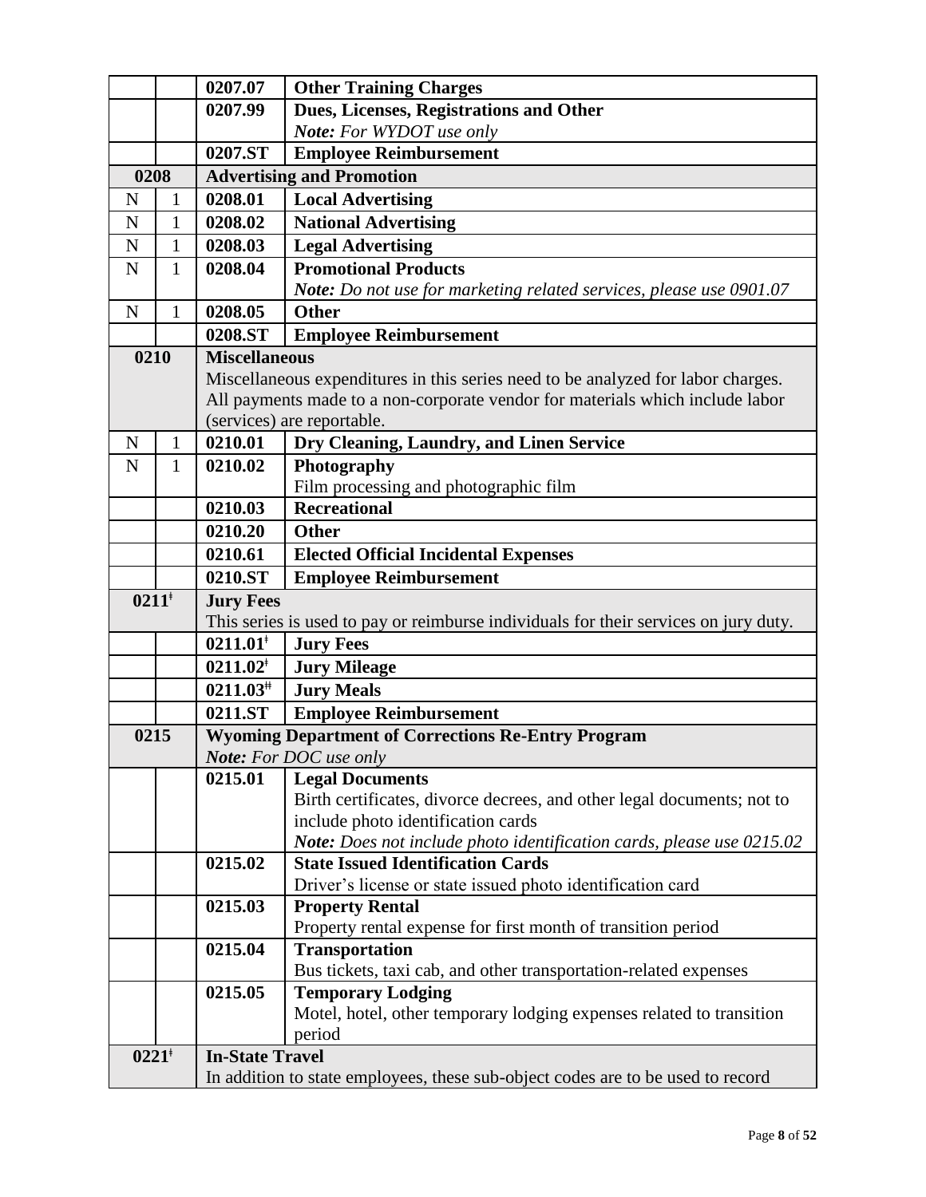| | | | |
|---|---|---|---|
| | | **0207.07** | **Other Training Charges** |
| | | **0207.99** | **Dues, Licenses, Registrations and Other**<br>***Note:*** *For WYDOT use only* |
| | | **0207.ST** | **Employee Reimbursement** |
| **0208** | | **Advertising and Promotion** | |
| N | 1 | **0208.01** | **Local Advertising** |
| N | 1 | **0208.02** | **National Advertising** |
| N | 1 | **0208.03** | **Legal Advertising** |
| N | 1 | **0208.04** | **Promotional Products**<br>***Note:*** *Do not use for marketing related services, please use 0901.07* |
| N | 1 | **0208.05** | **Other** |
| | | **0208.ST** | **Employee Reimbursement** |
| **0210** | | **Miscellaneous**<br>Miscellaneous expenditures in this series need to be analyzed for labor charges. All payments made to a non-corporate vendor for materials which include labor (services) are reportable. | |
| N | 1 | **0210.01** | **Dry Cleaning, Laundry, and Linen Service** |
| N | 1 | **0210.02** | **Photography**<br>Film processing and photographic film |
| | | **0210.03** | **Recreational** |
| | | **0210.20** | **Other** |
| | | **0210.61** | **Elected Official Incidental Expenses** |
| | | **0210.ST** | **Employee Reimbursement** |
| **0211ǂ** | | **Jury Fees**<br>This series is used to pay or reimburse individuals for their services on jury duty. | |
| | | **0211.01ǂ** | **Jury Fees** |
| | | **0211.02ǂ** | **Jury Mileage** |
| | | **0211.03ǂǂ** | **Jury Meals** |
| | | **0211.ST** | **Employee Reimbursement** |
| **0215** | | **Wyoming Department of Corrections Re-Entry Program**<br>***Note:*** *For DOC use only* | |
| | | **0215.01** | **Legal Documents**<br>Birth certificates, divorce decrees, and other legal documents; not to include photo identification cards<br>***Note:*** *Does not include photo identification cards, please use 0215.02* |
| | | **0215.02** | **State Issued Identification Cards**<br>Driver's license or state issued photo identification card |
| | | **0215.03** | **Property Rental**<br>Property rental expense for first month of transition period |
| | | **0215.04** | **Transportation**<br>Bus tickets, taxi cab, and other transportation-related expenses |
| | | **0215.05** | **Temporary Lodging**<br>Motel, hotel, other temporary lodging expenses related to transition period |
| **0221ǂ** | | **In-State Travel**<br>In addition to state employees, these sub-object codes are to be used to record | |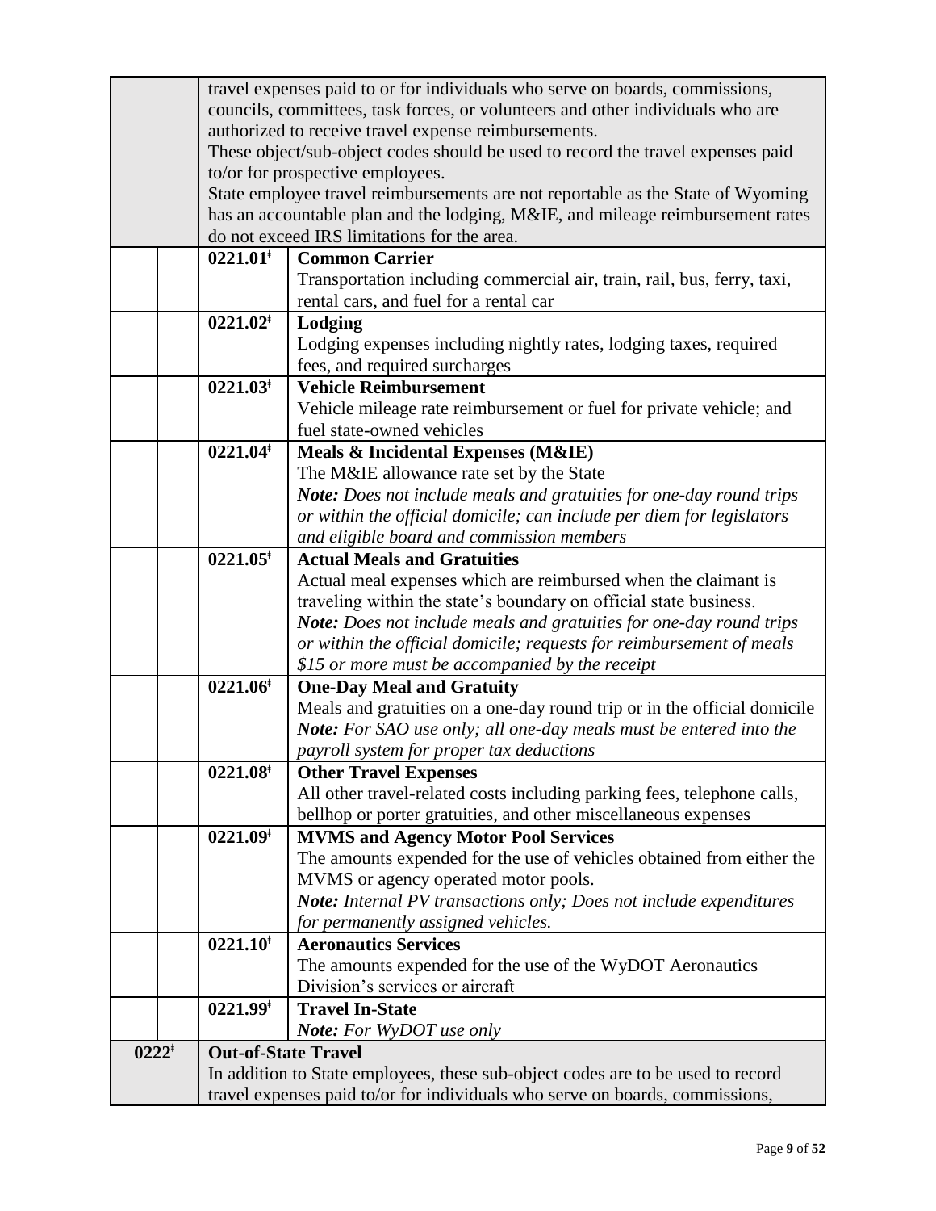| | | | |
|---|---|---|---|
| | | travel expenses paid to or for individuals who serve on boards, commissions, councils, committees, task forces, or volunteers and other individuals who are authorized to receive travel expense reimbursements.<br>These object/sub-object codes should be used to record the travel expenses paid to/or for prospective employees.<br>State employee travel reimbursements are not reportable as the State of Wyoming has an accountable plan and the lodging, M&IE, and mileage reimbursement rates do not exceed IRS limitations for the area. | |
| | | **0221.01ǂ** | **Common Carrier**<br>Transportation including commercial air, train, rail, bus, ferry, taxi, rental cars, and fuel for a rental car |
| | | **0221.02ǂ** | **Lodging**<br>Lodging expenses including nightly rates, lodging taxes, required fees, and required surcharges |
| | | **0221.03ǂ** | **Vehicle Reimbursement**<br>Vehicle mileage rate reimbursement or fuel for private vehicle; and fuel state-owned vehicles |
| | | **0221.04ǂ** | **Meals & Incidental Expenses (M&IE)**<br>The M&IE allowance rate set by the State<br>***Note:*** *Does not include meals and gratuities for one-day round trips or within the official domicile; can include per diem for legislators and eligible board and commission members* |
| | | **0221.05ǂ** | **Actual Meals and Gratuities**<br>Actual meal expenses which are reimbursed when the claimant is traveling within the state's boundary on official state business.<br>***Note:*** *Does not include meals and gratuities for one-day round trips or within the official domicile; requests for reimbursement of meals $15 or more must be accompanied by the receipt* |
| | | **0221.06ǂ** | **One-Day Meal and Gratuity**<br>Meals and gratuities on a one-day round trip or in the official domicile<br>***Note:*** *For SAO use only; all one-day meals must be entered into the payroll system for proper tax deductions* |
| | | **0221.08ǂ** | **Other Travel Expenses**<br>All other travel-related costs including parking fees, telephone calls, bellhop or porter gratuities, and other miscellaneous expenses |
| | | **0221.09ǂ** | **MVMS and Agency Motor Pool Services**<br>The amounts expended for the use of vehicles obtained from either the MVMS or agency operated motor pools.<br>***Note:*** *Internal PV transactions only; Does not include expenditures for permanently assigned vehicles.* |
| | | **0221.10ǂ** | **Aeronautics Services**<br>The amounts expended for the use of the WyDOT Aeronautics Division's services or aircraft |
| | | **0221.99ǂ** | **Travel In-State**<br>***Note:*** *For WyDOT use only* |
| **0222ǂ** | | **Out-of-State Travel**<br>In addition to State employees, these sub-object codes are to be used to record travel expenses paid to/or for individuals who serve on boards, commissions, | |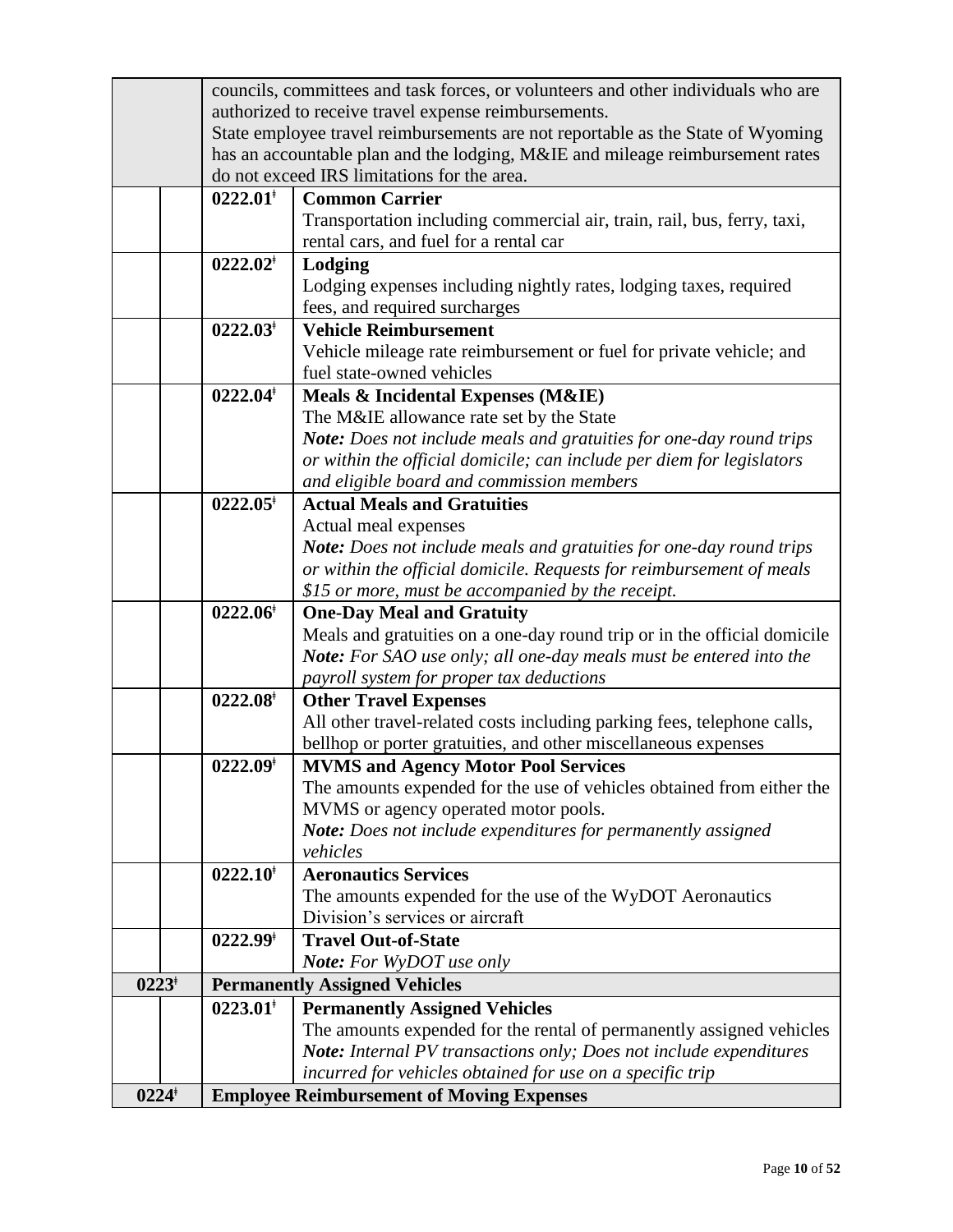| | | | |
|---|---|---|---|
| | | councils, committees and task forces, or volunteers and other individuals who are authorized to receive travel expense reimbursements.<br>State employee travel reimbursements are not reportable as the State of Wyoming has an accountable plan and the lodging, M&IE and mileage reimbursement rates do not exceed IRS limitations for the area. | |
| | | **0222.01ǂ** | **Common Carrier**<br>Transportation including commercial air, train, rail, bus, ferry, taxi, rental cars, and fuel for a rental car |
| | | **0222.02ǂ** | **Lodging**<br>Lodging expenses including nightly rates, lodging taxes, required fees, and required surcharges |
| | | **0222.03ǂ** | **Vehicle Reimbursement**<br>Vehicle mileage rate reimbursement or fuel for private vehicle; and fuel state-owned vehicles |
| | | **0222.04ǂ** | **Meals & Incidental Expenses (M&IE)**<br>The M&IE allowance rate set by the State<br>***Note:*** *Does not include meals and gratuities for one-day round trips or within the official domicile; can include per diem for legislators and eligible board and commission members* |
| | | **0222.05ǂ** | **Actual Meals and Gratuities**<br>Actual meal expenses<br>***Note:*** *Does not include meals and gratuities for one-day round trips or within the official domicile. Requests for reimbursement of meals $15 or more, must be accompanied by the receipt.* |
| | | **0222.06ǂ** | **One-Day Meal and Gratuity**<br>Meals and gratuities on a one-day round trip or in the official domicile<br>***Note:*** *For SAO use only; all one-day meals must be entered into the payroll system for proper tax deductions* |
| | | **0222.08ǂ** | **Other Travel Expenses**<br>All other travel-related costs including parking fees, telephone calls, bellhop or porter gratuities, and other miscellaneous expenses |
| | | **0222.09ǂ** | **MVMS and Agency Motor Pool Services**<br>The amounts expended for the use of vehicles obtained from either the MVMS or agency operated motor pools.<br>***Note:*** *Does not include expenditures for permanently assigned vehicles* |
| | | **0222.10ǂ** | **Aeronautics Services**<br>The amounts expended for the use of the WyDOT Aeronautics Division's services or aircraft |
| | | **0222.99ǂ** | **Travel Out-of-State**<br>***Note:*** *For WyDOT use only* |
| **0223ǂ** | | **Permanently Assigned Vehicles** | |
| | | **0223.01ǂ** | **Permanently Assigned Vehicles**<br>The amounts expended for the rental of permanently assigned vehicles<br>***Note:*** *Internal PV transactions only; Does not include expenditures incurred for vehicles obtained for use on a specific trip* |
| **0224ǂ** | | **Employee Reimbursement of Moving Expenses** | |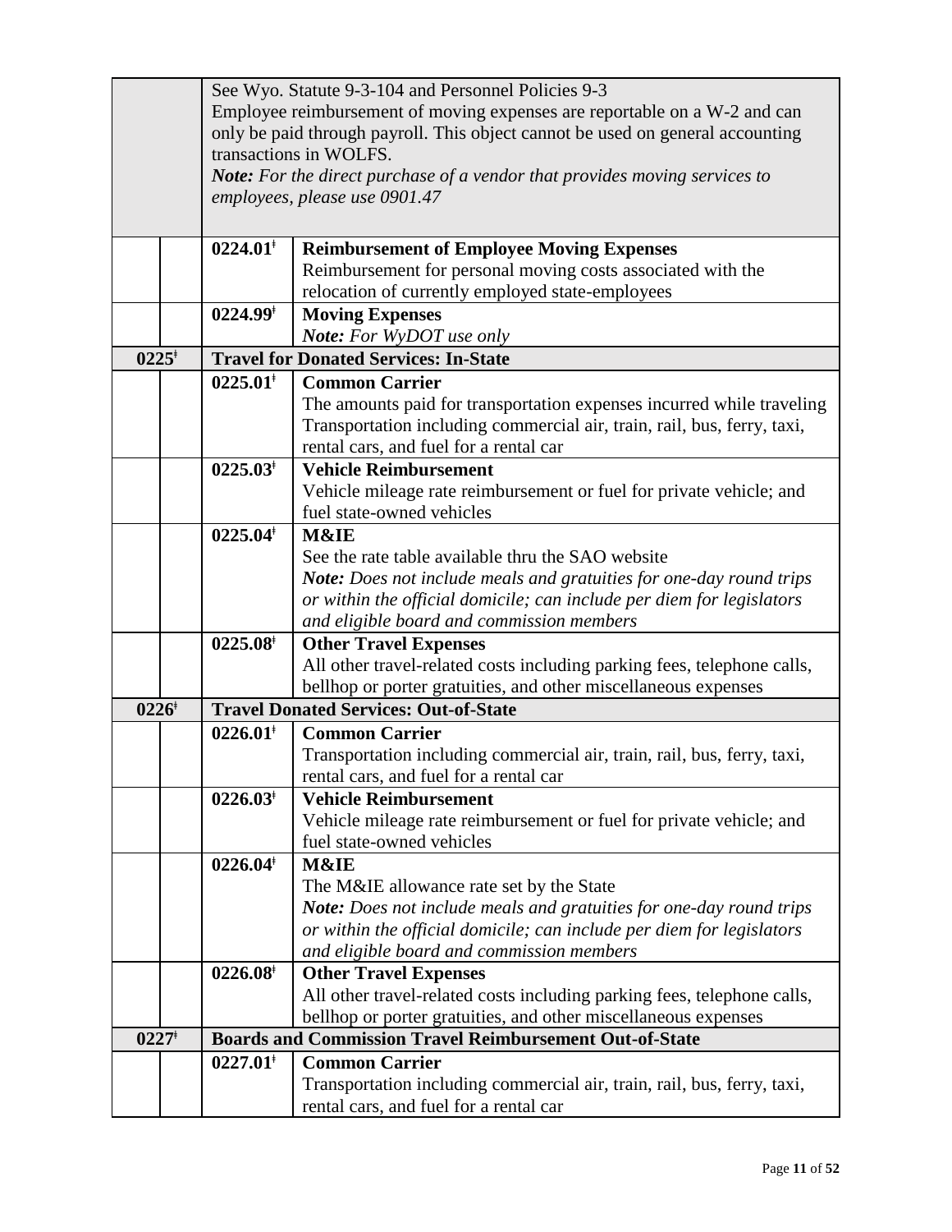| | | | |
|---|---|---|---|
| | | See Wyo. Statute 9-3-104 and Personnel Policies 9-3<br>Employee reimbursement of moving expenses are reportable on a W-2 and can only be paid through payroll. This object cannot be used on general accounting transactions in WOLFS.<br>***Note:*** *For the direct purchase of a vendor that provides moving services to employees, please use 0901.47* | |
| | | **0224.01ǂ** | **Reimbursement of Employee Moving Expenses**<br>Reimbursement for personal moving costs associated with the relocation of currently employed state-employees |
| | | **0224.99ǂ** | **Moving Expenses**<br>***Note:*** *For WyDOT use only* |
| **0225ǂ** | | **Travel for Donated Services: In-State** | |
| | | **0225.01ǂ** | **Common Carrier**<br>The amounts paid for transportation expenses incurred while traveling Transportation including commercial air, train, rail, bus, ferry, taxi, rental cars, and fuel for a rental car |
| | | **0225.03ǂ** | **Vehicle Reimbursement**<br>Vehicle mileage rate reimbursement or fuel for private vehicle; and fuel state-owned vehicles |
| | | **0225.04ǂ** | **M&IE**<br>See the rate table available thru the SAO website<br>***Note:*** *Does not include meals and gratuities for one-day round trips or within the official domicile; can include per diem for legislators and eligible board and commission members* |
| | | **0225.08ǂ** | **Other Travel Expenses**<br>All other travel-related costs including parking fees, telephone calls, bellhop or porter gratuities, and other miscellaneous expenses |
| **0226ǂ** | | **Travel Donated Services: Out-of-State** | |
| | | **0226.01ǂ** | **Common Carrier**<br>Transportation including commercial air, train, rail, bus, ferry, taxi, rental cars, and fuel for a rental car |
| | | **0226.03ǂ** | **Vehicle Reimbursement**<br>Vehicle mileage rate reimbursement or fuel for private vehicle; and fuel state-owned vehicles |
| | | **0226.04ǂ** | **M&IE**<br>The M&IE allowance rate set by the State<br>***Note:*** *Does not include meals and gratuities for one-day round trips or within the official domicile; can include per diem for legislators and eligible board and commission members* |
| | | **0226.08ǂ** | **Other Travel Expenses**<br>All other travel-related costs including parking fees, telephone calls, bellhop or porter gratuities, and other miscellaneous expenses |
| **0227ǂ** | | **Boards and Commission Travel Reimbursement Out-of-State** | |
| | | **0227.01ǂ** | **Common Carrier**<br>Transportation including commercial air, train, rail, bus, ferry, taxi, rental cars, and fuel for a rental car |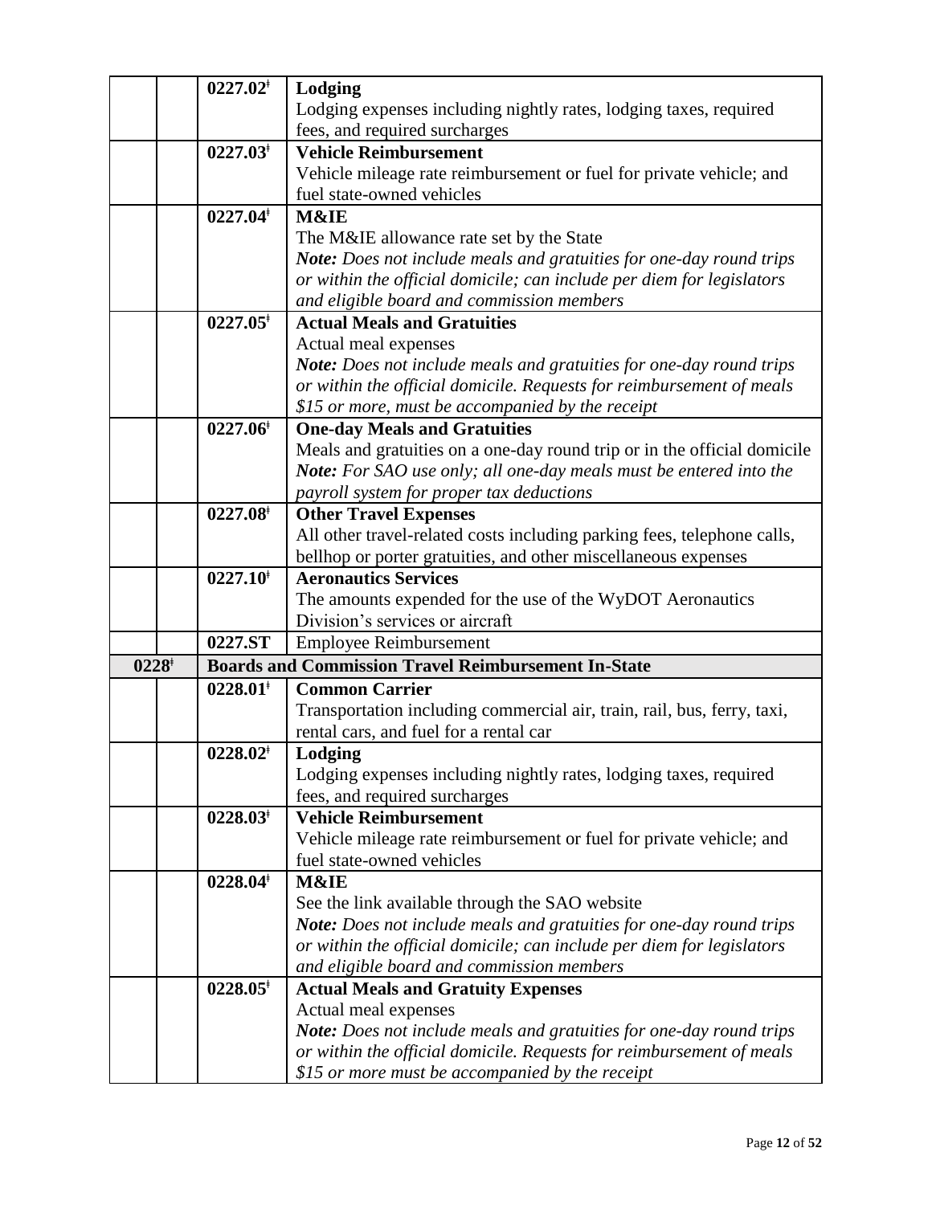|  |  |  |  |
|---|---|---|---|
|  |  | **0227.02**ǂ | **Lodging**<br>Lodging expenses including nightly rates, lodging taxes, required fees, and required surcharges |
|  |  | **0227.03**ǂ | **Vehicle Reimbursement**<br>Vehicle mileage rate reimbursement or fuel for private vehicle; and fuel state-owned vehicles |
|  |  | **0227.04**ǂ | **M&IE**<br>The M&IE allowance rate set by the State<br>***Note:*** *Does not include meals and gratuities for one-day round trips or within the official domicile; can include per diem for legislators and eligible board and commission members* |
|  |  | **0227.05**ǂ | **Actual Meals and Gratuities**<br>Actual meal expenses<br>***Note:*** *Does not include meals and gratuities for one-day round trips or within the official domicile. Requests for reimbursement of meals $15 or more, must be accompanied by the receipt* |
|  |  | **0227.06**ǂ | **One-day Meals and Gratuities**<br>Meals and gratuities on a one-day round trip or in the official domicile<br>***Note:*** *For SAO use only; all one-day meals must be entered into the payroll system for proper tax deductions* |
|  |  | **0227.08**ǂ | **Other Travel Expenses**<br>All other travel-related costs including parking fees, telephone calls, bellhop or porter gratuities, and other miscellaneous expenses |
|  |  | **0227.10**ǂ | **Aeronautics Services**<br>The amounts expended for the use of the WyDOT Aeronautics Division's services or aircraft |
|  |  | **0227.ST** | Employee Reimbursement |
| **0228**ǂ |  | **Boards and Commission Travel Reimbursement In-State** |  |
|  |  | **0228.01**ǂ | **Common Carrier**<br>Transportation including commercial air, train, rail, bus, ferry, taxi, rental cars, and fuel for a rental car |
|  |  | **0228.02**ǂ | **Lodging**<br>Lodging expenses including nightly rates, lodging taxes, required fees, and required surcharges |
|  |  | **0228.03**ǂ | **Vehicle Reimbursement**<br>Vehicle mileage rate reimbursement or fuel for private vehicle; and fuel state-owned vehicles |
|  |  | **0228.04**ǂ | **M&IE**<br>See the link available through the SAO website<br>***Note:*** *Does not include meals and gratuities for one-day round trips or within the official domicile; can include per diem for legislators and eligible board and commission members* |
|  |  | **0228.05**ǂ | **Actual Meals and Gratuity Expenses**<br>Actual meal expenses<br>***Note:*** *Does not include meals and gratuities for one-day round trips or within the official domicile. Requests for reimbursement of meals $15 or more must be accompanied by the receipt* |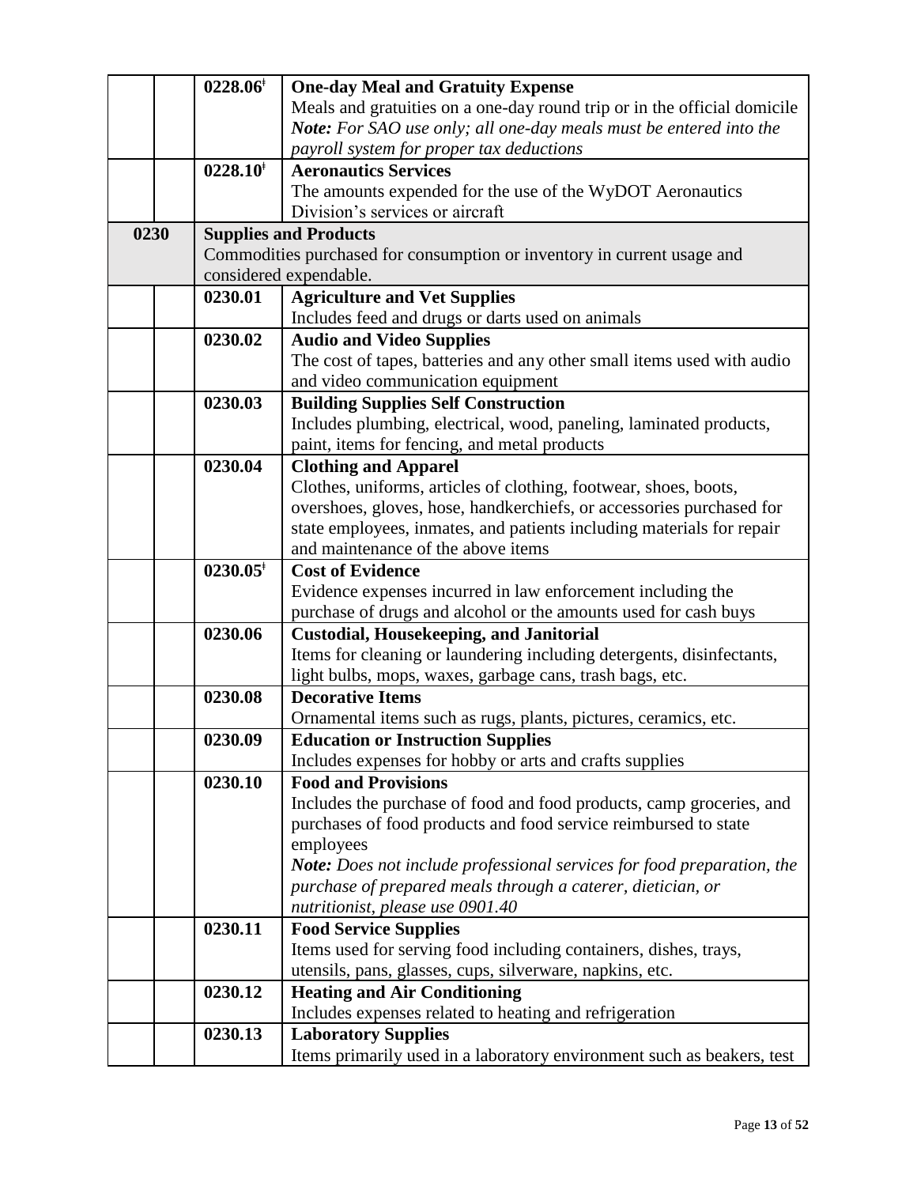| | | | |
|---|---|---|---|
| | | 0228.06ǂ | **One-day Meal and Gratuity Expense**<br>Meals and gratuities on a one-day round trip or in the official domicile<br>***Note:*** *For SAO use only; all one-day meals must be entered into the payroll system for proper tax deductions* |
| | | 0228.10ǂ | **Aeronautics Services**<br>The amounts expended for the use of the WyDOT Aeronautics Division's services or aircraft |
| **0230** | | **Supplies and Products**<br>Commodities purchased for consumption or inventory in current usage and considered expendable. | |
| | | 0230.01 | **Agriculture and Vet Supplies**<br>Includes feed and drugs or darts used on animals |
| | | 0230.02 | **Audio and Video Supplies**<br>The cost of tapes, batteries and any other small items used with audio and video communication equipment |
| | | 0230.03 | **Building Supplies Self Construction**<br>Includes plumbing, electrical, wood, paneling, laminated products, paint, items for fencing, and metal products |
| | | 0230.04 | **Clothing and Apparel**<br>Clothes, uniforms, articles of clothing, footwear, shoes, boots, overshoes, gloves, hose, handkerchiefs, or accessories purchased for state employees, inmates, and patients including materials for repair and maintenance of the above items |
| | | 0230.05ǂ | **Cost of Evidence**<br>Evidence expenses incurred in law enforcement including the purchase of drugs and alcohol or the amounts used for cash buys |
| | | 0230.06 | **Custodial, Housekeeping, and Janitorial**<br>Items for cleaning or laundering including detergents, disinfectants, light bulbs, mops, waxes, garbage cans, trash bags, etc. |
| | | 0230.08 | **Decorative Items**<br>Ornamental items such as rugs, plants, pictures, ceramics, etc. |
| | | 0230.09 | **Education or Instruction Supplies**<br>Includes expenses for hobby or arts and crafts supplies |
| | | 0230.10 | **Food and Provisions**<br>Includes the purchase of food and food products, camp groceries, and purchases of food products and food service reimbursed to state employees<br>***Note:*** *Does not include professional services for food preparation, the purchase of prepared meals through a caterer, dietician, or nutritionist, please use 0901.40* |
| | | 0230.11 | **Food Service Supplies**<br>Items used for serving food including containers, dishes, trays, utensils, pans, glasses, cups, silverware, napkins, etc. |
| | | 0230.12 | **Heating and Air Conditioning**<br>Includes expenses related to heating and refrigeration |
| | | 0230.13 | **Laboratory Supplies**<br>Items primarily used in a laboratory environment such as beakers, test |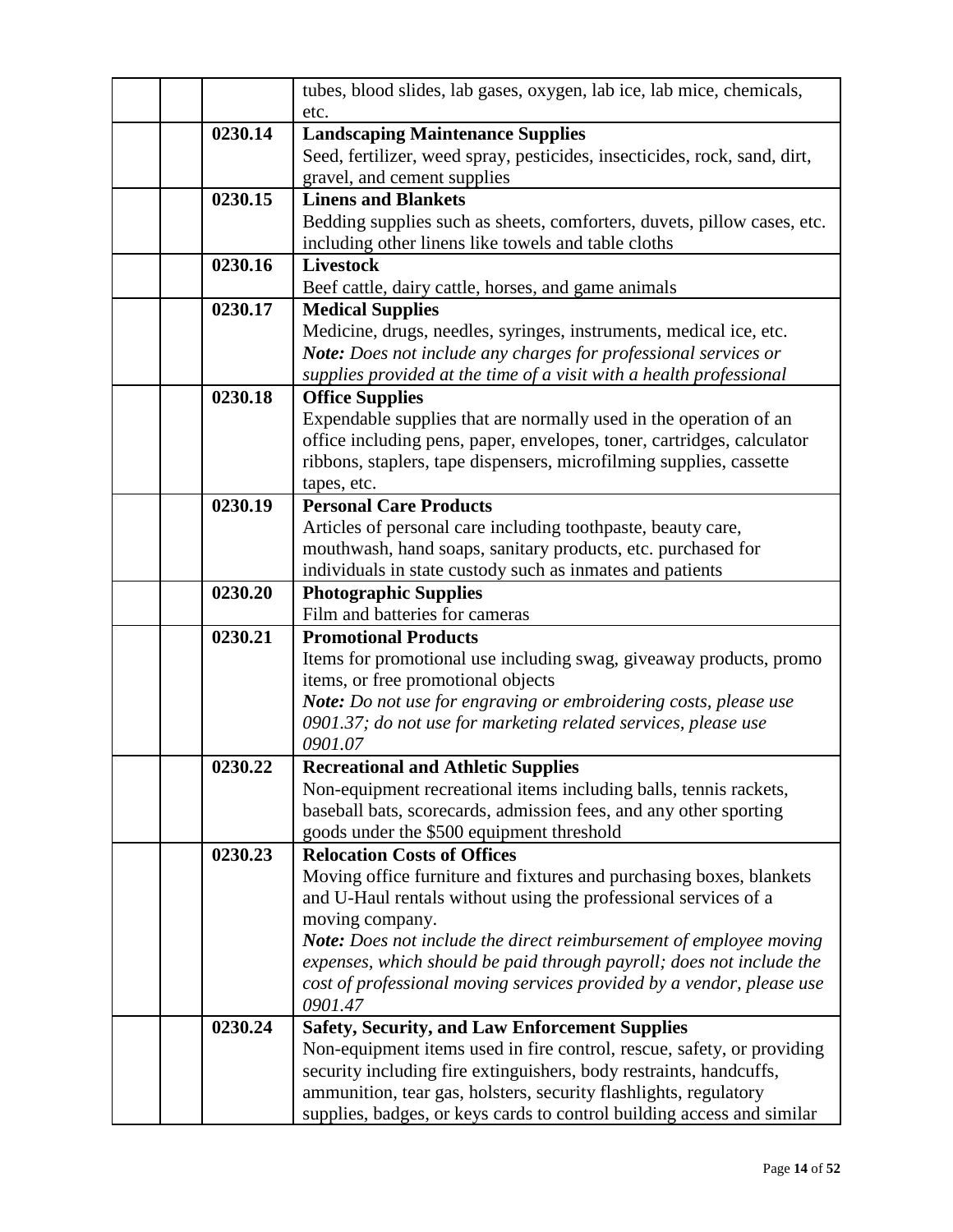| | | | |
|---|---|---|---|
| | | | tubes, blood slides, lab gases, oxygen, lab ice, lab mice, chemicals, etc. |
| | | 0230.14 | **Landscaping Maintenance Supplies**<br>Seed, fertilizer, weed spray, pesticides, insecticides, rock, sand, dirt, gravel, and cement supplies |
| | | 0230.15 | **Linens and Blankets**<br>Bedding supplies such as sheets, comforters, duvets, pillow cases, etc. including other linens like towels and table cloths |
| | | 0230.16 | **Livestock**<br>Beef cattle, dairy cattle, horses, and game animals |
| | | 0230.17 | **Medical Supplies**<br>Medicine, drugs, needles, syringes, instruments, medical ice, etc.<br>***Note:*** *Does not include any charges for professional services or supplies provided at the time of a visit with a health professional* |
| | | 0230.18 | **Office Supplies**<br>Expendable supplies that are normally used in the operation of an office including pens, paper, envelopes, toner, cartridges, calculator ribbons, staplers, tape dispensers, microfilming supplies, cassette tapes, etc. |
| | | 0230.19 | **Personal Care Products**<br>Articles of personal care including toothpaste, beauty care, mouthwash, hand soaps, sanitary products, etc. purchased for individuals in state custody such as inmates and patients |
| | | 0230.20 | **Photographic Supplies**<br>Film and batteries for cameras |
| | | 0230.21 | **Promotional Products**<br>Items for promotional use including swag, giveaway products, promo items, or free promotional objects<br>***Note:*** *Do not use for engraving or embroidering costs, please use 0901.37; do not use for marketing related services, please use 0901.07* |
| | | 0230.22 | **Recreational and Athletic Supplies**<br>Non-equipment recreational items including balls, tennis rackets, baseball bats, scorecards, admission fees, and any other sporting goods under the $500 equipment threshold |
| | | 0230.23 | **Relocation Costs of Offices**<br>Moving office furniture and fixtures and purchasing boxes, blankets and U-Haul rentals without using the professional services of a moving company.<br>***Note:*** *Does not include the direct reimbursement of employee moving expenses, which should be paid through payroll; does not include the cost of professional moving services provided by a vendor, please use 0901.47* |
| | | 0230.24 | **Safety, Security, and Law Enforcement Supplies**<br>Non-equipment items used in fire control, rescue, safety, or providing security including fire extinguishers, body restraints, handcuffs, ammunition, tear gas, holsters, security flashlights, regulatory supplies, badges, or keys cards to control building access and similar |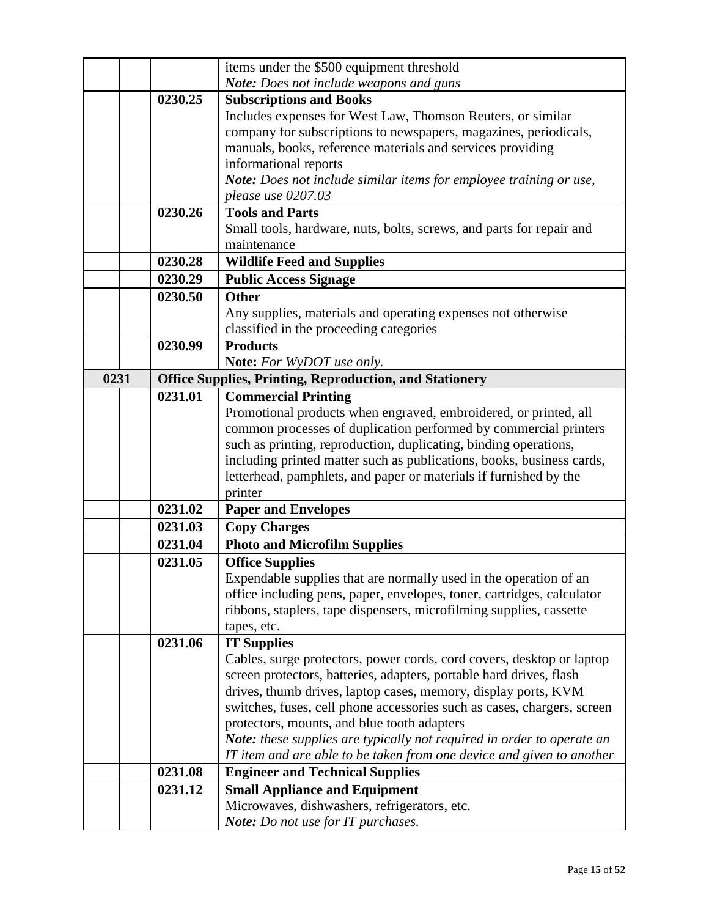| | | | |
|---|---|---|---|
| | | | items under the $500 equipment threshold<br>***Note:*** *Does not include weapons and guns* |
| | | **0230.25** | **Subscriptions and Books**<br>Includes expenses for West Law, Thomson Reuters, or similar company for subscriptions to newspapers, magazines, periodicals, manuals, books, reference materials and services providing informational reports<br>***Note:*** *Does not include similar items for employee training or use, please use 0207.03* |
| | | **0230.26** | **Tools and Parts**<br>Small tools, hardware, nuts, bolts, screws, and parts for repair and maintenance |
| | | **0230.28** | **Wildlife Feed and Supplies** |
| | | **0230.29** | **Public Access Signage** |
| | | **0230.50** | **Other**<br>Any supplies, materials and operating expenses not otherwise classified in the proceeding categories |
| | | **0230.99** | **Products**<br>**Note:** *For WyDOT use only.* |
| **0231** | | **Office Supplies, Printing, Reproduction, and Stationery** | |
| | | **0231.01** | **Commercial Printing**<br>Promotional products when engraved, embroidered, or printed, all common processes of duplication performed by commercial printers such as printing, reproduction, duplicating, binding operations, including printed matter such as publications, books, business cards, letterhead, pamphlets, and paper or materials if furnished by the printer |
| | | **0231.02** | **Paper and Envelopes** |
| | | **0231.03** | **Copy Charges** |
| | | **0231.04** | **Photo and Microfilm Supplies** |
| | | **0231.05** | **Office Supplies**<br>Expendable supplies that are normally used in the operation of an office including pens, paper, envelopes, toner, cartridges, calculator ribbons, staplers, tape dispensers, microfilming supplies, cassette tapes, etc. |
| | | **0231.06** | **IT Supplies**<br>Cables, surge protectors, power cords, cord covers, desktop or laptop screen protectors, batteries, adapters, portable hard drives, flash drives, thumb drives, laptop cases, memory, display ports, KVM switches, fuses, cell phone accessories such as cases, chargers, screen protectors, mounts, and blue tooth adapters<br>***Note:*** *these supplies are typically not required in order to operate an IT item and are able to be taken from one device and given to another* |
| | | **0231.08** | **Engineer and Technical Supplies** |
| | | **0231.12** | **Small Appliance and Equipment**<br>Microwaves, dishwashers, refrigerators, etc.<br>***Note:*** *Do not use for IT purchases.* |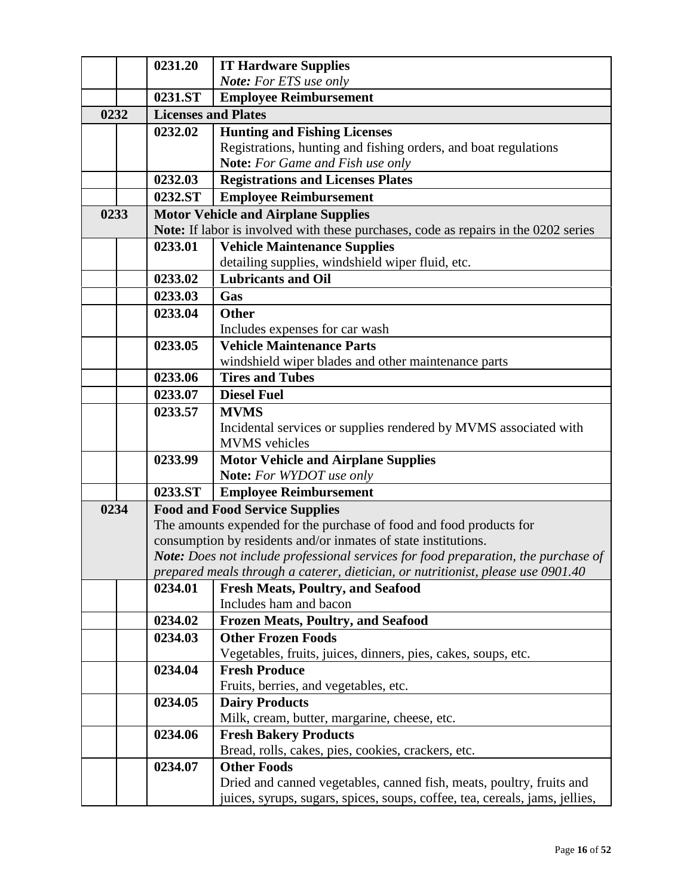| | | | |
|---|---|---|---|
| | | 0231.20 | **IT Hardware Supplies**<br>***Note:*** *For ETS use only* |
| | | 0231.ST | **Employee Reimbursement** |
| **0232** | | **Licenses and Plates** | |
| | | 0232.02 | **Hunting and Fishing Licenses**<br>Registrations, hunting and fishing orders, and boat regulations<br>**Note:** *For Game and Fish use only* |
| | | 0232.03 | **Registrations and Licenses Plates** |
| | | 0232.ST | **Employee Reimbursement** |
| **0233** | | **Motor Vehicle and Airplane Supplies**<br>**Note:** If labor is involved with these purchases, code as repairs in the 0202 series | |
| | | 0233.01 | **Vehicle Maintenance Supplies**<br>detailing supplies, windshield wiper fluid, etc. |
| | | 0233.02 | **Lubricants and Oil** |
| | | 0233.03 | **Gas** |
| | | 0233.04 | **Other**<br>Includes expenses for car wash |
| | | 0233.05 | **Vehicle Maintenance Parts**<br>windshield wiper blades and other maintenance parts |
| | | 0233.06 | **Tires and Tubes** |
| | | 0233.07 | **Diesel Fuel** |
| | | 0233.57 | **MVMS**<br>Incidental services or supplies rendered by MVMS associated with MVMS vehicles |
| | | 0233.99 | **Motor Vehicle and Airplane Supplies**<br>**Note:** *For WYDOT use only* |
| | | 0233.ST | **Employee Reimbursement** |
| **0234** | | **Food and Food Service Supplies**<br>The amounts expended for the purchase of food and food products for consumption by residents and/or inmates of state institutions.<br>***Note:*** *Does not include professional services for food preparation, the purchase of prepared meals through a caterer, dietician, or nutritionist, please use 0901.40* | |
| | | 0234.01 | **Fresh Meats, Poultry, and Seafood**<br>Includes ham and bacon |
| | | 0234.02 | **Frozen Meats, Poultry, and Seafood** |
| | | 0234.03 | **Other Frozen Foods**<br>Vegetables, fruits, juices, dinners, pies, cakes, soups, etc. |
| | | 0234.04 | **Fresh Produce**<br>Fruits, berries, and vegetables, etc. |
| | | 0234.05 | **Dairy Products**<br>Milk, cream, butter, margarine, cheese, etc. |
| | | 0234.06 | **Fresh Bakery Products**<br>Bread, rolls, cakes, pies, cookies, crackers, etc. |
| | | 0234.07 | **Other Foods**<br>Dried and canned vegetables, canned fish, meats, poultry, fruits and juices, syrups, sugars, spices, soups, coffee, tea, cereals, jams, jellies, |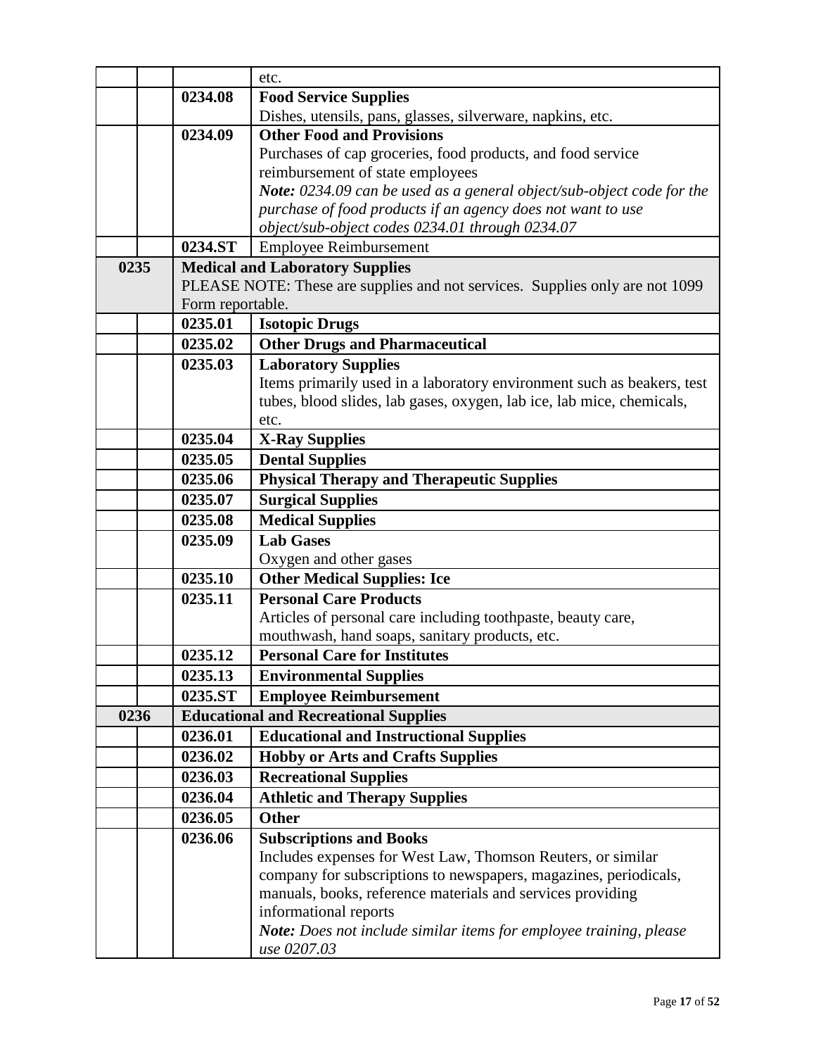| | | | |
|---|---|---|---|
| | | | etc. |
| | | 0234.08 | **Food Service Supplies**<br>Dishes, utensils, pans, glasses, silverware, napkins, etc. |
| | | 0234.09 | **Other Food and Provisions**<br>Purchases of cap groceries, food products, and food service reimbursement of state employees<br>***Note:*** *0234.09 can be used as a general object/sub-object code for the purchase of food products if an agency does not want to use object/sub-object codes 0234.01 through 0234.07* |
| | | 0234.ST | Employee Reimbursement |
| **0235** | | **Medical and Laboratory Supplies**<br>PLEASE NOTE: These are supplies and not services. Supplies only are not 1099 Form reportable. | |
| | | 0235.01 | **Isotopic Drugs** |
| | | 0235.02 | **Other Drugs and Pharmaceutical** |
| | | 0235.03 | **Laboratory Supplies**<br>Items primarily used in a laboratory environment such as beakers, test tubes, blood slides, lab gases, oxygen, lab ice, lab mice, chemicals, etc. |
| | | 0235.04 | **X-Ray Supplies** |
| | | 0235.05 | **Dental Supplies** |
| | | 0235.06 | **Physical Therapy and Therapeutic Supplies** |
| | | 0235.07 | **Surgical Supplies** |
| | | 0235.08 | **Medical Supplies** |
| | | 0235.09 | **Lab Gases**<br>Oxygen and other gases |
| | | 0235.10 | **Other Medical Supplies: Ice** |
| | | 0235.11 | **Personal Care Products**<br>Articles of personal care including toothpaste, beauty care, mouthwash, hand soaps, sanitary products, etc. |
| | | 0235.12 | **Personal Care for Institutes** |
| | | 0235.13 | **Environmental Supplies** |
| | | 0235.ST | **Employee Reimbursement** |
| **0236** | | **Educational and Recreational Supplies** | |
| | | 0236.01 | **Educational and Instructional Supplies** |
| | | 0236.02 | **Hobby or Arts and Crafts Supplies** |
| | | 0236.03 | **Recreational Supplies** |
| | | 0236.04 | **Athletic and Therapy Supplies** |
| | | 0236.05 | **Other** |
| | | 0236.06 | **Subscriptions and Books**<br>Includes expenses for West Law, Thomson Reuters, or similar company for subscriptions to newspapers, magazines, periodicals, manuals, books, reference materials and services providing informational reports<br>***Note:*** *Does not include similar items for employee training, please use 0207.03* |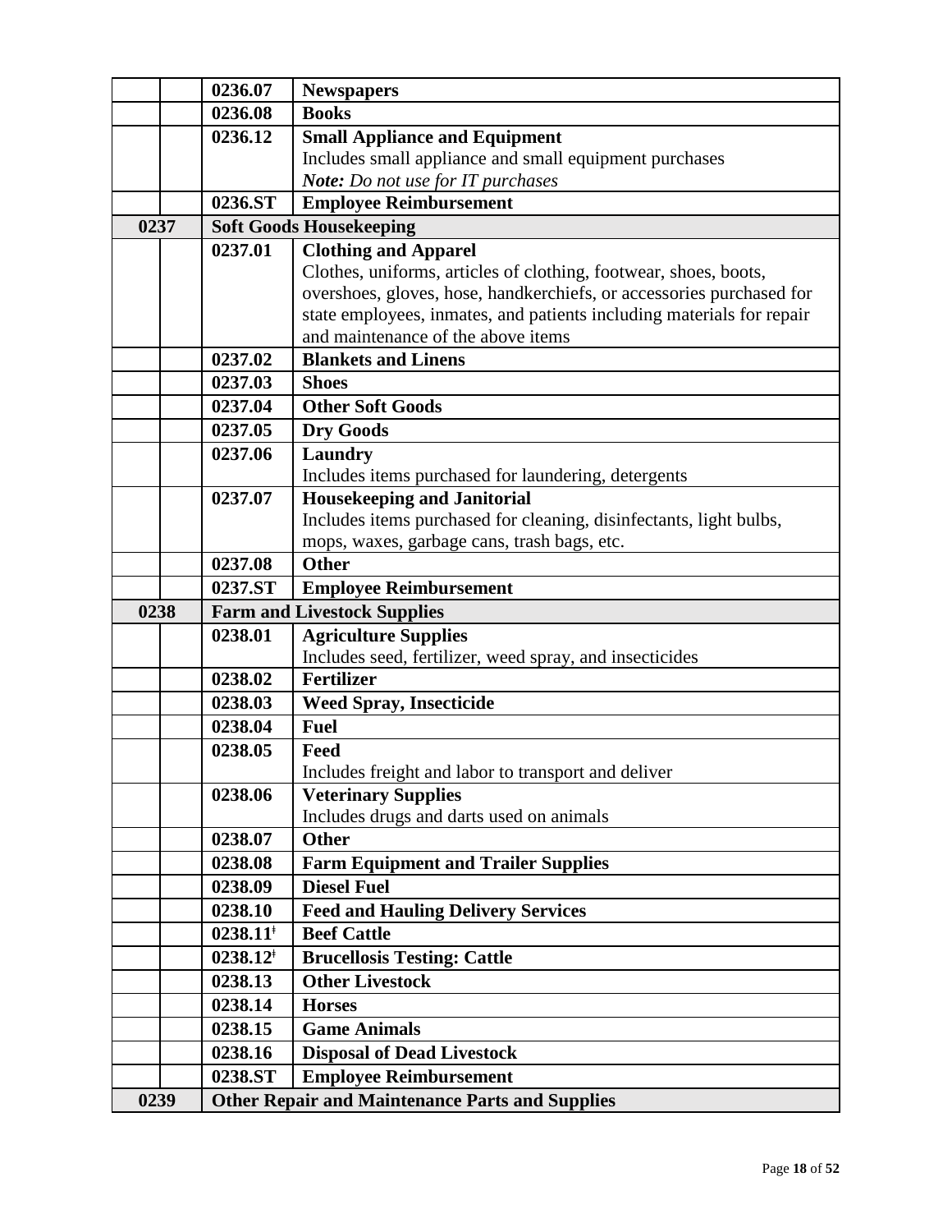| | | | |
|---|---|---|---|
| | | 0236.07 | **Newspapers** |
| | | 0236.08 | **Books** |
| | | 0236.12 | **Small Appliance and Equipment**<br>Includes small appliance and small equipment purchases<br>***Note:*** *Do not use for IT purchases* |
| | | 0236.ST | **Employee Reimbursement** |
| **0237** | | **Soft Goods Housekeeping** | |
| | | 0237.01 | **Clothing and Apparel**<br>Clothes, uniforms, articles of clothing, footwear, shoes, boots, overshoes, gloves, hose, handkerchiefs, or accessories purchased for state employees, inmates, and patients including materials for repair and maintenance of the above items |
| | | 0237.02 | **Blankets and Linens** |
| | | 0237.03 | **Shoes** |
| | | 0237.04 | **Other Soft Goods** |
| | | 0237.05 | **Dry Goods** |
| | | 0237.06 | **Laundry**<br>Includes items purchased for laundering, detergents |
| | | 0237.07 | **Housekeeping and Janitorial**<br>Includes items purchased for cleaning, disinfectants, light bulbs, mops, waxes, garbage cans, trash bags, etc. |
| | | 0237.08 | **Other** |
| | | 0237.ST | **Employee Reimbursement** |
| **0238** | | **Farm and Livestock Supplies** | |
| | | 0238.01 | **Agriculture Supplies**<br>Includes seed, fertilizer, weed spray, and insecticides |
| | | 0238.02 | **Fertilizer** |
| | | 0238.03 | **Weed Spray, Insecticide** |
| | | 0238.04 | **Fuel** |
| | | 0238.05 | **Feed**<br>Includes freight and labor to transport and deliver |
| | | 0238.06 | **Veterinary Supplies**<br>Includes drugs and darts used on animals |
| | | 0238.07 | **Other** |
| | | 0238.08 | **Farm Equipment and Trailer Supplies** |
| | | 0238.09 | **Diesel Fuel** |
| | | 0238.10 | **Feed and Hauling Delivery Services** |
| | | 0238.11ⁱ | **Beef Cattle** |
| | | 0238.12ⁱ | **Brucellosis Testing: Cattle** |
| | | 0238.13 | **Other Livestock** |
| | | 0238.14 | **Horses** |
| | | 0238.15 | **Game Animals** |
| | | 0238.16 | **Disposal of Dead Livestock** |
| | | 0238.ST | **Employee Reimbursement** |
| **0239** | | **Other Repair and Maintenance Parts and Supplies** | |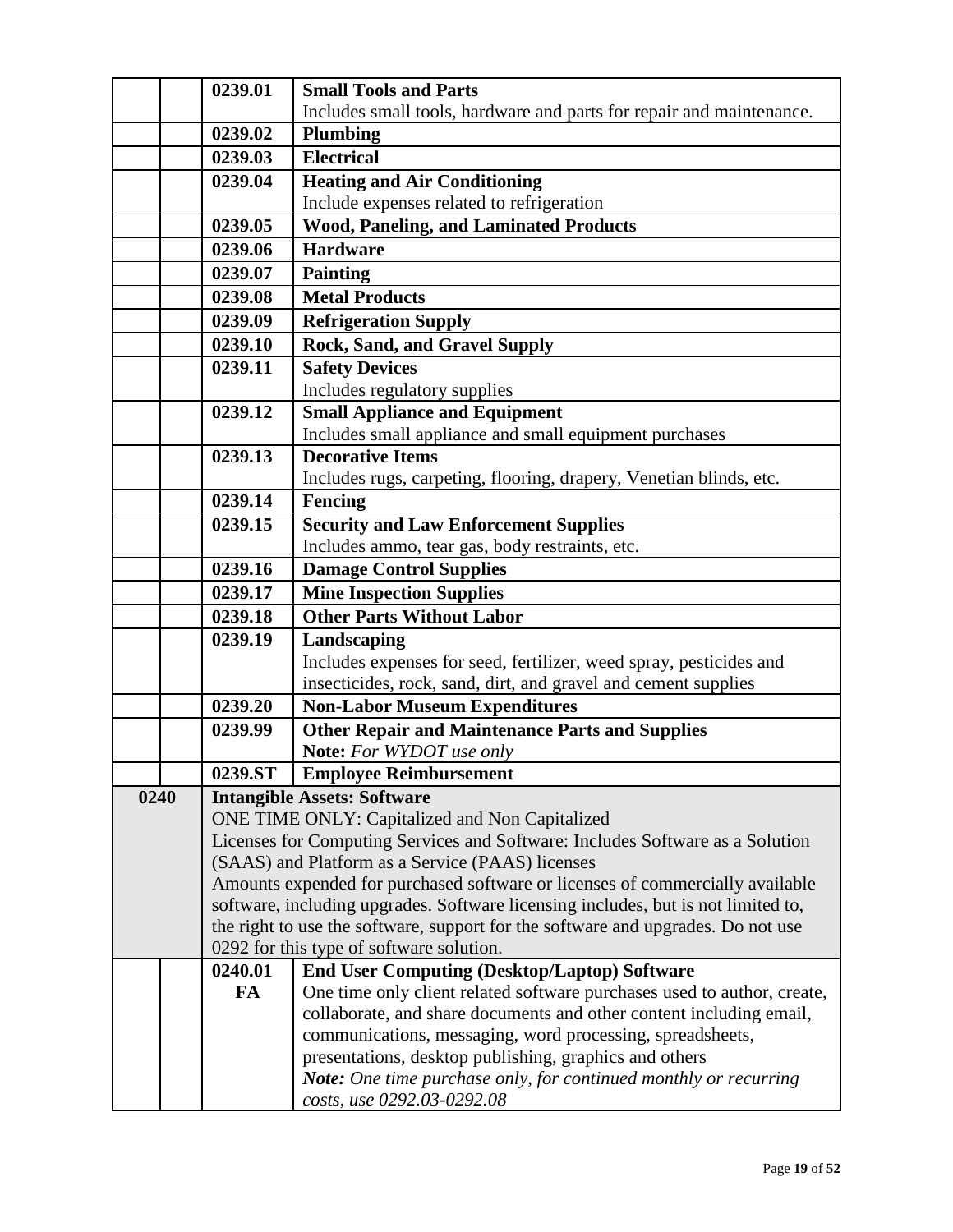| | | | |
|---|---|---|---|
| | | 0239.01 | **Small Tools and Parts**<br>Includes small tools, hardware and parts for repair and maintenance. |
| | | 0239.02 | **Plumbing** |
| | | 0239.03 | **Electrical** |
| | | 0239.04 | **Heating and Air Conditioning**<br>Include expenses related to refrigeration |
| | | 0239.05 | **Wood, Paneling, and Laminated Products** |
| | | 0239.06 | **Hardware** |
| | | 0239.07 | **Painting** |
| | | 0239.08 | **Metal Products** |
| | | 0239.09 | **Refrigeration Supply** |
| | | 0239.10 | **Rock, Sand, and Gravel Supply** |
| | | 0239.11 | **Safety Devices**<br>Includes regulatory supplies |
| | | 0239.12 | **Small Appliance and Equipment**<br>Includes small appliance and small equipment purchases |
| | | 0239.13 | **Decorative Items**<br>Includes rugs, carpeting, flooring, drapery, Venetian blinds, etc. |
| | | 0239.14 | **Fencing** |
| | | 0239.15 | **Security and Law Enforcement Supplies**<br>Includes ammo, tear gas, body restraints, etc. |
| | | 0239.16 | **Damage Control Supplies** |
| | | 0239.17 | **Mine Inspection Supplies** |
| | | 0239.18 | **Other Parts Without Labor** |
| | | 0239.19 | **Landscaping**<br>Includes expenses for seed, fertilizer, weed spray, pesticides and insecticides, rock, sand, dirt, and gravel and cement supplies |
| | | 0239.20 | **Non-Labor Museum Expenditures** |
| | | 0239.99 | **Other Repair and Maintenance Parts and Supplies**<br>**Note:** *For WYDOT use only* |
| | | 0239.ST | **Employee Reimbursement** |
| **0240** | | **Intangible Assets: Software**<br>ONE TIME ONLY: Capitalized and Non Capitalized<br>Licenses for Computing Services and Software: Includes Software as a Solution (SAAS) and Platform as a Service (PAAS) licenses<br>Amounts expended for purchased software or licenses of commercially available software, including upgrades. Software licensing includes, but is not limited to, the right to use the software, support for the software and upgrades. Do not use 0292 for this type of software solution. | |
| | | 0240.01<br>**FA** | **End User Computing (Desktop/Laptop) Software**<br>One time only client related software purchases used to author, create, collaborate, and share documents and other content including email, communications, messaging, word processing, spreadsheets, presentations, desktop publishing, graphics and others<br>***Note:*** *One time purchase only, for continued monthly or recurring costs, use 0292.03-0292.08* |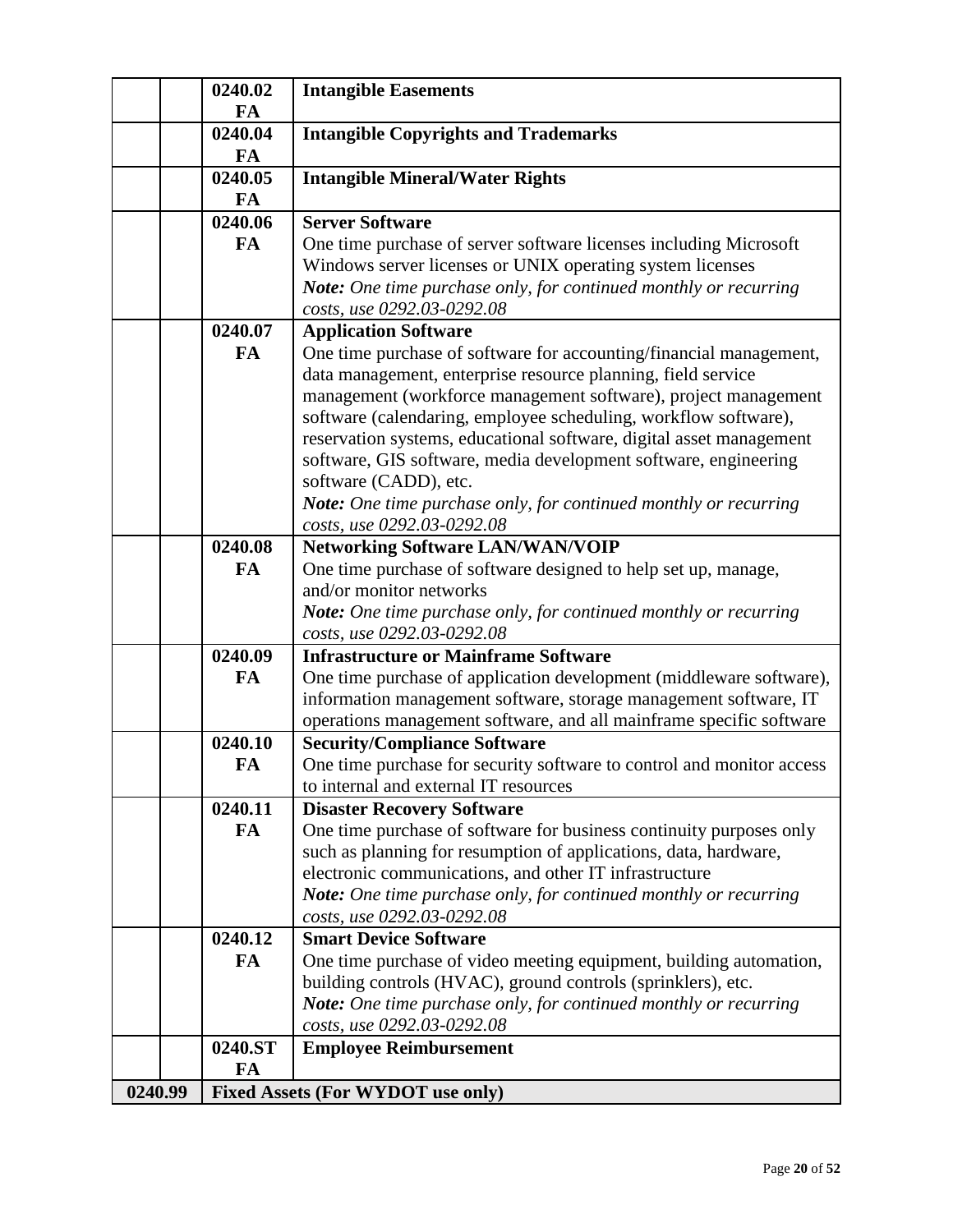| | | | |
|---|---|---|---|
| | | **0240.02 FA** | **Intangible Easements** |
| | | **0240.04 FA** | **Intangible Copyrights and Trademarks** |
| | | **0240.05 FA** | **Intangible Mineral/Water Rights** |
| | | **0240.06 FA** | **Server Software**<br>One time purchase of server software licenses including Microsoft Windows server licenses or UNIX operating system licenses<br>***Note:*** *One time purchase only, for continued monthly or recurring costs, use 0292.03-0292.08* |
| | | **0240.07 FA** | **Application Software**<br>One time purchase of software for accounting/financial management, data management, enterprise resource planning, field service management (workforce management software), project management software (calendaring, employee scheduling, workflow software), reservation systems, educational software, digital asset management software, GIS software, media development software, engineering software (CADD), etc.<br>***Note:*** *One time purchase only, for continued monthly or recurring costs, use 0292.03-0292.08* |
| | | **0240.08 FA** | **Networking Software LAN/WAN/VOIP**<br>One time purchase of software designed to help set up, manage, and/or monitor networks<br>***Note:*** *One time purchase only, for continued monthly or recurring costs, use 0292.03-0292.08* |
| | | **0240.09 FA** | **Infrastructure or Mainframe Software**<br>One time purchase of application development (middleware software), information management software, storage management software, IT operations management software, and all mainframe specific software |
| | | **0240.10 FA** | **Security/Compliance Software**<br>One time purchase for security software to control and monitor access to internal and external IT resources |
| | | **0240.11 FA** | **Disaster Recovery Software**<br>One time purchase of software for business continuity purposes only such as planning for resumption of applications, data, hardware, electronic communications, and other IT infrastructure<br>***Note:*** *One time purchase only, for continued monthly or recurring costs, use 0292.03-0292.08* |
| | | **0240.12 FA** | **Smart Device Software**<br>One time purchase of video meeting equipment, building automation, building controls (HVAC), ground controls (sprinklers), etc.<br>***Note:*** *One time purchase only, for continued monthly or recurring costs, use 0292.03-0292.08* |
| | | **0240.ST FA** | **Employee Reimbursement** |
| **0240.99** | | **Fixed Assets (For WYDOT use only)** | |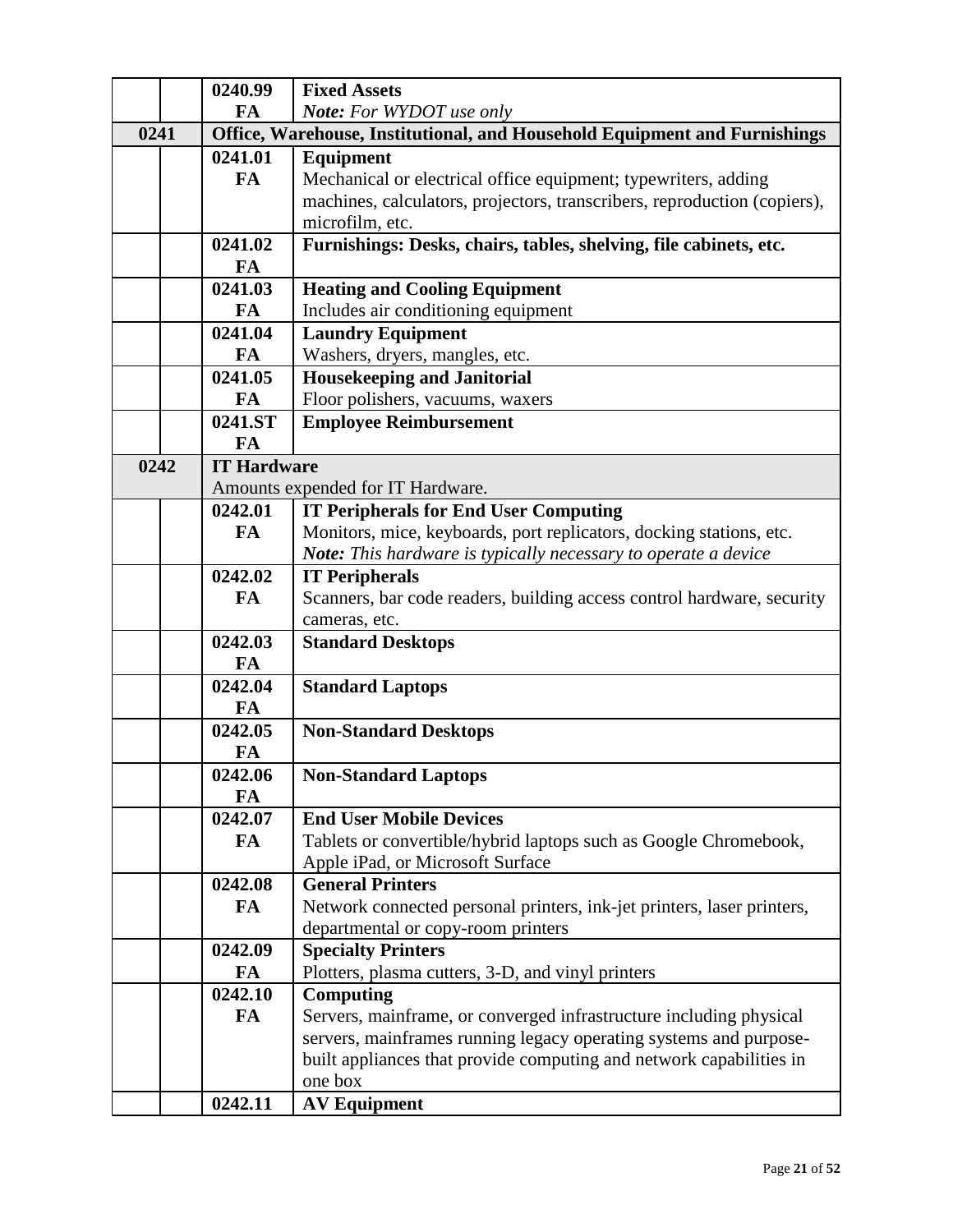| | | | |
|---|---|---|---|
| | | 0240.99 FA | **Fixed Assets** *Note: For WYDOT use only* |
| **0241** | | **Office, Warehouse, Institutional, and Household Equipment and Furnishings** | |
| | | 0241.01 FA | **Equipment** Mechanical or electrical office equipment; typewriters, adding machines, calculators, projectors, transcribers, reproduction (copiers), microfilm, etc. |
| | | 0241.02 FA | **Furnishings: Desks, chairs, tables, shelving, file cabinets, etc.** |
| | | 0241.03 FA | **Heating and Cooling Equipment** Includes air conditioning equipment |
| | | 0241.04 FA | **Laundry Equipment** Washers, dryers, mangles, etc. |
| | | 0241.05 FA | **Housekeeping and Janitorial** Floor polishers, vacuums, waxers |
| | | 0241.ST FA | **Employee Reimbursement** |
| **0242** | | **IT Hardware** Amounts expended for IT Hardware. | |
| | | 0242.01 FA | **IT Peripherals for End User Computing** Monitors, mice, keyboards, port replicators, docking stations, etc. ***Note:*** *This hardware is typically necessary to operate a device* |
| | | 0242.02 FA | **IT Peripherals** Scanners, bar code readers, building access control hardware, security cameras, etc. |
| | | 0242.03 FA | **Standard Desktops** |
| | | 0242.04 FA | **Standard Laptops** |
| | | 0242.05 FA | **Non-Standard Desktops** |
| | | 0242.06 FA | **Non-Standard Laptops** |
| | | 0242.07 FA | **End User Mobile Devices** Tablets or convertible/hybrid laptops such as Google Chromebook, Apple iPad, or Microsoft Surface |
| | | 0242.08 FA | **General Printers** Network connected personal printers, ink-jet printers, laser printers, departmental or copy-room printers |
| | | 0242.09 FA | **Specialty Printers** Plotters, plasma cutters, 3-D, and vinyl printers |
| | | 0242.10 FA | **Computing** Servers, mainframe, or converged infrastructure including physical servers, mainframes running legacy operating systems and purpose-built appliances that provide computing and network capabilities in one box |
| | | 0242.11 | **AV Equipment** |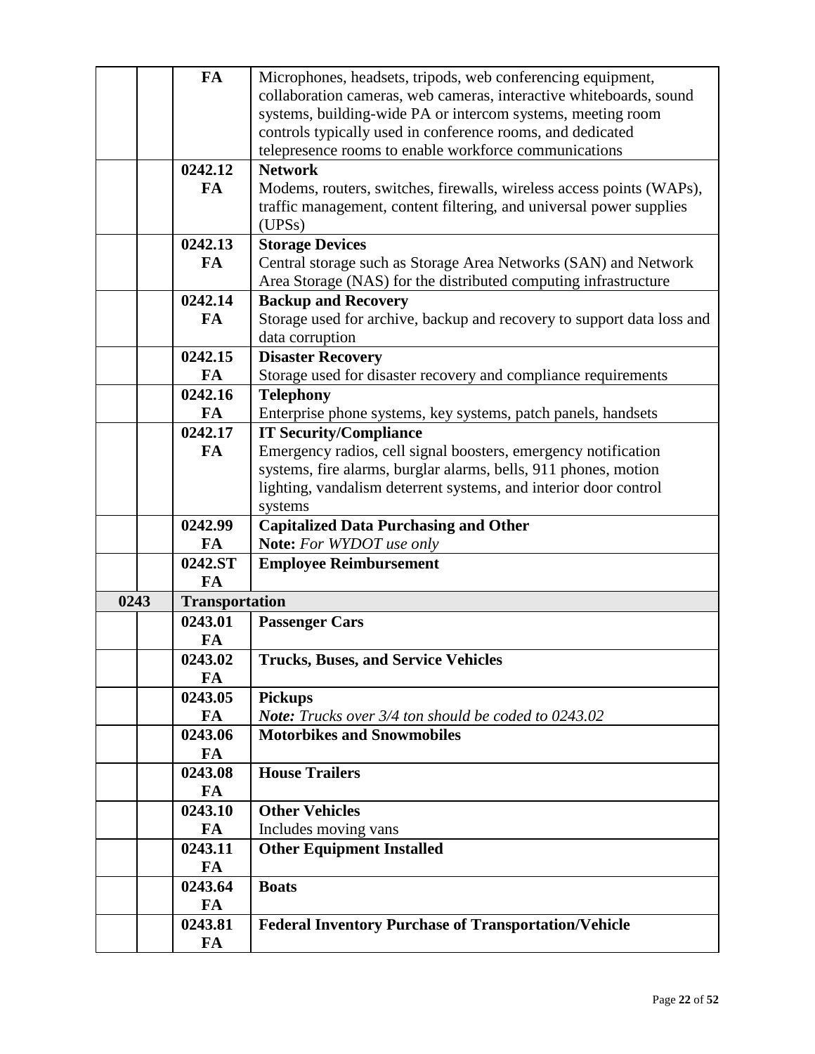| | | | |
|---|---|---|---|
| | | FA | Microphones, headsets, tripods, web conferencing equipment, collaboration cameras, web cameras, interactive whiteboards, sound systems, building-wide PA or intercom systems, meeting room controls typically used in conference rooms, and dedicated telepresence rooms to enable workforce communications |
| | | **0242.12 FA** | **Network** Modems, routers, switches, firewalls, wireless access points (WAPs), traffic management, content filtering, and universal power supplies (UPSs) |
| | | **0242.13 FA** | **Storage Devices** Central storage such as Storage Area Networks (SAN) and Network Area Storage (NAS) for the distributed computing infrastructure |
| | | **0242.14 FA** | **Backup and Recovery** Storage used for archive, backup and recovery to support data loss and data corruption |
| | | **0242.15 FA** | **Disaster Recovery** Storage used for disaster recovery and compliance requirements |
| | | **0242.16 FA** | **Telephony** Enterprise phone systems, key systems, patch panels, handsets |
| | | **0242.17 FA** | **IT Security/Compliance** Emergency radios, cell signal boosters, emergency notification systems, fire alarms, burglar alarms, bells, 911 phones, motion lighting, vandalism deterrent systems, and interior door control systems |
| | | **0242.99 FA** | **Capitalized Data Purchasing and Other** **Note:** *For WYDOT use only* |
| | | **0242.ST FA** | **Employee Reimbursement** |
| **0243** | | **Transportation** | |
| | | **0243.01 FA** | **Passenger Cars** |
| | | **0243.02 FA** | **Trucks, Buses, and Service Vehicles** |
| | | **0243.05 FA** | **Pickups** ***Note:*** *Trucks over 3/4 ton should be coded to 0243.02* |
| | | **0243.06 FA** | **Motorbikes and Snowmobiles** |
| | | **0243.08 FA** | **House Trailers** |
| | | **0243.10 FA** | **Other Vehicles** Includes moving vans |
| | | **0243.11 FA** | **Other Equipment Installed** |
| | | **0243.64 FA** | **Boats** |
| | | **0243.81 FA** | **Federal Inventory Purchase of Transportation/Vehicle** |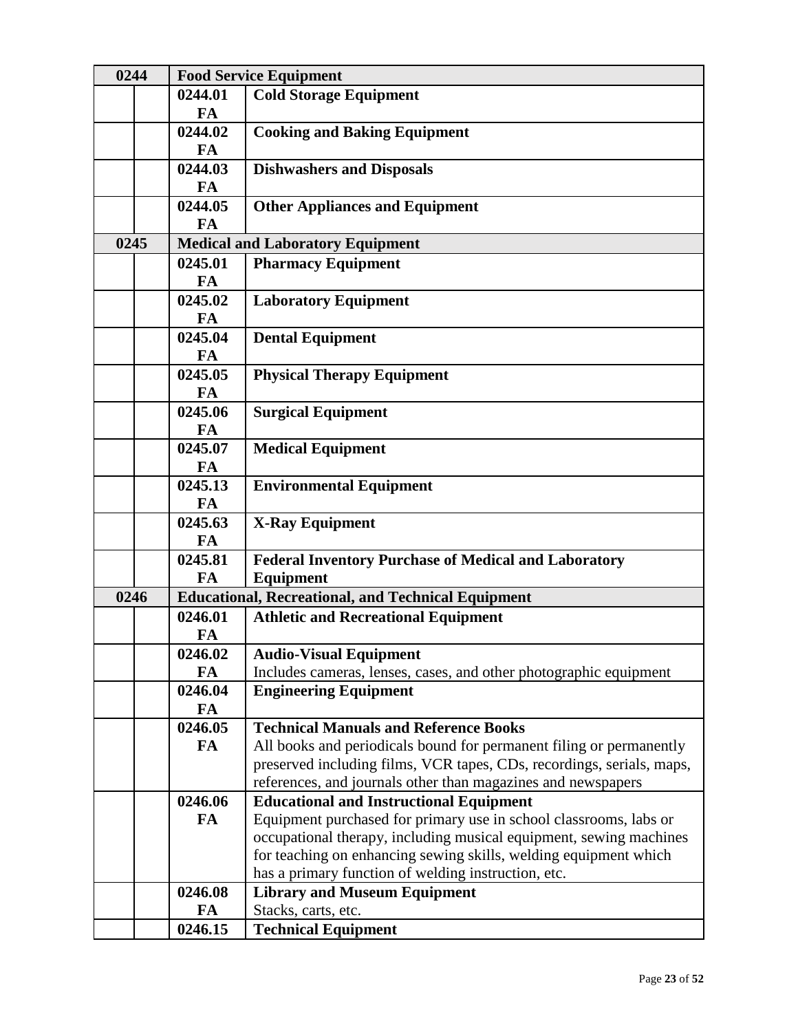| | | | |
|---|---|---|---|
| **0244** | | **Food Service Equipment** | |
| | | **0244.01 FA** | **Cold Storage Equipment** |
| | | **0244.02 FA** | **Cooking and Baking Equipment** |
| | | **0244.03 FA** | **Dishwashers and Disposals** |
| | | **0244.05 FA** | **Other Appliances and Equipment** |
| **0245** | | **Medical and Laboratory Equipment** | |
| | | **0245.01 FA** | **Pharmacy Equipment** |
| | | **0245.02 FA** | **Laboratory Equipment** |
| | | **0245.04 FA** | **Dental Equipment** |
| | | **0245.05 FA** | **Physical Therapy Equipment** |
| | | **0245.06 FA** | **Surgical Equipment** |
| | | **0245.07 FA** | **Medical Equipment** |
| | | **0245.13 FA** | **Environmental Equipment** |
| | | **0245.63 FA** | **X-Ray Equipment** |
| | | **0245.81 FA** | **Federal Inventory Purchase of Medical and Laboratory Equipment** |
| **0246** | | **Educational, Recreational, and Technical Equipment** | |
| | | **0246.01 FA** | **Athletic and Recreational Equipment** |
| | | **0246.02 FA** | **Audio-Visual Equipment**<br>Includes cameras, lenses, cases, and other photographic equipment |
| | | **0246.04 FA** | **Engineering Equipment** |
| | | **0246.05 FA** | **Technical Manuals and Reference Books**<br>All books and periodicals bound for permanent filing or permanently preserved including films, VCR tapes, CDs, recordings, serials, maps, references, and journals other than magazines and newspapers |
| | | **0246.06 FA** | **Educational and Instructional Equipment**<br>Equipment purchased for primary use in school classrooms, labs or occupational therapy, including musical equipment, sewing machines for teaching on enhancing sewing skills, welding equipment which has a primary function of welding instruction, etc. |
| | | **0246.08 FA** | **Library and Museum Equipment**<br>Stacks, carts, etc. |
| | | **0246.15** | **Technical Equipment** |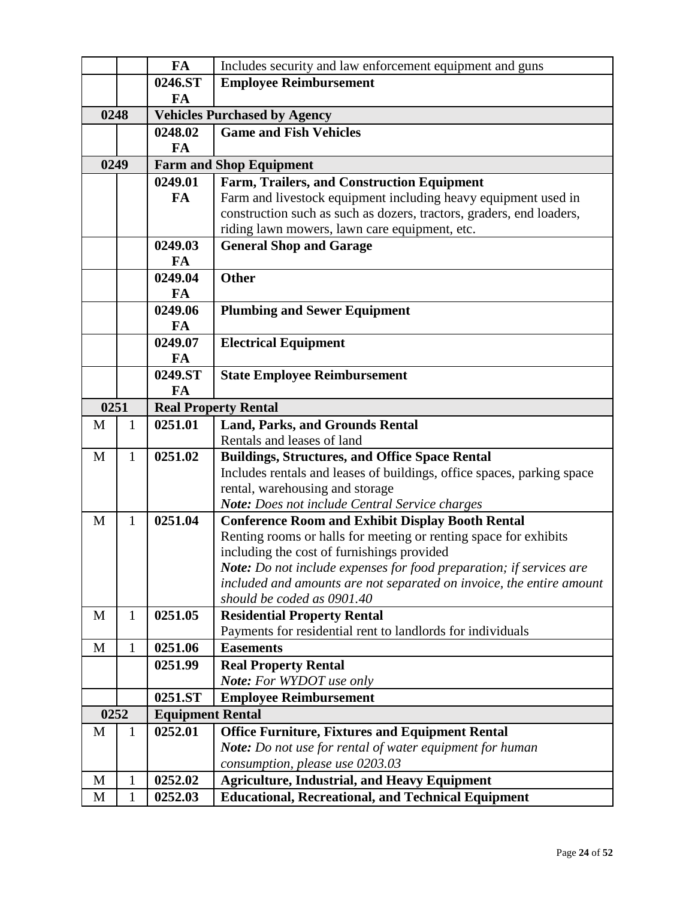| | | | |
|---|---|---|---|
| | | FA | Includes security and law enforcement equipment and guns |
| | | 0246.ST FA | **Employee Reimbursement** |
| **0248** | | **Vehicles Purchased by Agency** | |
| | | 0248.02 FA | **Game and Fish Vehicles** |
| **0249** | | **Farm and Shop Equipment** | |
| | | 0249.01 FA | **Farm, Trailers, and Construction Equipment** Farm and livestock equipment including heavy equipment used in construction such as such as dozers, tractors, graders, end loaders, riding lawn mowers, lawn care equipment, etc. |
| | | 0249.03 FA | **General Shop and Garage** |
| | | 0249.04 FA | **Other** |
| | | 0249.06 FA | **Plumbing and Sewer Equipment** |
| | | 0249.07 FA | **Electrical Equipment** |
| | | 0249.ST FA | **State Employee Reimbursement** |
| **0251** | | **Real Property Rental** | |
| M | 1 | **0251.01** | **Land, Parks, and Grounds Rental** Rentals and leases of land |
| M | 1 | **0251.02** | **Buildings, Structures, and Office Space Rental** Includes rentals and leases of buildings, office spaces, parking space rental, warehousing and storage ***Note:*** *Does not include Central Service charges* |
| M | 1 | **0251.04** | **Conference Room and Exhibit Display Booth Rental** Renting rooms or halls for meeting or renting space for exhibits including the cost of furnishings provided ***Note:*** *Do not include expenses for food preparation; if services are included and amounts are not separated on invoice, the entire amount should be coded as 0901.40* |
| M | 1 | **0251.05** | **Residential Property Rental** Payments for residential rent to landlords for individuals |
| M | 1 | **0251.06** | **Easements** |
| | | **0251.99** | **Real Property Rental** ***Note:*** *For WYDOT use only* |
| | | **0251.ST** | **Employee Reimbursement** |
| **0252** | | **Equipment Rental** | |
| M | 1 | **0252.01** | **Office Furniture, Fixtures and Equipment Rental** ***Note:*** *Do not use for rental of water equipment for human consumption, please use 0203.03* |
| M | 1 | **0252.02** | **Agriculture, Industrial, and Heavy Equipment** |
| M | 1 | **0252.03** | **Educational, Recreational, and Technical Equipment** |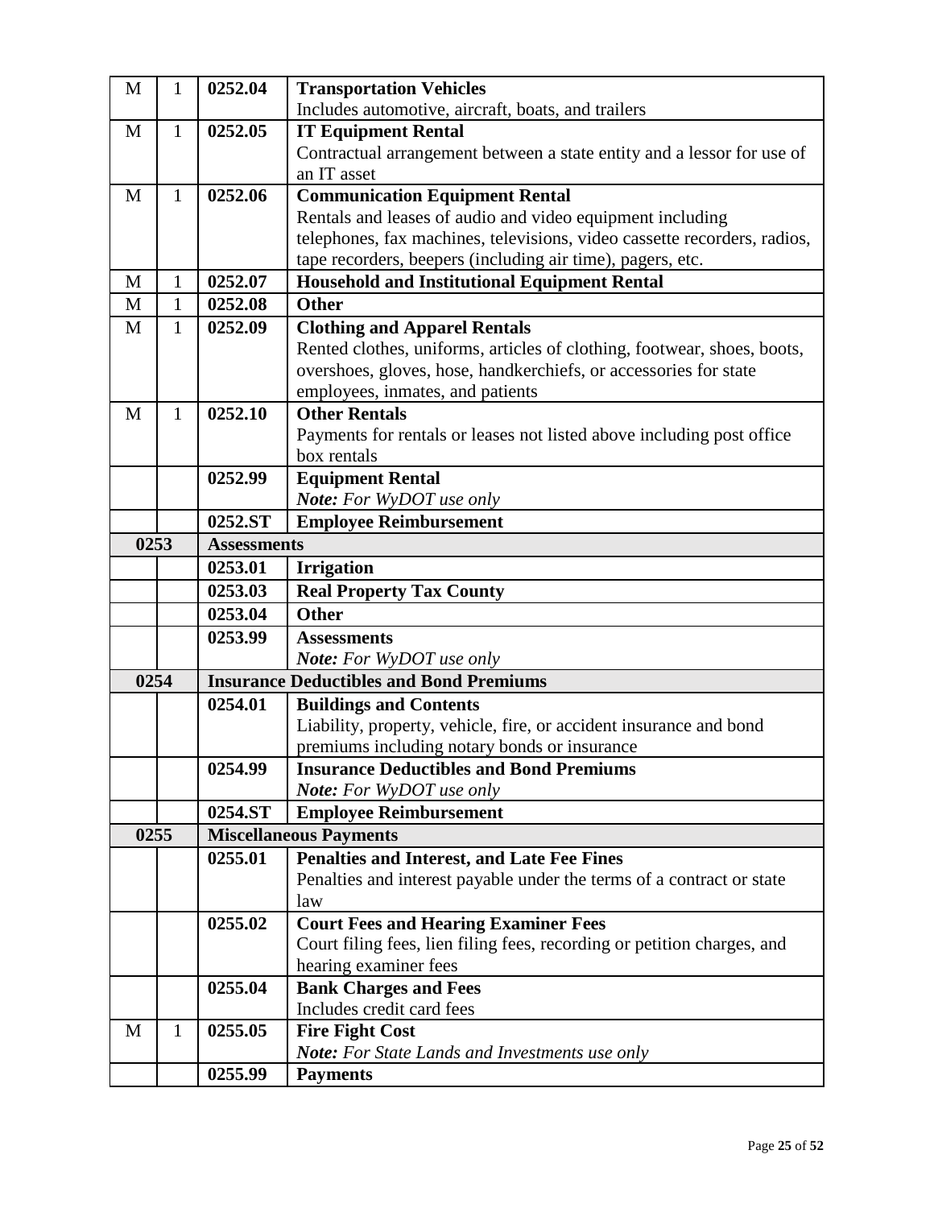| | | | |
|---|---|---|---|
| M | 1 | **0252.04** | **Transportation Vehicles**<br>Includes automotive, aircraft, boats, and trailers |
| M | 1 | **0252.05** | **IT Equipment Rental**<br>Contractual arrangement between a state entity and a lessor for use of an IT asset |
| M | 1 | **0252.06** | **Communication Equipment Rental**<br>Rentals and leases of audio and video equipment including telephones, fax machines, televisions, video cassette recorders, radios, tape recorders, beepers (including air time), pagers, etc. |
| M | 1 | **0252.07** | **Household and Institutional Equipment Rental** |
| M | 1 | **0252.08** | **Other** |
| M | 1 | **0252.09** | **Clothing and Apparel Rentals**<br>Rented clothes, uniforms, articles of clothing, footwear, shoes, boots, overshoes, gloves, hose, handkerchiefs, or accessories for state employees, inmates, and patients |
| M | 1 | **0252.10** | **Other Rentals**<br>Payments for rentals or leases not listed above including post office box rentals |
| | | **0252.99** | **Equipment Rental**<br>***Note:*** *For WyDOT use only* |
| | | **0252.ST** | **Employee Reimbursement** |
| **0253** | | **Assessments** | |
| | | **0253.01** | **Irrigation** |
| | | **0253.03** | **Real Property Tax County** |
| | | **0253.04** | **Other** |
| | | **0253.99** | **Assessments**<br>***Note:*** *For WyDOT use only* |
| **0254** | | **Insurance Deductibles and Bond Premiums** | |
| | | **0254.01** | **Buildings and Contents**<br>Liability, property, vehicle, fire, or accident insurance and bond premiums including notary bonds or insurance |
| | | **0254.99** | **Insurance Deductibles and Bond Premiums**<br>***Note:*** *For WyDOT use only* |
| | | **0254.ST** | **Employee Reimbursement** |
| **0255** | | **Miscellaneous Payments** | |
| | | **0255.01** | **Penalties and Interest, and Late Fee Fines**<br>Penalties and interest payable under the terms of a contract or state law |
| | | **0255.02** | **Court Fees and Hearing Examiner Fees**<br>Court filing fees, lien filing fees, recording or petition charges, and hearing examiner fees |
| | | **0255.04** | **Bank Charges and Fees**<br>Includes credit card fees |
| M | 1 | **0255.05** | **Fire Fight Cost**<br>***Note:*** *For State Lands and Investments use only* |
| | | **0255.99** | **Payments** |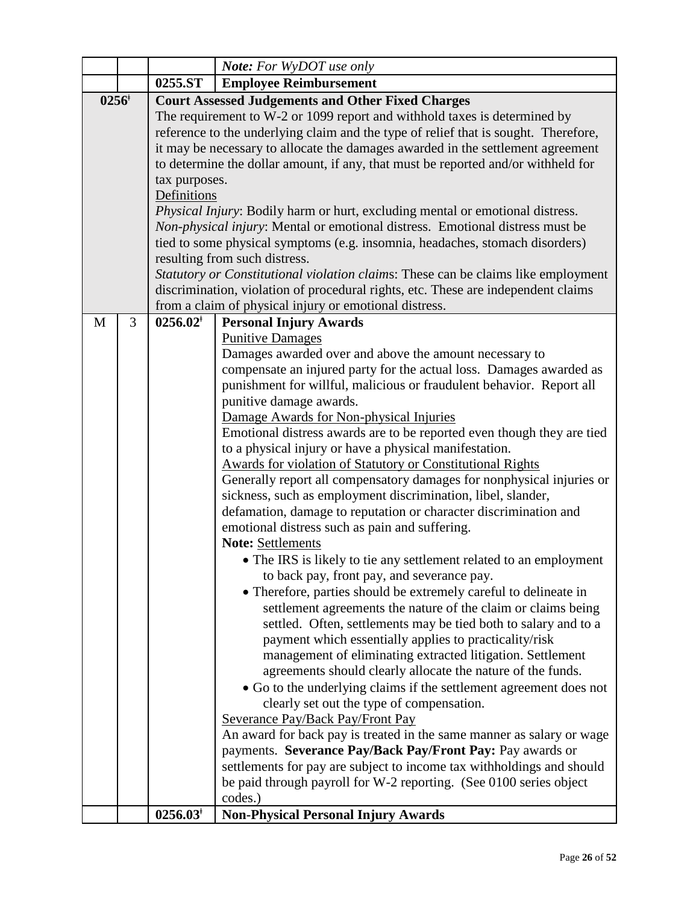| | | | |
|---|---|---|---|
| | | | ***Note:*** *For WyDOT use only* |
| | | **0255.ST** | **Employee Reimbursement** |
| **0256‡** | | **Court Assessed Judgements and Other Fixed Charges**<br>The requirement to W-2 or 1099 report and withhold taxes is determined by reference to the underlying claim and the type of relief that is sought. Therefore, it may be necessary to allocate the damages awarded in the settlement agreement to determine the dollar amount, if any, that must be reported and/or withheld for tax purposes.<br>Definitions<br>*Physical Injury*: Bodily harm or hurt, excluding mental or emotional distress.<br>*Non-physical injury*: Mental or emotional distress. Emotional distress must be tied to some physical symptoms (e.g. insomnia, headaches, stomach disorders) resulting from such distress.<br>*Statutory or Constitutional violation claims*: These can be claims like employment discrimination, violation of procedural rights, etc. These are independent claims from a claim of physical injury or emotional distress. | |
| M | 3 | **0256.02‡** | **Personal Injury Awards**<br>Punitive Damages<br>Damages awarded over and above the amount necessary to compensate an injured party for the actual loss. Damages awarded as punishment for willful, malicious or fraudulent behavior. Report all punitive damage awards.<br>Damage Awards for Non-physical Injuries<br>Emotional distress awards are to be reported even though they are tied to a physical injury or have a physical manifestation.<br>Awards for violation of Statutory or Constitutional Rights<br>Generally report all compensatory damages for nonphysical injuries or sickness, such as employment discrimination, libel, slander, defamation, damage to reputation or character discrimination and emotional distress such as pain and suffering.<br>**Note:** Settlements<br>• The IRS is likely to tie any settlement related to an employment to back pay, front pay, and severance pay.<br>• Therefore, parties should be extremely careful to delineate in settlement agreements the nature of the claim or claims being settled. Often, settlements may be tied both to salary and to a payment which essentially applies to practicality/risk management of eliminating extracted litigation. Settlement agreements should clearly allocate the nature of the funds.<br>• Go to the underlying claims if the settlement agreement does not clearly set out the type of compensation.<br>Severance Pay/Back Pay/Front Pay<br>An award for back pay is treated in the same manner as salary or wage payments. **Severance Pay/Back Pay/Front Pay:** Pay awards or settlements for pay are subject to income tax withholdings and should be paid through payroll for W-2 reporting. (See 0100 series object codes.) |
| | | **0256.03‡** | **Non-Physical Personal Injury Awards** |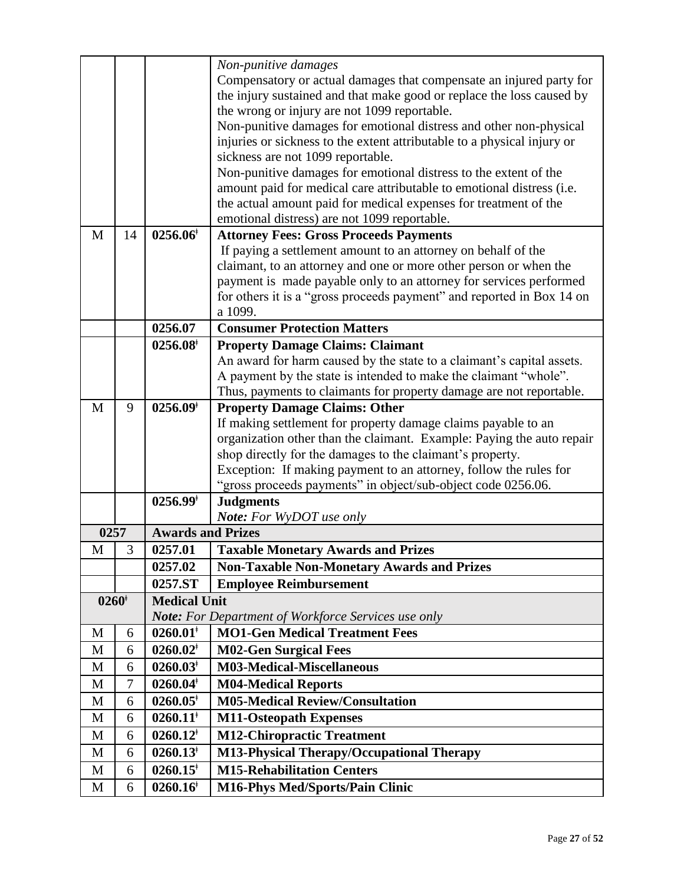| | | | |
|---|---|---|---|
| | | | *Non-punitive damages*<br>Compensatory or actual damages that compensate an injured party for the injury sustained and that make good or replace the loss caused by the wrong or injury are not 1099 reportable.<br>Non-punitive damages for emotional distress and other non-physical injuries or sickness to the extent attributable to a physical injury or sickness are not 1099 reportable.<br>Non-punitive damages for emotional distress to the extent of the amount paid for medical care attributable to emotional distress (i.e. the actual amount paid for medical expenses for treatment of the emotional distress) are not 1099 reportable. |
| M | 14 | **0256.06ǂ** | **Attorney Fees: Gross Proceeds Payments**<br>If paying a settlement amount to an attorney on behalf of the claimant, to an attorney and one or more other person or when the payment is made payable only to an attorney for services performed for others it is a "gross proceeds payment" and reported in Box 14 on a 1099. |
| | | **0256.07** | **Consumer Protection Matters** |
| | | **0256.08ǂ** | **Property Damage Claims: Claimant**<br>An award for harm caused by the state to a claimant's capital assets. A payment by the state is intended to make the claimant "whole". Thus, payments to claimants for property damage are not reportable. |
| M | 9 | **0256.09ǂ** | **Property Damage Claims: Other**<br>If making settlement for property damage claims payable to an organization other than the claimant. Example: Paying the auto repair shop directly for the damages to the claimant's property.<br>Exception: If making payment to an attorney, follow the rules for "gross proceeds payments" in object/sub-object code 0256.06. |
| | | **0256.99ǂ** | **Judgments**<br>***Note:*** *For WyDOT use only* |
| **0257** | | **Awards and Prizes** | |
| M | 3 | **0257.01** | **Taxable Monetary Awards and Prizes** |
| | | **0257.02** | **Non-Taxable Non-Monetary Awards and Prizes** |
| | | **0257.ST** | **Employee Reimbursement** |
| **0260ǂ** | | **Medical Unit**<br>***Note:*** *For Department of Workforce Services use only* | |
| M | 6 | **0260.01ǂ** | **MO1-Gen Medical Treatment Fees** |
| M | 6 | **0260.02ǂ** | **M02-Gen Surgical Fees** |
| M | 6 | **0260.03ǂ** | **M03-Medical-Miscellaneous** |
| M | 7 | **0260.04ǂ** | **M04-Medical Reports** |
| M | 6 | **0260.05ǂ** | **M05-Medical Review/Consultation** |
| M | 6 | **0260.11ǂ** | **M11-Osteopath Expenses** |
| M | 6 | **0260.12ǂ** | **M12-Chiropractic Treatment** |
| M | 6 | **0260.13ǂ** | **M13-Physical Therapy/Occupational Therapy** |
| M | 6 | **0260.15ǂ** | **M15-Rehabilitation Centers** |
| M | 6 | **0260.16ǂ** | **M16-Phys Med/Sports/Pain Clinic** |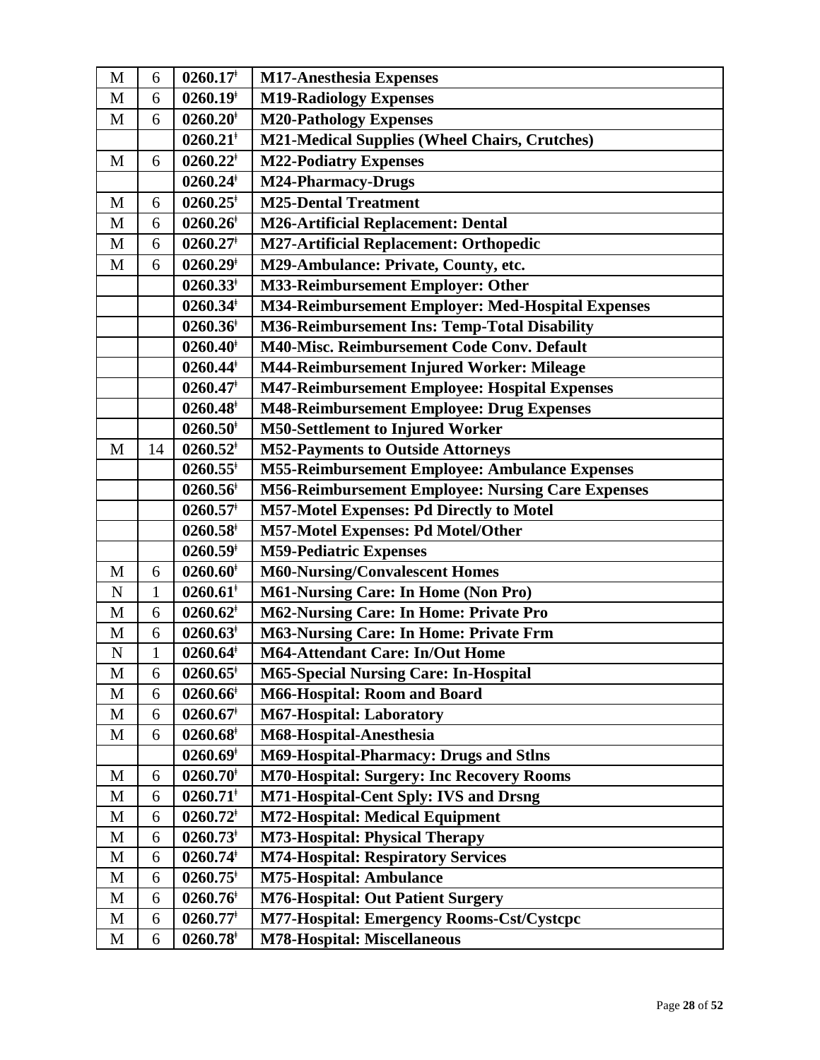| | | | |
|---|---|---|---|
| M | 6 | **0260.17‡** | **M17-Anesthesia Expenses** |
| M | 6 | **0260.19‡** | **M19-Radiology Expenses** |
| M | 6 | **0260.20‡** | **M20-Pathology Expenses** |
| | | **0260.21‡** | **M21-Medical Supplies (Wheel Chairs, Crutches)** |
| M | 6 | **0260.22‡** | **M22-Podiatry Expenses** |
| | | **0260.24‡** | **M24-Pharmacy-Drugs** |
| M | 6 | **0260.25‡** | **M25-Dental Treatment** |
| M | 6 | **0260.26‡** | **M26-Artificial Replacement: Dental** |
| M | 6 | **0260.27‡** | **M27-Artificial Replacement: Orthopedic** |
| M | 6 | **0260.29‡** | **M29-Ambulance: Private, County, etc.** |
| | | **0260.33‡** | **M33-Reimbursement Employer: Other** |
| | | **0260.34‡** | **M34-Reimbursement Employer: Med-Hospital Expenses** |
| | | **0260.36‡** | **M36-Reimbursement Ins: Temp-Total Disability** |
| | | **0260.40‡** | **M40-Misc. Reimbursement Code Conv. Default** |
| | | **0260.44‡** | **M44-Reimbursement Injured Worker: Mileage** |
| | | **0260.47‡** | **M47-Reimbursement Employee: Hospital Expenses** |
| | | **0260.48‡** | **M48-Reimbursement Employee: Drug Expenses** |
| | | **0260.50‡** | **M50-Settlement to Injured Worker** |
| M | 14 | **0260.52‡** | **M52-Payments to Outside Attorneys** |
| | | **0260.55‡** | **M55-Reimbursement Employee: Ambulance Expenses** |
| | | **0260.56‡** | **M56-Reimbursement Employee: Nursing Care Expenses** |
| | | **0260.57‡** | **M57-Motel Expenses: Pd Directly to Motel** |
| | | **0260.58‡** | **M57-Motel Expenses: Pd Motel/Other** |
| | | **0260.59‡** | **M59-Pediatric Expenses** |
| M | 6 | **0260.60‡** | **M60-Nursing/Convalescent Homes** |
| N | 1 | **0260.61‡** | **M61-Nursing Care: In Home (Non Pro)** |
| M | 6 | **0260.62‡** | **M62-Nursing Care: In Home: Private Pro** |
| M | 6 | **0260.63‡** | **M63-Nursing Care: In Home: Private Frm** |
| N | 1 | **0260.64‡** | **M64-Attendant Care: In/Out Home** |
| M | 6 | **0260.65‡** | **M65-Special Nursing Care: In-Hospital** |
| M | 6 | **0260.66‡** | **M66-Hospital: Room and Board** |
| M | 6 | **0260.67‡** | **M67-Hospital: Laboratory** |
| M | 6 | **0260.68‡** | **M68-Hospital-Anesthesia** |
| | | **0260.69‡** | **M69-Hospital-Pharmacy: Drugs and Stlns** |
| M | 6 | **0260.70‡** | **M70-Hospital: Surgery: Inc Recovery Rooms** |
| M | 6 | **0260.71‡** | **M71-Hospital-Cent Sply: IVS and Drsng** |
| M | 6 | **0260.72‡** | **M72-Hospital: Medical Equipment** |
| M | 6 | **0260.73‡** | **M73-Hospital: Physical Therapy** |
| M | 6 | **0260.74‡** | **M74-Hospital: Respiratory Services** |
| M | 6 | **0260.75‡** | **M75-Hospital: Ambulance** |
| M | 6 | **0260.76‡** | **M76-Hospital: Out Patient Surgery** |
| M | 6 | **0260.77‡** | **M77-Hospital: Emergency Rooms-Cst/Cystcpc** |
| M | 6 | **0260.78‡** | **M78-Hospital: Miscellaneous** |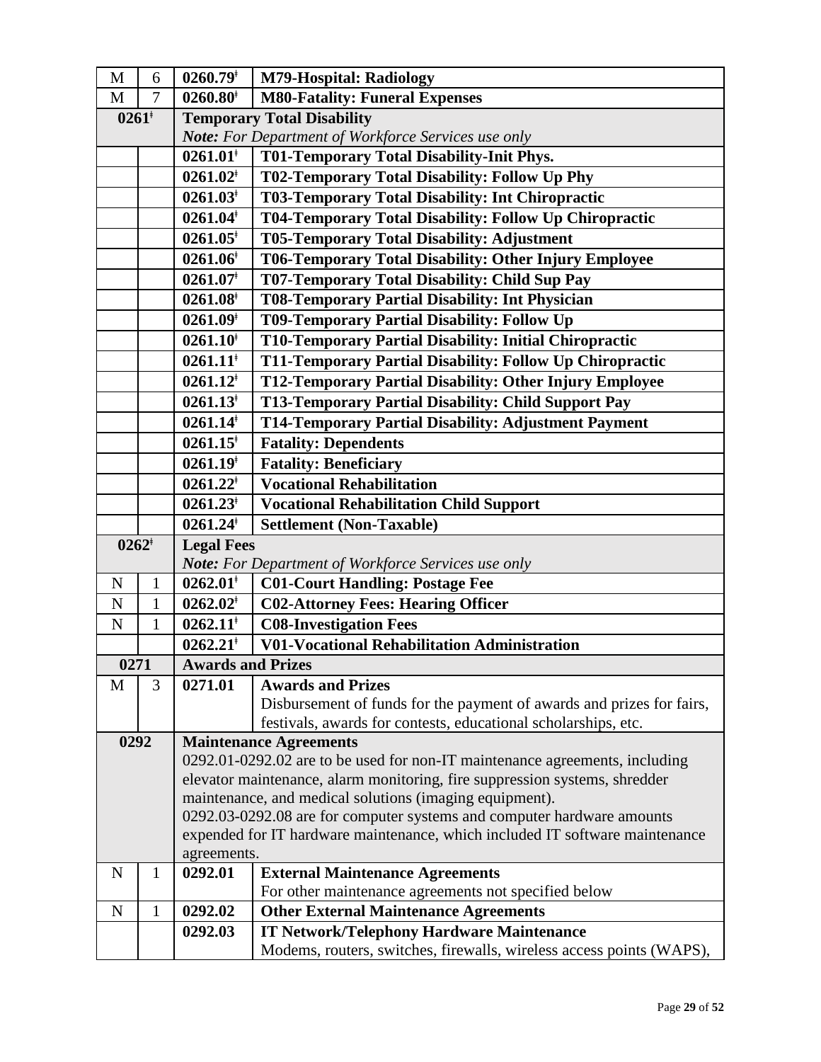| | | | |
|---|---|---|---|
| M | 6 | **0260.79ǂ** | **M79-Hospital: Radiology** |
| M | 7 | **0260.80ǂ** | **M80-Fatality: Funeral Expenses** |
| **0261ǂ** | | **Temporary Total Disability**<br>***Note:*** *For Department of Workforce Services use only* | |
| | | **0261.01ǂ** | **T01-Temporary Total Disability-Init Phys.** |
| | | **0261.02ǂ** | **T02-Temporary Total Disability: Follow Up Phy** |
| | | **0261.03ǂ** | **T03-Temporary Total Disability: Int Chiropractic** |
| | | **0261.04ǂ** | **T04-Temporary Total Disability: Follow Up Chiropractic** |
| | | **0261.05ǂ** | **T05-Temporary Total Disability: Adjustment** |
| | | **0261.06ǂ** | **T06-Temporary Total Disability: Other Injury Employee** |
| | | **0261.07ǂ** | **T07-Temporary Total Disability: Child Sup Pay** |
| | | **0261.08ǂ** | **T08-Temporary Partial Disability: Int Physician** |
| | | **0261.09ǂ** | **T09-Temporary Partial Disability: Follow Up** |
| | | **0261.10ǂ** | **T10-Temporary Partial Disability: Initial Chiropractic** |
| | | **0261.11ǂ** | **T11-Temporary Partial Disability: Follow Up Chiropractic** |
| | | **0261.12ǂ** | **T12-Temporary Partial Disability: Other Injury Employee** |
| | | **0261.13ǂ** | **T13-Temporary Partial Disability: Child Support Pay** |
| | | **0261.14ǂ** | **T14-Temporary Partial Disability: Adjustment Payment** |
| | | **0261.15ǂ** | **Fatality: Dependents** |
| | | **0261.19ǂ** | **Fatality: Beneficiary** |
| | | **0261.22ǂ** | **Vocational Rehabilitation** |
| | | **0261.23ǂ** | **Vocational Rehabilitation Child Support** |
| | | **0261.24ǂ** | **Settlement (Non-Taxable)** |
| **0262ǂ** | | **Legal Fees**<br>***Note:*** *For Department of Workforce Services use only* | |
| N | 1 | **0262.01ǂ** | **C01-Court Handling: Postage Fee** |
| N | 1 | **0262.02ǂ** | **C02-Attorney Fees: Hearing Officer** |
| N | 1 | **0262.11ǂ** | **C08-Investigation Fees** |
| | | **0262.21ǂ** | **V01-Vocational Rehabilitation Administration** |
| **0271** | | **Awards and Prizes** | |
| M | 3 | **0271.01** | **Awards and Prizes**<br>Disbursement of funds for the payment of awards and prizes for fairs, festivals, awards for contests, educational scholarships, etc. |
| **0292** | | **Maintenance Agreements**<br>0292.01-0292.02 are to be used for non-IT maintenance agreements, including elevator maintenance, alarm monitoring, fire suppression systems, shredder maintenance, and medical solutions (imaging equipment).<br>0292.03-0292.08 are for computer systems and computer hardware amounts expended for IT hardware maintenance, which included IT software maintenance agreements. | |
| N | 1 | **0292.01** | **External Maintenance Agreements**<br>For other maintenance agreements not specified below |
| N | 1 | **0292.02** | **Other External Maintenance Agreements** |
| | | **0292.03** | **IT Network/Telephony Hardware Maintenance**<br>Modems, routers, switches, firewalls, wireless access points (WAPS), |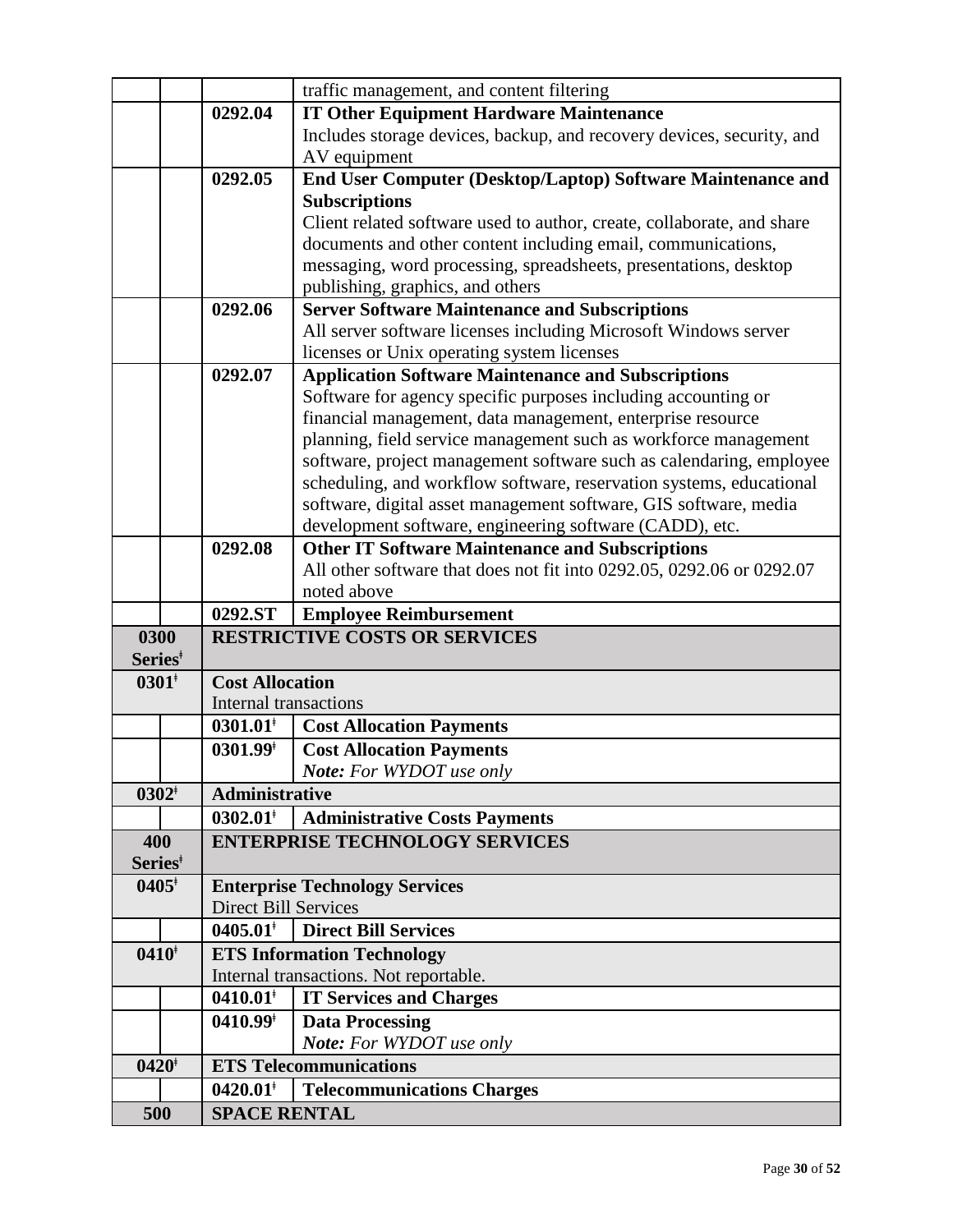| | | | |
|---|---|---|---|
| | | | traffic management, and content filtering |
| | | **0292.04** | **IT Other Equipment Hardware Maintenance**<br>Includes storage devices, backup, and recovery devices, security, and AV equipment |
| | | **0292.05** | **End User Computer (Desktop/Laptop) Software Maintenance and Subscriptions**<br>Client related software used to author, create, collaborate, and share documents and other content including email, communications, messaging, word processing, spreadsheets, presentations, desktop publishing, graphics, and others |
| | | **0292.06** | **Server Software Maintenance and Subscriptions**<br>All server software licenses including Microsoft Windows server licenses or Unix operating system licenses |
| | | **0292.07** | **Application Software Maintenance and Subscriptions**<br>Software for agency specific purposes including accounting or financial management, data management, enterprise resource planning, field service management such as workforce management software, project management software such as calendaring, employee scheduling, and workflow software, reservation systems, educational software, digital asset management software, GIS software, media development software, engineering software (CADD), etc. |
| | | **0292.08** | **Other IT Software Maintenance and Subscriptions**<br>All other software that does not fit into 0292.05, 0292.06 or 0292.07 noted above |
| | | **0292.ST** | **Employee Reimbursement** |
| **0300 Series**ǂ | | **RESTRICTIVE COSTS OR SERVICES** | |
| **0301**ǂ | | **Cost Allocation**<br>Internal transactions | |
| | | **0301.01**ǂ | **Cost Allocation Payments** |
| | | **0301.99**ǂ | **Cost Allocation Payments**<br>***Note:*** *For WYDOT use only* |
| **0302**ǂ | | **Administrative** | |
| | | **0302.01**ǂ | **Administrative Costs Payments** |
| **400 Series**ǂ | | **ENTERPRISE TECHNOLOGY SERVICES** | |
| **0405**ǂ | | **Enterprise Technology Services**<br>Direct Bill Services | |
| | | **0405.01**ǂ | **Direct Bill Services** |
| **0410**ǂ | | **ETS Information Technology**<br>Internal transactions. Not reportable. | |
| | | **0410.01**ǂ | **IT Services and Charges** |
| | | **0410.99**ǂ | **Data Processing**<br>***Note:*** *For WYDOT use only* |
| **0420**ǂ | | **ETS Telecommunications** | |
| | | **0420.01**ǂ | **Telecommunications Charges** |
| **500** | | **SPACE RENTAL** | |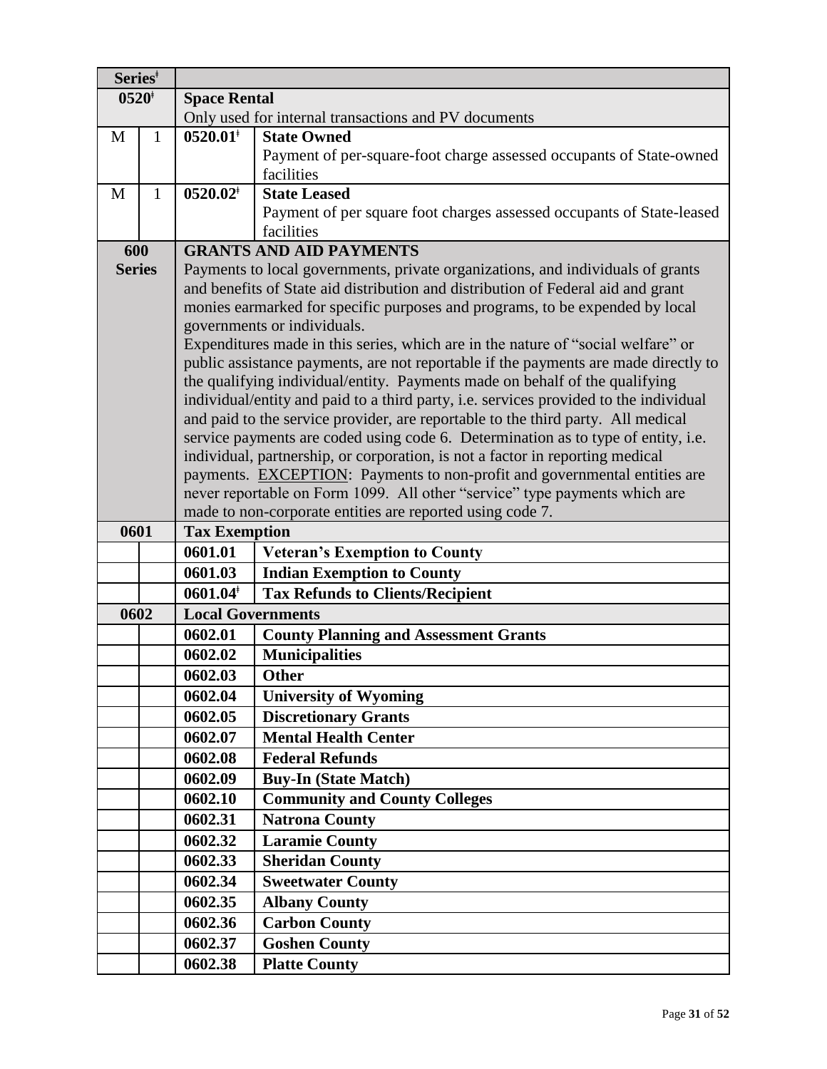| Series[ǂ] | | | |
|---|---|---|---|
| **0520[ǂ]** | | **Space Rental**<br>Only used for internal transactions and PV documents | |
| M | 1 | **0520.01[ǂ]** | **State Owned**<br>Payment of per-square-foot charge assessed occupants of State-owned facilities |
| M | 1 | **0520.02[ǂ]** | **State Leased**<br>Payment of per square foot charges assessed occupants of State-leased facilities |
| **600 Series** | | **GRANTS AND AID PAYMENTS**<br>Payments to local governments, private organizations, and individuals of grants and benefits of State aid distribution and distribution of Federal aid and grant monies earmarked for specific purposes and programs, to be expended by local governments or individuals.<br>Expenditures made in this series, which are in the nature of "social welfare" or public assistance payments, are not reportable if the payments are made directly to the qualifying individual/entity. Payments made on behalf of the qualifying individual/entity and paid to a third party, i.e. services provided to the individual and paid to the service provider, are reportable to the third party. All medical service payments are coded using code 6. Determination as to type of entity, i.e. individual, partnership, or corporation, is not a factor in reporting medical payments. EXCEPTION: Payments to non-profit and governmental entities are never reportable on Form 1099. All other "service" type payments which are made to non-corporate entities are reported using code 7. | |
| **0601** | | **Tax Exemption** | |
| | | **0601.01** | **Veteran's Exemption to County** |
| | | **0601.03** | **Indian Exemption to County** |
| | | **0601.04[ǂ]** | **Tax Refunds to Clients/Recipient** |
| **0602** | | **Local Governments** | |
| | | **0602.01** | **County Planning and Assessment Grants** |
| | | **0602.02** | **Municipalities** |
| | | **0602.03** | **Other** |
| | | **0602.04** | **University of Wyoming** |
| | | **0602.05** | **Discretionary Grants** |
| | | **0602.07** | **Mental Health Center** |
| | | **0602.08** | **Federal Refunds** |
| | | **0602.09** | **Buy-In (State Match)** |
| | | **0602.10** | **Community and County Colleges** |
| | | **0602.31** | **Natrona County** |
| | | **0602.32** | **Laramie County** |
| | | **0602.33** | **Sheridan County** |
| | | **0602.34** | **Sweetwater County** |
| | | **0602.35** | **Albany County** |
| | | **0602.36** | **Carbon County** |
| | | **0602.37** | **Goshen County** |
| | | **0602.38** | **Platte County** |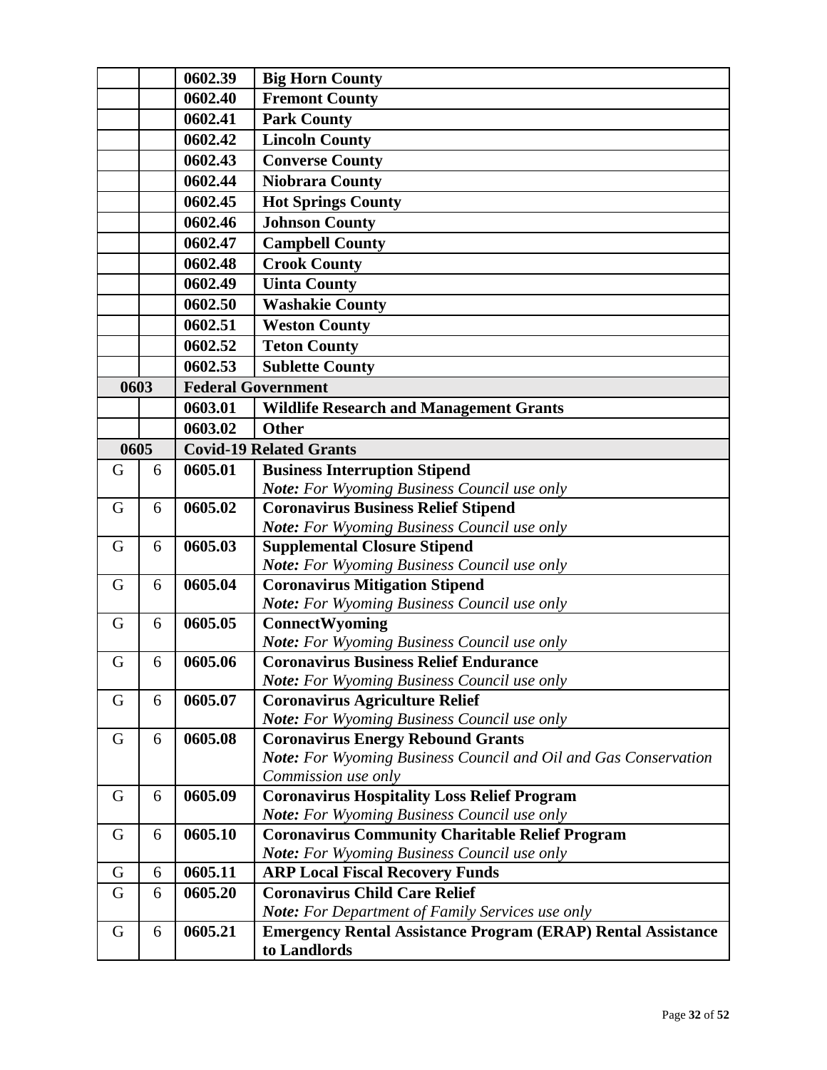| | | | |
|---|---|---|---|
| | | **0602.39** | **Big Horn County** |
| | | **0602.40** | **Fremont County** |
| | | **0602.41** | **Park County** |
| | | **0602.42** | **Lincoln County** |
| | | **0602.43** | **Converse County** |
| | | **0602.44** | **Niobrara County** |
| | | **0602.45** | **Hot Springs County** |
| | | **0602.46** | **Johnson County** |
| | | **0602.47** | **Campbell County** |
| | | **0602.48** | **Crook County** |
| | | **0602.49** | **Uinta County** |
| | | **0602.50** | **Washakie County** |
| | | **0602.51** | **Weston County** |
| | | **0602.52** | **Teton County** |
| | | **0602.53** | **Sublette County** |
| **0603** | | **Federal Government** | |
| | | **0603.01** | **Wildlife Research and Management Grants** |
| | | **0603.02** | **Other** |
| **0605** | | **Covid-19 Related Grants** | |
| G | 6 | **0605.01** | **Business Interruption Stipend** <br> ***Note:*** *For Wyoming Business Council use only* |
| G | 6 | **0605.02** | **Coronavirus Business Relief Stipend** <br> ***Note:*** *For Wyoming Business Council use only* |
| G | 6 | **0605.03** | **Supplemental Closure Stipend** <br> ***Note:*** *For Wyoming Business Council use only* |
| G | 6 | **0605.04** | **Coronavirus Mitigation Stipend** <br> ***Note:*** *For Wyoming Business Council use only* |
| G | 6 | **0605.05** | **ConnectWyoming** <br> ***Note:*** *For Wyoming Business Council use only* |
| G | 6 | **0605.06** | **Coronavirus Business Relief Endurance** <br> ***Note:*** *For Wyoming Business Council use only* |
| G | 6 | **0605.07** | **Coronavirus Agriculture Relief** <br> ***Note:*** *For Wyoming Business Council use only* |
| G | 6 | **0605.08** | **Coronavirus Energy Rebound Grants** <br> ***Note:*** *For Wyoming Business Council and Oil and Gas Conservation Commission use only* |
| G | 6 | **0605.09** | **Coronavirus Hospitality Loss Relief Program** <br> ***Note:*** *For Wyoming Business Council use only* |
| G | 6 | **0605.10** | **Coronavirus Community Charitable Relief Program** <br> ***Note:*** *For Wyoming Business Council use only* |
| G | 6 | **0605.11** | **ARP Local Fiscal Recovery Funds** |
| G | 6 | **0605.20** | **Coronavirus Child Care Relief** <br> ***Note:*** *For Department of Family Services use only* |
| G | 6 | **0605.21** | **Emergency Rental Assistance Program (ERAP) Rental Assistance to Landlords** |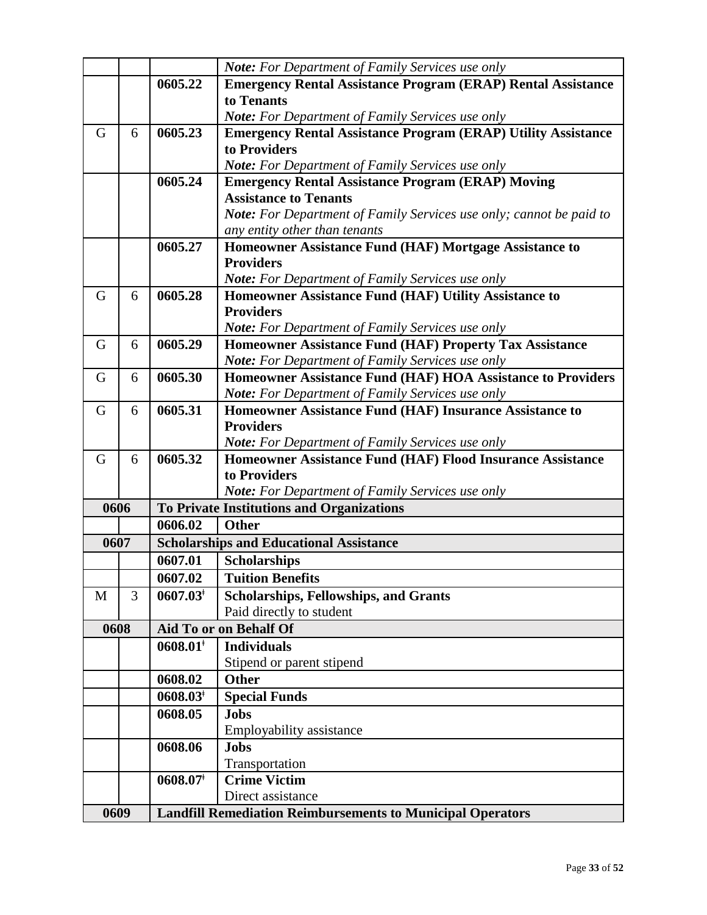|  |  |  |  |
|---|---|---|---|
|  |  |  | ***Note:*** *For Department of Family Services use only* |
|  |  | **0605.22** | **Emergency Rental Assistance Program (ERAP) Rental Assistance to Tenants**<br>***Note:*** *For Department of Family Services use only* |
| G | 6 | **0605.23** | **Emergency Rental Assistance Program (ERAP) Utility Assistance to Providers**<br>***Note:*** *For Department of Family Services use only* |
|  |  | **0605.24** | **Emergency Rental Assistance Program (ERAP) Moving Assistance to Tenants**<br>***Note:*** *For Department of Family Services use only; cannot be paid to any entity other than tenants* |
|  |  | **0605.27** | **Homeowner Assistance Fund (HAF) Mortgage Assistance to Providers**<br>***Note:*** *For Department of Family Services use only* |
| G | 6 | **0605.28** | **Homeowner Assistance Fund (HAF) Utility Assistance to Providers**<br>***Note:*** *For Department of Family Services use only* |
| G | 6 | **0605.29** | **Homeowner Assistance Fund (HAF) Property Tax Assistance**<br>***Note:*** *For Department of Family Services use only* |
| G | 6 | **0605.30** | **Homeowner Assistance Fund (HAF) HOA Assistance to Providers**<br>***Note:*** *For Department of Family Services use only* |
| G | 6 | **0605.31** | **Homeowner Assistance Fund (HAF) Insurance Assistance to Providers**<br>***Note:*** *For Department of Family Services use only* |
| G | 6 | **0605.32** | **Homeowner Assistance Fund (HAF) Flood Insurance Assistance to Providers**<br>***Note:*** *For Department of Family Services use only* |
| **0606** |  | **To Private Institutions and Organizations** |  |
|  |  | **0606.02** | **Other** |
| **0607** |  | **Scholarships and Educational Assistance** |  |
|  |  | **0607.01** | **Scholarships** |
|  |  | **0607.02** | **Tuition Benefits** |
| M | 3 | **0607.03ǂ** | **Scholarships, Fellowships, and Grants**<br>Paid directly to student |
| **0608** |  | **Aid To or on Behalf Of** |  |
|  |  | **0608.01ǂ** | **Individuals**<br>Stipend or parent stipend |
|  |  | **0608.02** | **Other** |
|  |  | **0608.03ǂ** | **Special Funds** |
|  |  | **0608.05** | **Jobs**<br>Employability assistance |
|  |  | **0608.06** | **Jobs**<br>Transportation |
|  |  | **0608.07ǂ** | **Crime Victim**<br>Direct assistance |
| **0609** |  | **Landfill Remediation Reimbursements to Municipal Operators** |  |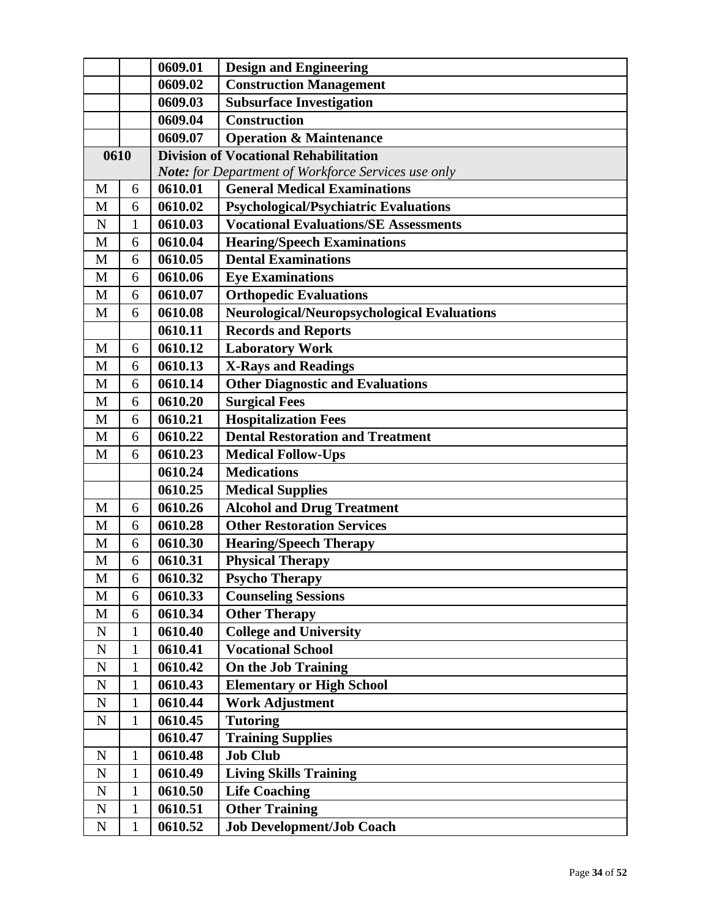| | | | |
|---|---|---|---|
| | | 0609.01 | **Design and Engineering** |
| | | 0609.02 | **Construction Management** |
| | | 0609.03 | **Subsurface Investigation** |
| | | 0609.04 | **Construction** |
| | | 0609.07 | **Operation & Maintenance** |
| **0610** | | **Division of Vocational Rehabilitation** <br> ***Note:*** *for Department of Workforce Services use only* | |
| M | 6 | 0610.01 | **General Medical Examinations** |
| M | 6 | 0610.02 | **Psychological/Psychiatric Evaluations** |
| N | 1 | 0610.03 | **Vocational Evaluations/SE Assessments** |
| M | 6 | 0610.04 | **Hearing/Speech Examinations** |
| M | 6 | 0610.05 | **Dental Examinations** |
| M | 6 | 0610.06 | **Eye Examinations** |
| M | 6 | 0610.07 | **Orthopedic Evaluations** |
| M | 6 | 0610.08 | **Neurological/Neuropsychological Evaluations** |
| | | 0610.11 | **Records and Reports** |
| M | 6 | 0610.12 | **Laboratory Work** |
| M | 6 | 0610.13 | **X-Rays and Readings** |
| M | 6 | 0610.14 | **Other Diagnostic and Evaluations** |
| M | 6 | 0610.20 | **Surgical Fees** |
| M | 6 | 0610.21 | **Hospitalization Fees** |
| M | 6 | 0610.22 | **Dental Restoration and Treatment** |
| M | 6 | 0610.23 | **Medical Follow-Ups** |
| | | 0610.24 | **Medications** |
| | | 0610.25 | **Medical Supplies** |
| M | 6 | 0610.26 | **Alcohol and Drug Treatment** |
| M | 6 | 0610.28 | **Other Restoration Services** |
| M | 6 | 0610.30 | **Hearing/Speech Therapy** |
| M | 6 | 0610.31 | **Physical Therapy** |
| M | 6 | 0610.32 | **Psycho Therapy** |
| M | 6 | 0610.33 | **Counseling Sessions** |
| M | 6 | 0610.34 | **Other Therapy** |
| N | 1 | 0610.40 | **College and University** |
| N | 1 | 0610.41 | **Vocational School** |
| N | 1 | 0610.42 | **On the Job Training** |
| N | 1 | 0610.43 | **Elementary or High School** |
| N | 1 | 0610.44 | **Work Adjustment** |
| N | 1 | 0610.45 | **Tutoring** |
| | | 0610.47 | **Training Supplies** |
| N | 1 | 0610.48 | **Job Club** |
| N | 1 | 0610.49 | **Living Skills Training** |
| N | 1 | 0610.50 | **Life Coaching** |
| N | 1 | 0610.51 | **Other Training** |
| N | 1 | 0610.52 | **Job Development/Job Coach** |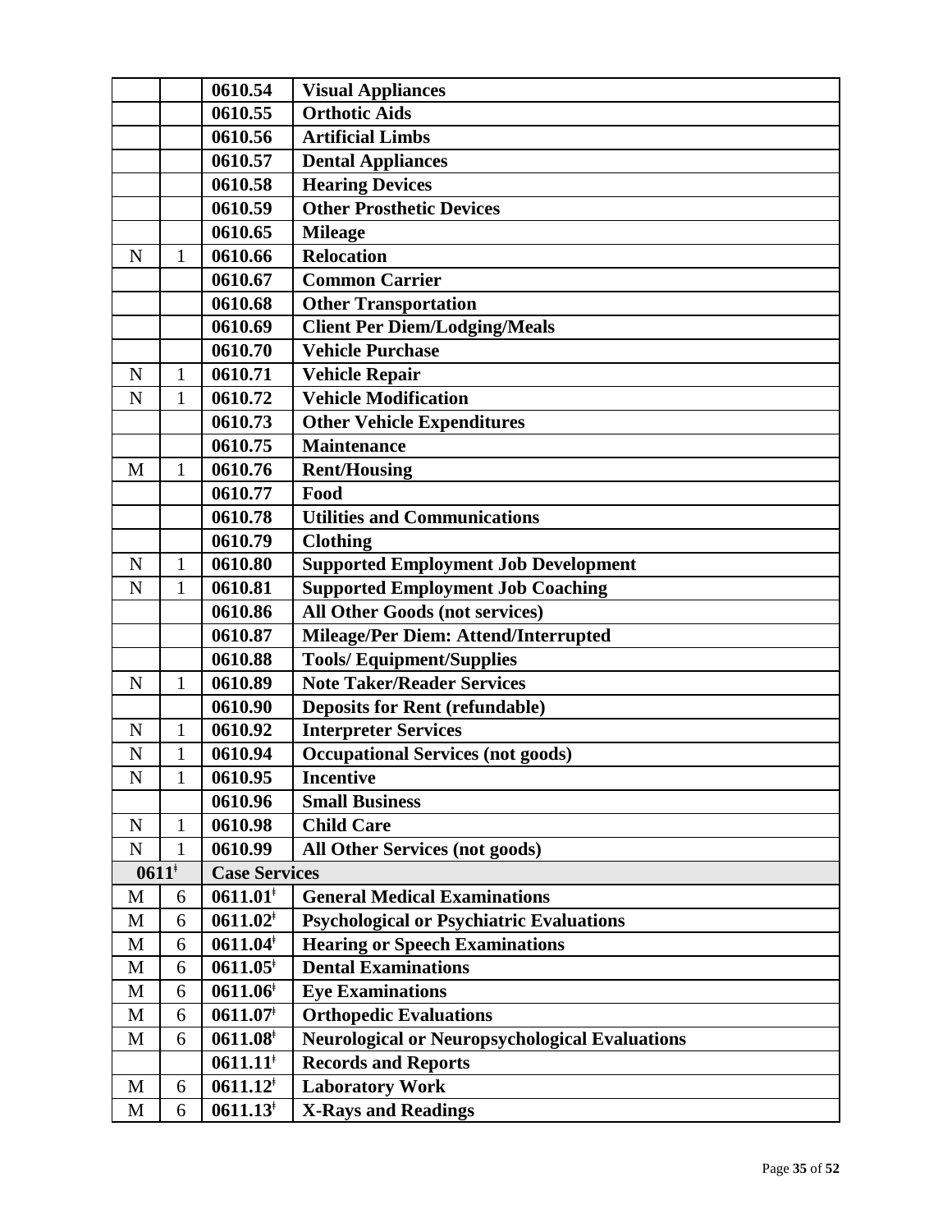| | | | |
|---|---|---|---|
| | | **0610.54** | **Visual Appliances** |
| | | **0610.55** | **Orthotic Aids** |
| | | **0610.56** | **Artificial Limbs** |
| | | **0610.57** | **Dental Appliances** |
| | | **0610.58** | **Hearing Devices** |
| | | **0610.59** | **Other Prosthetic Devices** |
| | | **0610.65** | **Mileage** |
| N | 1 | **0610.66** | **Relocation** |
| | | **0610.67** | **Common Carrier** |
| | | **0610.68** | **Other Transportation** |
| | | **0610.69** | **Client Per Diem/Lodging/Meals** |
| | | **0610.70** | **Vehicle Purchase** |
| N | 1 | **0610.71** | **Vehicle Repair** |
| N | 1 | **0610.72** | **Vehicle Modification** |
| | | **0610.73** | **Other Vehicle Expenditures** |
| | | **0610.75** | **Maintenance** |
| M | 1 | **0610.76** | **Rent/Housing** |
| | | **0610.77** | **Food** |
| | | **0610.78** | **Utilities and Communications** |
| | | **0610.79** | **Clothing** |
| N | 1 | **0610.80** | **Supported Employment Job Development** |
| N | 1 | **0610.81** | **Supported Employment Job Coaching** |
| | | **0610.86** | **All Other Goods (not services)** |
| | | **0610.87** | **Mileage/Per Diem: Attend/Interrupted** |
| | | **0610.88** | **Tools/ Equipment/Supplies** |
| N | 1 | **0610.89** | **Note Taker/Reader Services** |
| | | **0610.90** | **Deposits for Rent (refundable)** |
| N | 1 | **0610.92** | **Interpreter Services** |
| N | 1 | **0610.94** | **Occupational Services (not goods)** |
| N | 1 | **0610.95** | **Incentive** |
| | | **0610.96** | **Small Business** |
| N | 1 | **0610.98** | **Child Care** |
| N | 1 | **0610.99** | **All Other Services (not goods)** |
| **0611ǂ** | | **Case Services** | |
| M | 6 | **0611.01ǂ** | **General Medical Examinations** |
| M | 6 | **0611.02ǂ** | **Psychological or Psychiatric Evaluations** |
| M | 6 | **0611.04ǂ** | **Hearing or Speech Examinations** |
| M | 6 | **0611.05ǂ** | **Dental Examinations** |
| M | 6 | **0611.06ǂ** | **Eye Examinations** |
| M | 6 | **0611.07ǂ** | **Orthopedic Evaluations** |
| M | 6 | **0611.08ǂ** | **Neurological or Neuropsychological Evaluations** |
| | | **0611.11ǂ** | **Records and Reports** |
| M | 6 | **0611.12ǂ** | **Laboratory Work** |
| M | 6 | **0611.13ǂ** | **X-Rays and Readings** |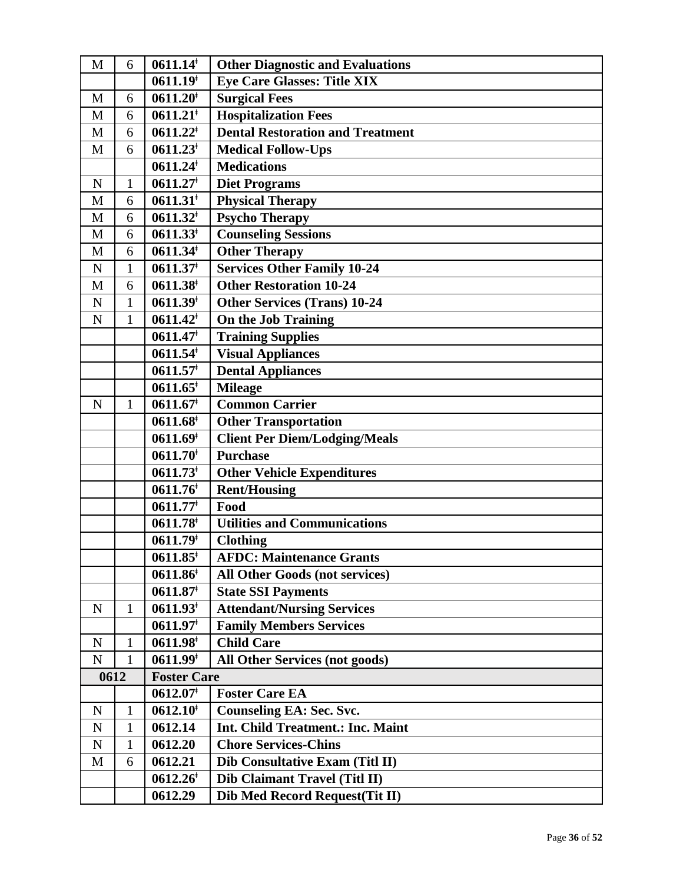| | | | |
|---|---|---|---|
| M | 6 | 0611.14ǂ | **Other Diagnostic and Evaluations** |
| | | 0611.19ǂ | **Eye Care Glasses: Title XIX** |
| M | 6 | 0611.20ǂ | **Surgical Fees** |
| M | 6 | 0611.21ǂ | **Hospitalization Fees** |
| M | 6 | 0611.22ǂ | **Dental Restoration and Treatment** |
| M | 6 | 0611.23ǂ | **Medical Follow-Ups** |
| | | 0611.24ǂ | **Medications** |
| N | 1 | 0611.27ǂ | **Diet Programs** |
| M | 6 | 0611.31ǂ | **Physical Therapy** |
| M | 6 | 0611.32ǂ | **Psycho Therapy** |
| M | 6 | 0611.33ǂ | **Counseling Sessions** |
| M | 6 | 0611.34ǂ | **Other Therapy** |
| N | 1 | 0611.37ǂ | **Services Other Family 10-24** |
| M | 6 | 0611.38ǂ | **Other Restoration 10-24** |
| N | 1 | 0611.39ǂ | **Other Services (Trans) 10-24** |
| N | 1 | 0611.42ǂ | **On the Job Training** |
| | | 0611.47ǂ | **Training Supplies** |
| | | 0611.54ǂ | **Visual Appliances** |
| | | 0611.57ǂ | **Dental Appliances** |
| | | 0611.65ǂ | **Mileage** |
| N | 1 | 0611.67ǂ | **Common Carrier** |
| | | 0611.68ǂ | **Other Transportation** |
| | | 0611.69ǂ | **Client Per Diem/Lodging/Meals** |
| | | 0611.70ǂ | **Purchase** |
| | | 0611.73ǂ | **Other Vehicle Expenditures** |
| | | 0611.76ǂ | **Rent/Housing** |
| | | 0611.77ǂ | **Food** |
| | | 0611.78ǂ | **Utilities and Communications** |
| | | 0611.79ǂ | **Clothing** |
| | | 0611.85ǂ | **AFDC: Maintenance Grants** |
| | | 0611.86ǂ | **All Other Goods (not services)** |
| | | 0611.87ǂ | **State SSI Payments** |
| N | 1 | 0611.93ǂ | **Attendant/Nursing Services** |
| | | 0611.97ǂ | **Family Members Services** |
| N | 1 | 0611.98ǂ | **Child Care** |
| N | 1 | 0611.99ǂ | **All Other Services (not goods)** |
| **0612** | | **Foster Care** | |
| | | 0612.07ǂ | **Foster Care EA** |
| N | 1 | 0612.10ǂ | **Counseling EA: Sec. Svc.** |
| N | 1 | 0612.14 | **Int. Child Treatment.: Inc. Maint** |
| N | 1 | 0612.20 | **Chore Services-Chins** |
| M | 6 | 0612.21 | **Dib Consultative Exam (Titl II)** |
| | | 0612.26ǂ | **Dib Claimant Travel (Titl II)** |
| | | 0612.29 | **Dib Med Record Request(Tit II)** |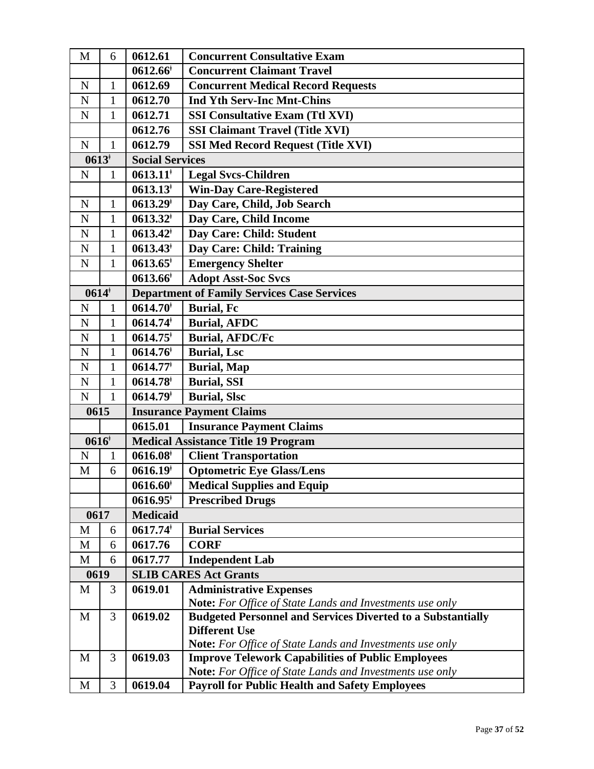| | | | |
|---|---|---|---|
| M | 6 | **0612.61** | **Concurrent Consultative Exam** |
| | | **0612.66ǂ** | **Concurrent Claimant Travel** |
| N | 1 | **0612.69** | **Concurrent Medical Record Requests** |
| N | 1 | **0612.70** | **Ind Yth Serv-Inc Mnt-Chins** |
| N | 1 | **0612.71** | **SSI Consultative Exam (Ttl XVI)** |
| | | **0612.76** | **SSI Claimant Travel (Title XVI)** |
| N | 1 | **0612.79** | **SSI Med Record Request (Title XVI)** |
| **0613ǂ** | | **Social Services** | |
| N | 1 | **0613.11ǂ** | **Legal Svcs-Children** |
| | | **0613.13ǂ** | **Win-Day Care-Registered** |
| N | 1 | **0613.29ǂ** | **Day Care, Child, Job Search** |
| N | 1 | **0613.32ǂ** | **Day Care, Child Income** |
| N | 1 | **0613.42ǂ** | **Day Care: Child: Student** |
| N | 1 | **0613.43ǂ** | **Day Care: Child: Training** |
| N | 1 | **0613.65ǂ** | **Emergency Shelter** |
| | | **0613.66ǂ** | **Adopt Asst-Soc Svcs** |
| **0614ǂ** | | **Department of Family Services Case Services** | |
| N | 1 | **0614.70ǂ** | **Burial, Fc** |
| N | 1 | **0614.74ǂ** | **Burial, AFDC** |
| N | 1 | **0614.75ǂ** | **Burial, AFDC/Fc** |
| N | 1 | **0614.76ǂ** | **Burial, Lsc** |
| N | 1 | **0614.77ǂ** | **Burial, Map** |
| N | 1 | **0614.78ǂ** | **Burial, SSI** |
| N | 1 | **0614.79ǂ** | **Burial, Slsc** |
| **0615** | | **Insurance Payment Claims** | |
| | | **0615.01** | **Insurance Payment Claims** |
| **0616ǂ** | | **Medical Assistance Title 19 Program** | |
| N | 1 | **0616.08ǂ** | **Client Transportation** |
| M | 6 | **0616.19ǂ** | **Optometric Eye Glass/Lens** |
| | | **0616.60ǂ** | **Medical Supplies and Equip** |
| | | **0616.95ǂ** | **Prescribed Drugs** |
| **0617** | | **Medicaid** | |
| M | 6 | **0617.74ǂ** | **Burial Services** |
| M | 6 | **0617.76** | **CORF** |
| M | 6 | **0617.77** | **Independent Lab** |
| **0619** | | **SLIB CARES Act Grants** | |
| M | 3 | **0619.01** | **Administrative Expenses** <br> **Note:** *For Office of State Lands and Investments use only* |
| M | 3 | **0619.02** | **Budgeted Personnel and Services Diverted to a Substantially Different Use** <br> **Note:** *For Office of State Lands and Investments use only* |
| M | 3 | **0619.03** | **Improve Telework Capabilities of Public Employees** <br> **Note:** *For Office of State Lands and Investments use only* |
| M | 3 | **0619.04** | **Payroll for Public Health and Safety Employees** |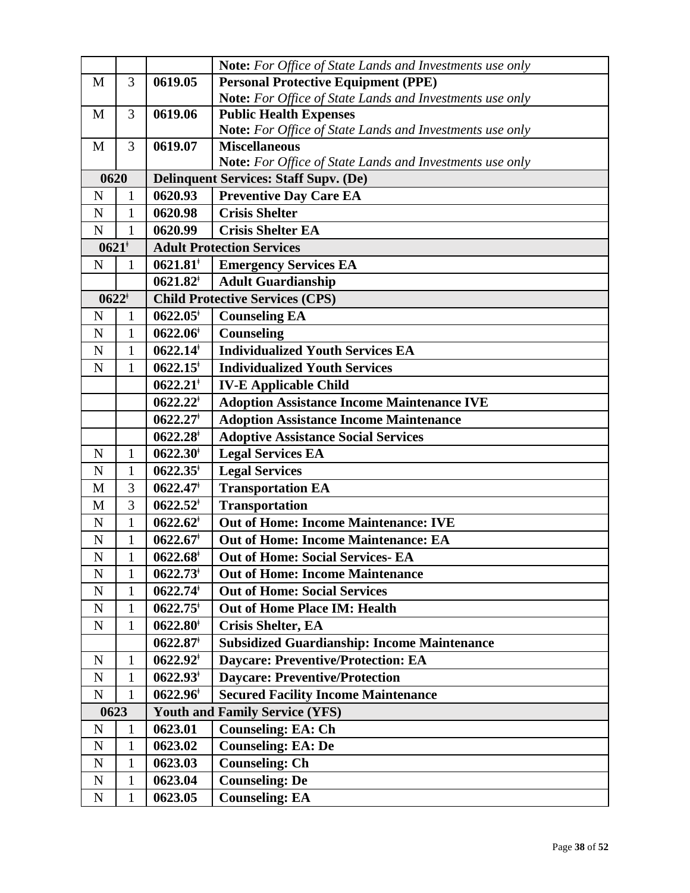| | | | |
|---|---|---|---|
| | | | **Note:** *For Office of State Lands and Investments use only* |
| M | 3 | **0619.05** | **Personal Protective Equipment (PPE)**<br>**Note:** *For Office of State Lands and Investments use only* |
| M | 3 | **0619.06** | **Public Health Expenses**<br>**Note:** *For Office of State Lands and Investments use only* |
| M | 3 | **0619.07** | **Miscellaneous**<br>**Note:** *For Office of State Lands and Investments use only* |
| **0620** | | **Delinquent Services: Staff Supv. (De)** | |
| N | 1 | **0620.93** | **Preventive Day Care EA** |
| N | 1 | **0620.98** | **Crisis Shelter** |
| N | 1 | **0620.99** | **Crisis Shelter EA** |
| **0621ᵻ** | | **Adult Protection Services** | |
| N | 1 | **0621.81ᵻ** | **Emergency Services EA** |
| | | **0621.82ᵻ** | **Adult Guardianship** |
| **0622ᵻ** | | **Child Protective Services (CPS)** | |
| N | 1 | **0622.05ᵻ** | **Counseling EA** |
| N | 1 | **0622.06ᵻ** | **Counseling** |
| N | 1 | **0622.14ᵻ** | **Individualized Youth Services EA** |
| N | 1 | **0622.15ᵻ** | **Individualized Youth Services** |
| | | **0622.21ᵻ** | **IV-E Applicable Child** |
| | | **0622.22ᵻ** | **Adoption Assistance Income Maintenance IVE** |
| | | **0622.27ᵻ** | **Adoption Assistance Income Maintenance** |
| | | **0622.28ᵻ** | **Adoptive Assistance Social Services** |
| N | 1 | **0622.30ᵻ** | **Legal Services EA** |
| N | 1 | **0622.35ᵻ** | **Legal Services** |
| M | 3 | **0622.47ᵻ** | **Transportation EA** |
| M | 3 | **0622.52ᵻ** | **Transportation** |
| N | 1 | **0622.62ᵻ** | **Out of Home: Income Maintenance: IVE** |
| N | 1 | **0622.67ᵻ** | **Out of Home: Income Maintenance: EA** |
| N | 1 | **0622.68ᵻ** | **Out of Home: Social Services- EA** |
| N | 1 | **0622.73ᵻ** | **Out of Home: Income Maintenance** |
| N | 1 | **0622.74ᵻ** | **Out of Home: Social Services** |
| N | 1 | **0622.75ᵻ** | **Out of Home Place IM: Health** |
| N | 1 | **0622.80ᵻ** | **Crisis Shelter, EA** |
| | | **0622.87ᵻ** | **Subsidized Guardianship: Income Maintenance** |
| N | 1 | **0622.92ᵻ** | **Daycare: Preventive/Protection: EA** |
| N | 1 | **0622.93ᵻ** | **Daycare: Preventive/Protection** |
| N | 1 | **0622.96ᵻ** | **Secured Facility Income Maintenance** |
| **0623** | | **Youth and Family Service (YFS)** | |
| N | 1 | **0623.01** | **Counseling: EA: Ch** |
| N | 1 | **0623.02** | **Counseling: EA: De** |
| N | 1 | **0623.03** | **Counseling: Ch** |
| N | 1 | **0623.04** | **Counseling: De** |
| N | 1 | **0623.05** | **Counseling: EA** |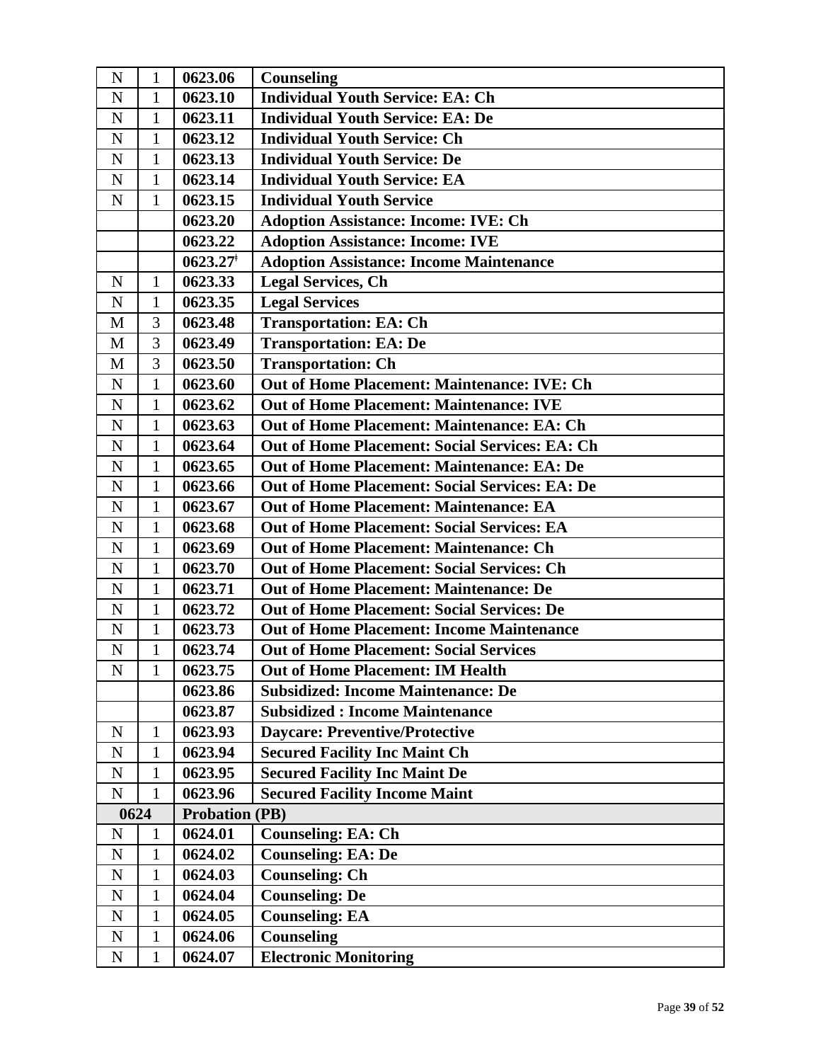| | | | |
|---|---|---|---|
| N | 1 | 0623.06 | **Counseling** |
| N | 1 | 0623.10 | **Individual Youth Service: EA: Ch** |
| N | 1 | 0623.11 | **Individual Youth Service: EA: De** |
| N | 1 | 0623.12 | **Individual Youth Service: Ch** |
| N | 1 | 0623.13 | **Individual Youth Service: De** |
| N | 1 | 0623.14 | **Individual Youth Service: EA** |
| N | 1 | 0623.15 | **Individual Youth Service** |
| | | 0623.20 | **Adoption Assistance: Income: IVE: Ch** |
| | | 0623.22 | **Adoption Assistance: Income: IVE** |
| | | 0623.27[ǂ] | **Adoption Assistance: Income Maintenance** |
| N | 1 | 0623.33 | **Legal Services, Ch** |
| N | 1 | 0623.35 | **Legal Services** |
| M | 3 | 0623.48 | **Transportation: EA: Ch** |
| M | 3 | 0623.49 | **Transportation: EA: De** |
| M | 3 | 0623.50 | **Transportation: Ch** |
| N | 1 | 0623.60 | **Out of Home Placement: Maintenance: IVE: Ch** |
| N | 1 | 0623.62 | **Out of Home Placement: Maintenance: IVE** |
| N | 1 | 0623.63 | **Out of Home Placement: Maintenance: EA: Ch** |
| N | 1 | 0623.64 | **Out of Home Placement: Social Services: EA: Ch** |
| N | 1 | 0623.65 | **Out of Home Placement: Maintenance: EA: De** |
| N | 1 | 0623.66 | **Out of Home Placement: Social Services: EA: De** |
| N | 1 | 0623.67 | **Out of Home Placement: Maintenance: EA** |
| N | 1 | 0623.68 | **Out of Home Placement: Social Services: EA** |
| N | 1 | 0623.69 | **Out of Home Placement: Maintenance: Ch** |
| N | 1 | 0623.70 | **Out of Home Placement: Social Services: Ch** |
| N | 1 | 0623.71 | **Out of Home Placement: Maintenance: De** |
| N | 1 | 0623.72 | **Out of Home Placement: Social Services: De** |
| N | 1 | 0623.73 | **Out of Home Placement: Income Maintenance** |
| N | 1 | 0623.74 | **Out of Home Placement: Social Services** |
| N | 1 | 0623.75 | **Out of Home Placement: IM Health** |
| | | 0623.86 | **Subsidized: Income Maintenance: De** |
| | | 0623.87 | **Subsidized : Income Maintenance** |
| N | 1 | 0623.93 | **Daycare: Preventive/Protective** |
| N | 1 | 0623.94 | **Secured Facility Inc Maint Ch** |
| N | 1 | 0623.95 | **Secured Facility Inc Maint De** |
| N | 1 | 0623.96 | **Secured Facility Income Maint** |
| **0624** | | **Probation (PB)** | |
| N | 1 | 0624.01 | **Counseling: EA: Ch** |
| N | 1 | 0624.02 | **Counseling: EA: De** |
| N | 1 | 0624.03 | **Counseling: Ch** |
| N | 1 | 0624.04 | **Counseling: De** |
| N | 1 | 0624.05 | **Counseling: EA** |
| N | 1 | 0624.06 | **Counseling** |
| N | 1 | 0624.07 | **Electronic Monitoring** |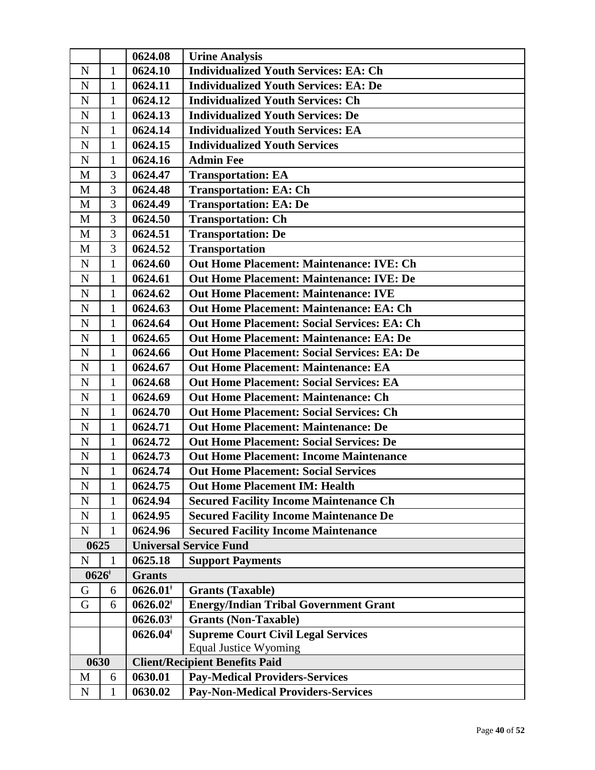| | | | |
|---|---|---|---|
| | | **0624.08** | **Urine Analysis** |
| N | 1 | **0624.10** | **Individualized Youth Services: EA: Ch** |
| N | 1 | **0624.11** | **Individualized Youth Services: EA: De** |
| N | 1 | **0624.12** | **Individualized Youth Services: Ch** |
| N | 1 | **0624.13** | **Individualized Youth Services: De** |
| N | 1 | **0624.14** | **Individualized Youth Services: EA** |
| N | 1 | **0624.15** | **Individualized Youth Services** |
| N | 1 | **0624.16** | **Admin Fee** |
| M | 3 | **0624.47** | **Transportation: EA** |
| M | 3 | **0624.48** | **Transportation: EA: Ch** |
| M | 3 | **0624.49** | **Transportation: EA: De** |
| M | 3 | **0624.50** | **Transportation: Ch** |
| M | 3 | **0624.51** | **Transportation: De** |
| M | 3 | **0624.52** | **Transportation** |
| N | 1 | **0624.60** | **Out Home Placement: Maintenance: IVE: Ch** |
| N | 1 | **0624.61** | **Out Home Placement: Maintenance: IVE: De** |
| N | 1 | **0624.62** | **Out Home Placement: Maintenance: IVE** |
| N | 1 | **0624.63** | **Out Home Placement: Maintenance: EA: Ch** |
| N | 1 | **0624.64** | **Out Home Placement: Social Services: EA: Ch** |
| N | 1 | **0624.65** | **Out Home Placement: Maintenance: EA: De** |
| N | 1 | **0624.66** | **Out Home Placement: Social Services: EA: De** |
| N | 1 | **0624.67** | **Out Home Placement: Maintenance: EA** |
| N | 1 | **0624.68** | **Out Home Placement: Social Services: EA** |
| N | 1 | **0624.69** | **Out Home Placement: Maintenance: Ch** |
| N | 1 | **0624.70** | **Out Home Placement: Social Services: Ch** |
| N | 1 | **0624.71** | **Out Home Placement: Maintenance: De** |
| N | 1 | **0624.72** | **Out Home Placement: Social Services: De** |
| N | 1 | **0624.73** | **Out Home Placement: Income Maintenance** |
| N | 1 | **0624.74** | **Out Home Placement: Social Services** |
| N | 1 | **0624.75** | **Out Home Placement IM: Health** |
| N | 1 | **0624.94** | **Secured Facility Income Maintenance Ch** |
| N | 1 | **0624.95** | **Secured Facility Income Maintenance De** |
| N | 1 | **0624.96** | **Secured Facility Income Maintenance** |
| **0625** | | **Universal Service Fund** | |
| N | 1 | **0625.18** | **Support Payments** |
| **0626ǂ** | | **Grants** | |
| G | 6 | **0626.01ǂ** | **Grants (Taxable)** |
| G | 6 | **0626.02ǂ** | **Energy/Indian Tribal Government Grant** |
| | | **0626.03ǂ** | **Grants (Non-Taxable)** |
| | | **0626.04ǂ** | **Supreme Court Civil Legal Services** Equal Justice Wyoming |
| **0630** | | **Client/Recipient Benefits Paid** | |
| M | 6 | **0630.01** | **Pay-Medical Providers-Services** |
| N | 1 | **0630.02** | **Pay-Non-Medical Providers-Services** |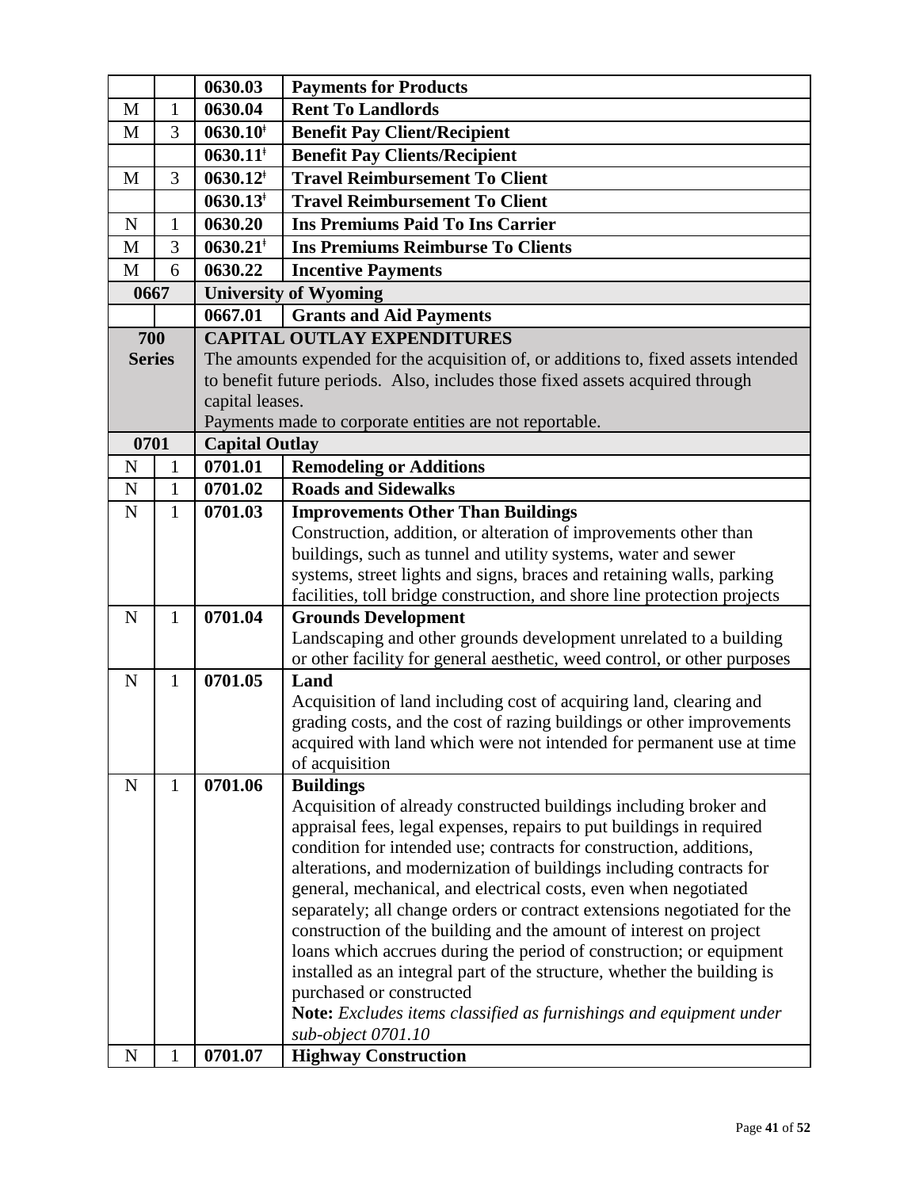| | | | |
|---|---|---|---|
| | | 0630.03 | **Payments for Products** |
| M | 1 | 0630.04 | **Rent To Landlords** |
| M | 3 | 0630.10ǂ | **Benefit Pay Client/Recipient** |
| | | 0630.11ǂ | **Benefit Pay Clients/Recipient** |
| M | 3 | 0630.12ǂ | **Travel Reimbursement To Client** |
| | | 0630.13ǂ | **Travel Reimbursement To Client** |
| N | 1 | 0630.20 | **Ins Premiums Paid To Ins Carrier** |
| M | 3 | 0630.21ǂ | **Ins Premiums Reimburse To Clients** |
| M | 6 | 0630.22 | **Incentive Payments** |
| **0667** | | **University of Wyoming** | |
| | | 0667.01 | **Grants and Aid Payments** |
| **700 Series** | | **CAPITAL OUTLAY EXPENDITURES** The amounts expended for the acquisition of, or additions to, fixed assets intended to benefit future periods. Also, includes those fixed assets acquired through capital leases. Payments made to corporate entities are not reportable. | |
| **0701** | | **Capital Outlay** | |
| N | 1 | 0701.01 | **Remodeling or Additions** |
| N | 1 | 0701.02 | **Roads and Sidewalks** |
| N | 1 | 0701.03 | **Improvements Other Than Buildings** Construction, addition, or alteration of improvements other than buildings, such as tunnel and utility systems, water and sewer systems, street lights and signs, braces and retaining walls, parking facilities, toll bridge construction, and shore line protection projects |
| N | 1 | 0701.04 | **Grounds Development** Landscaping and other grounds development unrelated to a building or other facility for general aesthetic, weed control, or other purposes |
| N | 1 | 0701.05 | **Land** Acquisition of land including cost of acquiring land, clearing and grading costs, and the cost of razing buildings or other improvements acquired with land which were not intended for permanent use at time of acquisition |
| N | 1 | 0701.06 | **Buildings** Acquisition of already constructed buildings including broker and appraisal fees, legal expenses, repairs to put buildings in required condition for intended use; contracts for construction, additions, alterations, and modernization of buildings including contracts for general, mechanical, and electrical costs, even when negotiated separately; all change orders or contract extensions negotiated for the construction of the building and the amount of interest on project loans which accrues during the period of construction; or equipment installed as an integral part of the structure, whether the building is purchased or constructed **Note:** *Excludes items classified as furnishings and equipment under sub-object 0701.10* |
| N | 1 | 0701.07 | **Highway Construction** |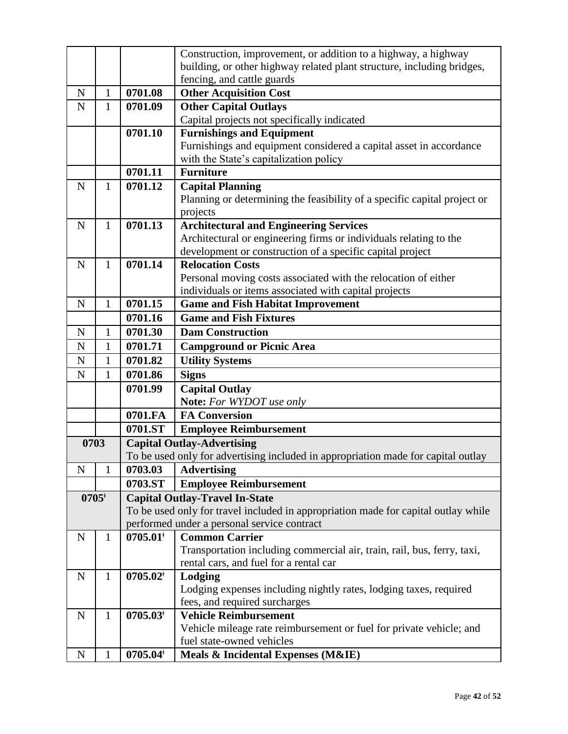| | | | |
|---|---|---|---|
| | | | Construction, improvement, or addition to a highway, a highway building, or other highway related plant structure, including bridges, fencing, and cattle guards |
| N | 1 | **0701.08** | **Other Acquisition Cost** |
| N | 1 | **0701.09** | **Other Capital Outlays**<br>Capital projects not specifically indicated |
| | | **0701.10** | **Furnishings and Equipment**<br>Furnishings and equipment considered a capital asset in accordance with the State's capitalization policy |
| | | **0701.11** | **Furniture** |
| N | 1 | **0701.12** | **Capital Planning**<br>Planning or determining the feasibility of a specific capital project or projects |
| N | 1 | **0701.13** | **Architectural and Engineering Services**<br>Architectural or engineering firms or individuals relating to the development or construction of a specific capital project |
| N | 1 | **0701.14** | **Relocation Costs**<br>Personal moving costs associated with the relocation of either individuals or items associated with capital projects |
| N | 1 | **0701.15** | **Game and Fish Habitat Improvement** |
| | | **0701.16** | **Game and Fish Fixtures** |
| N | 1 | **0701.30** | **Dam Construction** |
| N | 1 | **0701.71** | **Campground or Picnic Area** |
| N | 1 | **0701.82** | **Utility Systems** |
| N | 1 | **0701.86** | **Signs** |
| | | **0701.99** | **Capital Outlay**<br>**Note:** *For WYDOT use only* |
| | | **0701.FA** | **FA Conversion** |
| | | **0701.ST** | **Employee Reimbursement** |
| **0703** | | **Capital Outlay-Advertising**<br>To be used only for advertising included in appropriation made for capital outlay | |
| N | 1 | **0703.03** | **Advertising** |
| | | **0703.ST** | **Employee Reimbursement** |
| **0705ǂ** | | **Capital Outlay-Travel In-State**<br>To be used only for travel included in appropriation made for capital outlay while performed under a personal service contract | |
| N | 1 | **0705.01ǂ** | **Common Carrier**<br>Transportation including commercial air, train, rail, bus, ferry, taxi, rental cars, and fuel for a rental car |
| N | 1 | **0705.02ǂ** | **Lodging**<br>Lodging expenses including nightly rates, lodging taxes, required fees, and required surcharges |
| N | 1 | **0705.03ǂ** | **Vehicle Reimbursement**<br>Vehicle mileage rate reimbursement or fuel for private vehicle; and fuel state-owned vehicles |
| N | 1 | **0705.04ǂ** | **Meals & Incidental Expenses (M&IE)** |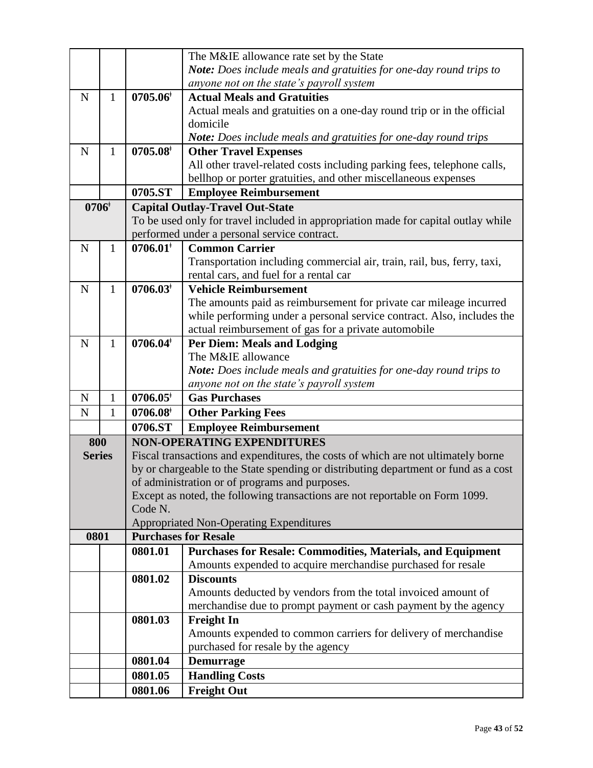| | | | |
|---|---|---|---|
| | | | The M&IE allowance rate set by the State<br>*Note: Does include meals and gratuities for one-day round trips to anyone not on the state's payroll system* |
| N | 1 | **0705.06ǂ** | **Actual Meals and Gratuities**<br>Actual meals and gratuities on a one-day round trip or in the official domicile<br>*Note: Does include meals and gratuities for one-day round trips* |
| N | 1 | **0705.08ǂ** | **Other Travel Expenses**<br>All other travel-related costs including parking fees, telephone calls, bellhop or porter gratuities, and other miscellaneous expenses |
| | | **0705.ST** | **Employee Reimbursement** |
| **0706ǂ** | | **Capital Outlay-Travel Out-State**<br>To be used only for travel included in appropriation made for capital outlay while performed under a personal service contract. | |
| N | 1 | **0706.01ǂ** | **Common Carrier**<br>Transportation including commercial air, train, rail, bus, ferry, taxi, rental cars, and fuel for a rental car |
| N | 1 | **0706.03ǂ** | **Vehicle Reimbursement**<br>The amounts paid as reimbursement for private car mileage incurred while performing under a personal service contract. Also, includes the actual reimbursement of gas for a private automobile |
| N | 1 | **0706.04ǂ** | **Per Diem: Meals and Lodging**<br>The M&IE allowance<br>*Note: Does include meals and gratuities for one-day round trips to anyone not on the state's payroll system* |
| N | 1 | **0706.05ǂ** | **Gas Purchases** |
| N | 1 | **0706.08ǂ** | **Other Parking Fees** |
| | | **0706.ST** | **Employee Reimbursement** |
| **800 Series** | | **NON-OPERATING EXPENDITURES**<br>Fiscal transactions and expenditures, the costs of which are not ultimately borne by or chargeable to the State spending or distributing department or fund as a cost of administration or of programs and purposes.<br>Except as noted, the following transactions are not reportable on Form 1099. Code N.<br>Appropriated Non-Operating Expenditures | |
| **0801** | | **Purchases for Resale** | |
| | | **0801.01** | **Purchases for Resale: Commodities, Materials, and Equipment**<br>Amounts expended to acquire merchandise purchased for resale |
| | | **0801.02** | **Discounts**<br>Amounts deducted by vendors from the total invoiced amount of merchandise due to prompt payment or cash payment by the agency |
| | | **0801.03** | **Freight In**<br>Amounts expended to common carriers for delivery of merchandise purchased for resale by the agency |
| | | **0801.04** | **Demurrage** |
| | | **0801.05** | **Handling Costs** |
| | | **0801.06** | **Freight Out** |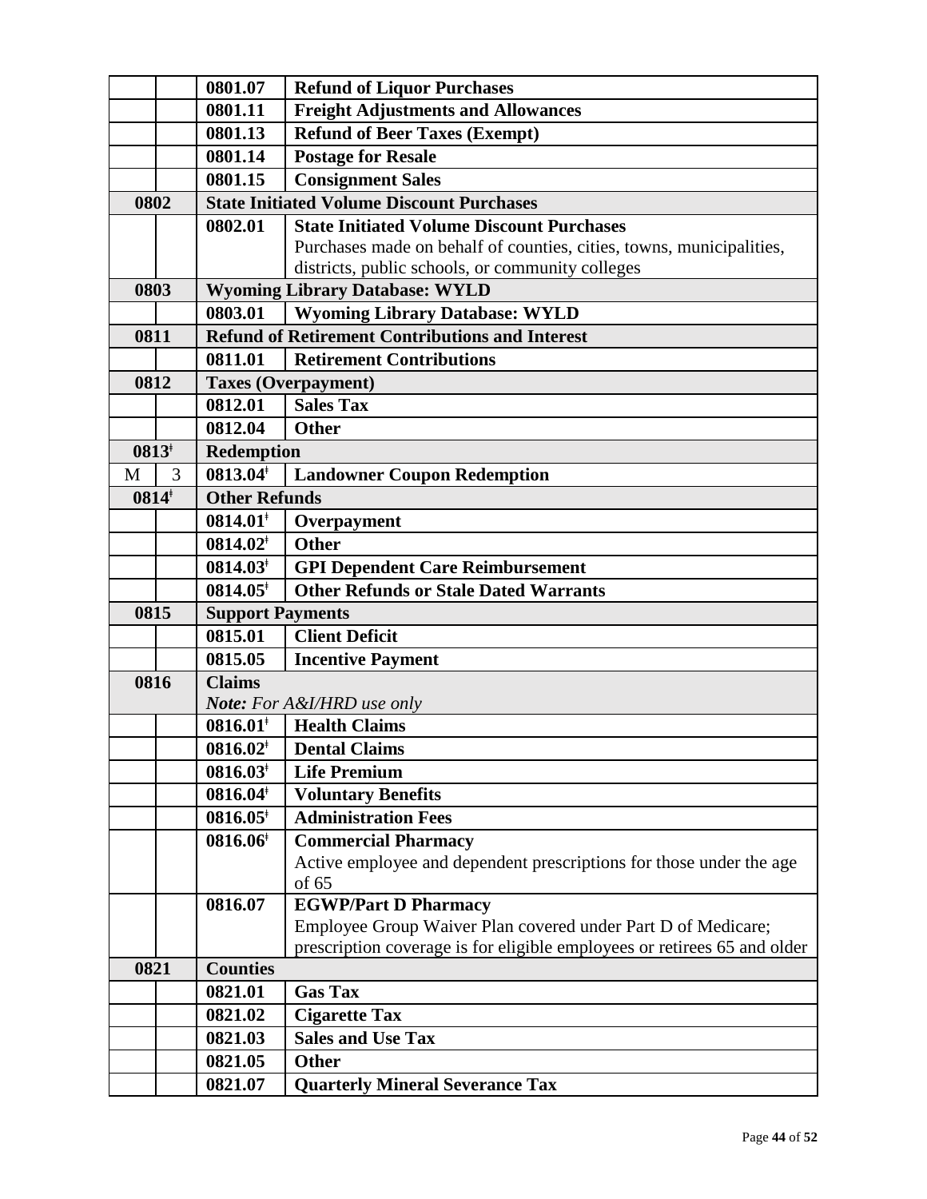| | | | |
|---|---|---|---|
| | | 0801.07 | **Refund of Liquor Purchases** |
| | | 0801.11 | **Freight Adjustments and Allowances** |
| | | 0801.13 | **Refund of Beer Taxes (Exempt)** |
| | | 0801.14 | **Postage for Resale** |
| | | 0801.15 | **Consignment Sales** |
| **0802** | | **State Initiated Volume Discount Purchases** | |
| | | 0802.01 | **State Initiated Volume Discount Purchases** Purchases made on behalf of counties, cities, towns, municipalities, districts, public schools, or community colleges |
| **0803** | | **Wyoming Library Database: WYLD** | |
| | | 0803.01 | **Wyoming Library Database: WYLD** |
| **0811** | | **Refund of Retirement Contributions and Interest** | |
| | | 0811.01 | **Retirement Contributions** |
| **0812** | | **Taxes (Overpayment)** | |
| | | 0812.01 | **Sales Tax** |
| | | 0812.04 | **Other** |
| **0813ǂ** | | **Redemption** | |
| M | 3 | 0813.04ǂ | **Landowner Coupon Redemption** |
| **0814ǂ** | | **Other Refunds** | |
| | | 0814.01ǂ | **Overpayment** |
| | | 0814.02ǂ | **Other** |
| | | 0814.03ǂ | **GPI Dependent Care Reimbursement** |
| | | 0814.05ǂ | **Other Refunds or Stale Dated Warrants** |
| **0815** | | **Support Payments** | |
| | | 0815.01 | **Client Deficit** |
| | | 0815.05 | **Incentive Payment** |
| **0816** | | **Claims** *Note: For A&I/HRD use only* | |
| | | 0816.01ǂ | **Health Claims** |
| | | 0816.02ǂ | **Dental Claims** |
| | | 0816.03ǂ | **Life Premium** |
| | | 0816.04ǂ | **Voluntary Benefits** |
| | | 0816.05ǂ | **Administration Fees** |
| | | 0816.06ǂ | **Commercial Pharmacy** Active employee and dependent prescriptions for those under the age of 65 |
| | | 0816.07 | **EGWP/Part D Pharmacy** Employee Group Waiver Plan covered under Part D of Medicare; prescription coverage is for eligible employees or retirees 65 and older |
| **0821** | | **Counties** | |
| | | 0821.01 | **Gas Tax** |
| | | 0821.02 | **Cigarette Tax** |
| | | 0821.03 | **Sales and Use Tax** |
| | | 0821.05 | **Other** |
| | | 0821.07 | **Quarterly Mineral Severance Tax** |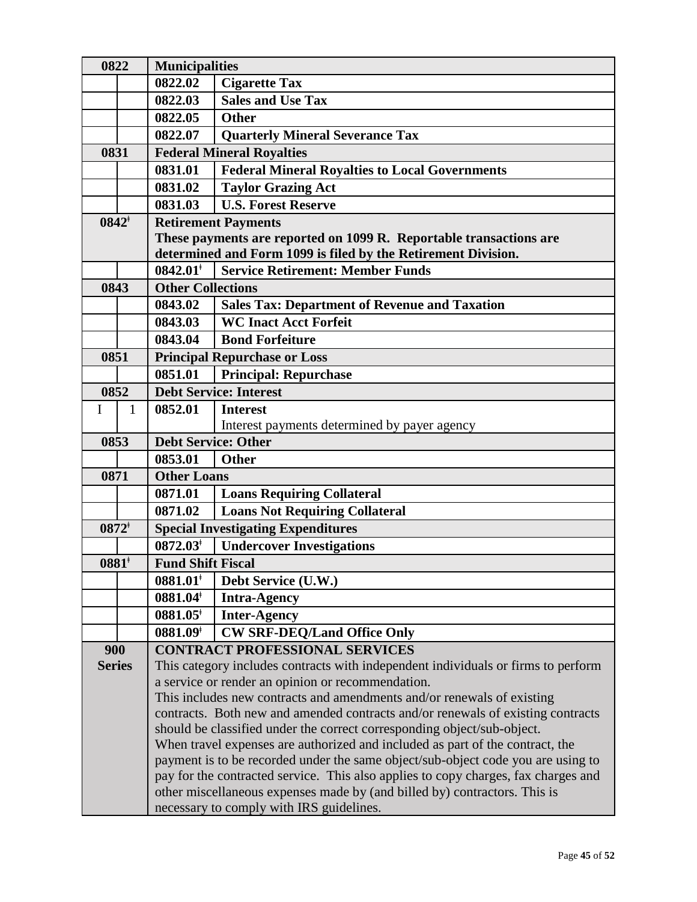| | | | |
|---|---|---|---|
| **0822** | | **Municipalities** | |
| | | **0822.02** | **Cigarette Tax** |
| | | **0822.03** | **Sales and Use Tax** |
| | | **0822.05** | **Other** |
| | | **0822.07** | **Quarterly Mineral Severance Tax** |
| **0831** | | **Federal Mineral Royalties** | |
| | | **0831.01** | **Federal Mineral Royalties to Local Governments** |
| | | **0831.02** | **Taylor Grazing Act** |
| | | **0831.03** | **U.S. Forest Reserve** |
| **0842ǂ** | | **Retirement Payments** These payments are reported on 1099 R. Reportable transactions are determined and Form 1099 is filed by the Retirement Division. | |
| | | **0842.01ǂ** | **Service Retirement: Member Funds** |
| **0843** | | **Other Collections** | |
| | | **0843.02** | **Sales Tax: Department of Revenue and Taxation** |
| | | **0843.03** | **WC Inact Acct Forfeit** |
| | | **0843.04** | **Bond Forfeiture** |
| **0851** | | **Principal Repurchase or Loss** | |
| | | **0851.01** | **Principal: Repurchase** |
| **0852** | | **Debt Service: Interest** | |
| I | 1 | **0852.01** | **Interest** Interest payments determined by payer agency |
| **0853** | | **Debt Service: Other** | |
| | | **0853.01** | **Other** |
| **0871** | | **Other Loans** | |
| | | **0871.01** | **Loans Requiring Collateral** |
| | | **0871.02** | **Loans Not Requiring Collateral** |
| **0872ǂ** | | **Special Investigating Expenditures** | |
| | | **0872.03ǂ** | **Undercover Investigations** |
| **0881ǂ** | | **Fund Shift Fiscal** | |
| | | **0881.01ǂ** | **Debt Service (U.W.)** |
| | | **0881.04ǂ** | **Intra-Agency** |
| | | **0881.05ǂ** | **Inter-Agency** |
| | | **0881.09ǂ** | **CW SRF-DEQ/Land Office Only** |
| **900 Series** | | **CONTRACT PROFESSIONAL SERVICES** This category includes contracts with independent individuals or firms to perform a service or render an opinion or recommendation. This includes new contracts and amendments and/or renewals of existing contracts. Both new and amended contracts and/or renewals of existing contracts should be classified under the correct corresponding object/sub-object. When travel expenses are authorized and included as part of the contract, the payment is to be recorded under the same object/sub-object code you are using to pay for the contracted service. This also applies to copy charges, fax charges and other miscellaneous expenses made by (and billed by) contractors. This is necessary to comply with IRS guidelines. | |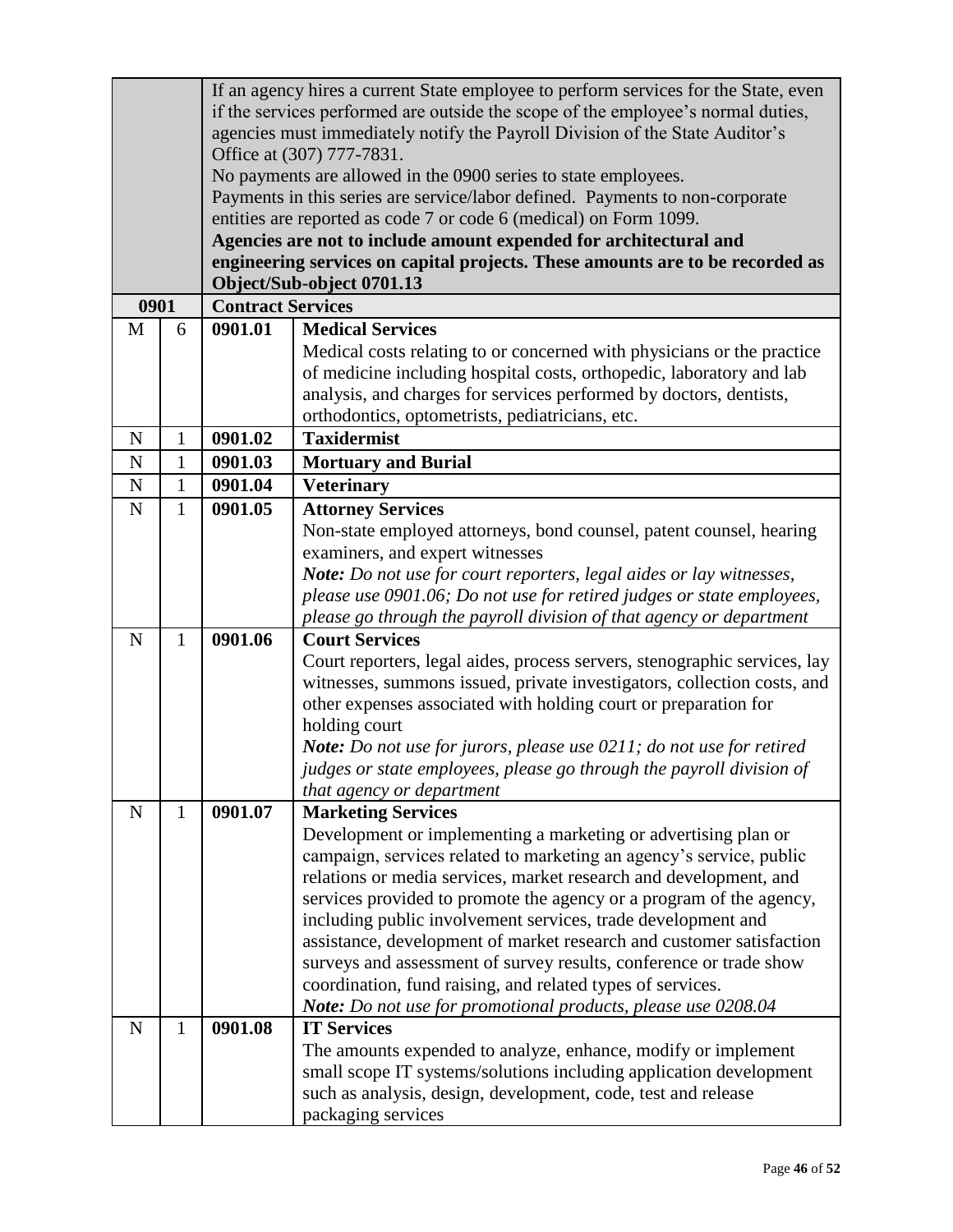| | | | |
|---|---|---|---|
| | | If an agency hires a current State employee to perform services for the State, even if the services performed are outside the scope of the employee's normal duties, agencies must immediately notify the Payroll Division of the State Auditor's Office at (307) 777-7831.<br>No payments are allowed in the 0900 series to state employees.<br>Payments in this series are service/labor defined. Payments to non-corporate entities are reported as code 7 or code 6 (medical) on Form 1099.<br>**Agencies are not to include amount expended for architectural and engineering services on capital projects. These amounts are to be recorded as Object/Sub-object 0701.13** | |
| **0901** | | **Contract Services** | |
| M | 6 | **0901.01** | **Medical Services**<br>Medical costs relating to or concerned with physicians or the practice of medicine including hospital costs, orthopedic, laboratory and lab analysis, and charges for services performed by doctors, dentists, orthodontics, optometrists, pediatricians, etc. |
| N | 1 | **0901.02** | **Taxidermist** |
| N | 1 | **0901.03** | **Mortuary and Burial** |
| N | 1 | **0901.04** | **Veterinary** |
| N | 1 | **0901.05** | **Attorney Services**<br>Non-state employed attorneys, bond counsel, patent counsel, hearing examiners, and expert witnesses<br>***Note:** Do not use for court reporters, legal aides or lay witnesses, please use 0901.06; Do not use for retired judges or state employees, please go through the payroll division of that agency or department* |
| N | 1 | **0901.06** | **Court Services**<br>Court reporters, legal aides, process servers, stenographic services, lay witnesses, summons issued, private investigators, collection costs, and other expenses associated with holding court or preparation for holding court<br>***Note:** Do not use for jurors, please use 0211; do not use for retired judges or state employees, please go through the payroll division of that agency or department* |
| N | 1 | **0901.07** | **Marketing Services**<br>Development or implementing a marketing or advertising plan or campaign, services related to marketing an agency's service, public relations or media services, market research and development, and services provided to promote the agency or a program of the agency, including public involvement services, trade development and assistance, development of market research and customer satisfaction surveys and assessment of survey results, conference or trade show coordination, fund raising, and related types of services.<br>***Note:** Do not use for promotional products, please use 0208.04* |
| N | 1 | **0901.08** | **IT Services**<br>The amounts expended to analyze, enhance, modify or implement small scope IT systems/solutions including application development such as analysis, design, development, code, test and release packaging services |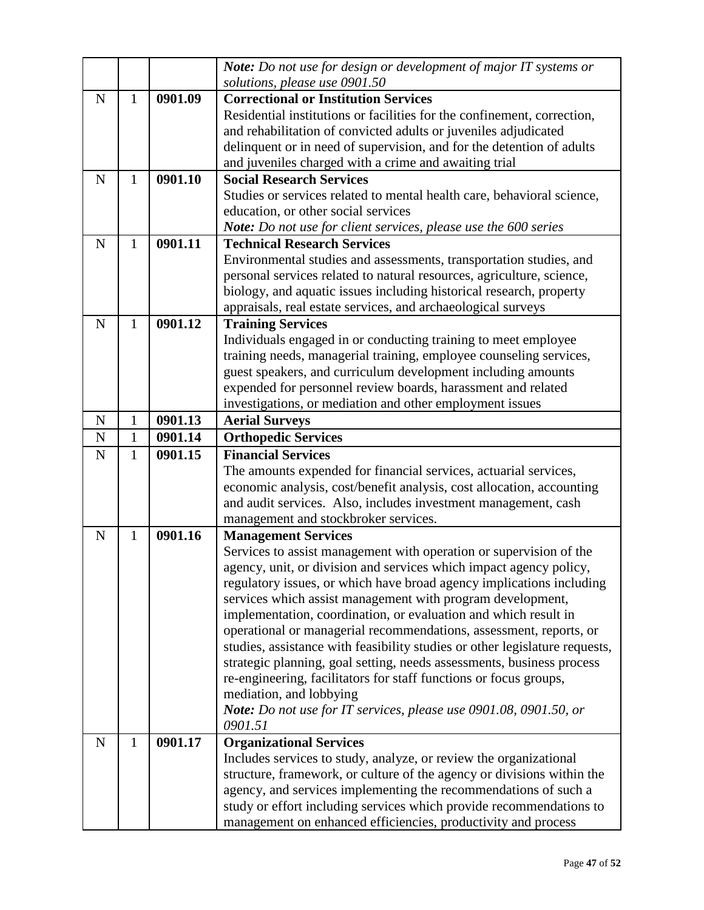| | | | |
|---|---|---|---|
| | | | ***Note:*** *Do not use for design or development of major IT systems or solutions, please use 0901.50* |
| N | 1 | **0901.09** | **Correctional or Institution Services** Residential institutions or facilities for the confinement, correction, and rehabilitation of convicted adults or juveniles adjudicated delinquent or in need of supervision, and for the detention of adults and juveniles charged with a crime and awaiting trial |
| N | 1 | **0901.10** | **Social Research Services** Studies or services related to mental health care, behavioral science, education, or other social services ***Note:*** *Do not use for client services, please use the 600 series* |
| N | 1 | **0901.11** | **Technical Research Services** Environmental studies and assessments, transportation studies, and personal services related to natural resources, agriculture, science, biology, and aquatic issues including historical research, property appraisals, real estate services, and archaeological surveys |
| N | 1 | **0901.12** | **Training Services** Individuals engaged in or conducting training to meet employee training needs, managerial training, employee counseling services, guest speakers, and curriculum development including amounts expended for personnel review boards, harassment and related investigations, or mediation and other employment issues |
| N | 1 | **0901.13** | **Aerial Surveys** |
| N | 1 | **0901.14** | **Orthopedic Services** |
| N | 1 | **0901.15** | **Financial Services** The amounts expended for financial services, actuarial services, economic analysis, cost/benefit analysis, cost allocation, accounting and audit services. Also, includes investment management, cash management and stockbroker services. |
| N | 1 | **0901.16** | **Management Services** Services to assist management with operation or supervision of the agency, unit, or division and services which impact agency policy, regulatory issues, or which have broad agency implications including services which assist management with program development, implementation, coordination, or evaluation and which result in operational or managerial recommendations, assessment, reports, or studies, assistance with feasibility studies or other legislature requests, strategic planning, goal setting, needs assessments, business process re-engineering, facilitators for staff functions or focus groups, mediation, and lobbying ***Note:*** *Do not use for IT services, please use 0901.08, 0901.50, or 0901.51* |
| N | 1 | **0901.17** | **Organizational Services** Includes services to study, analyze, or review the organizational structure, framework, or culture of the agency or divisions within the agency, and services implementing the recommendations of such a study or effort including services which provide recommendations to management on enhanced efficiencies, productivity and process |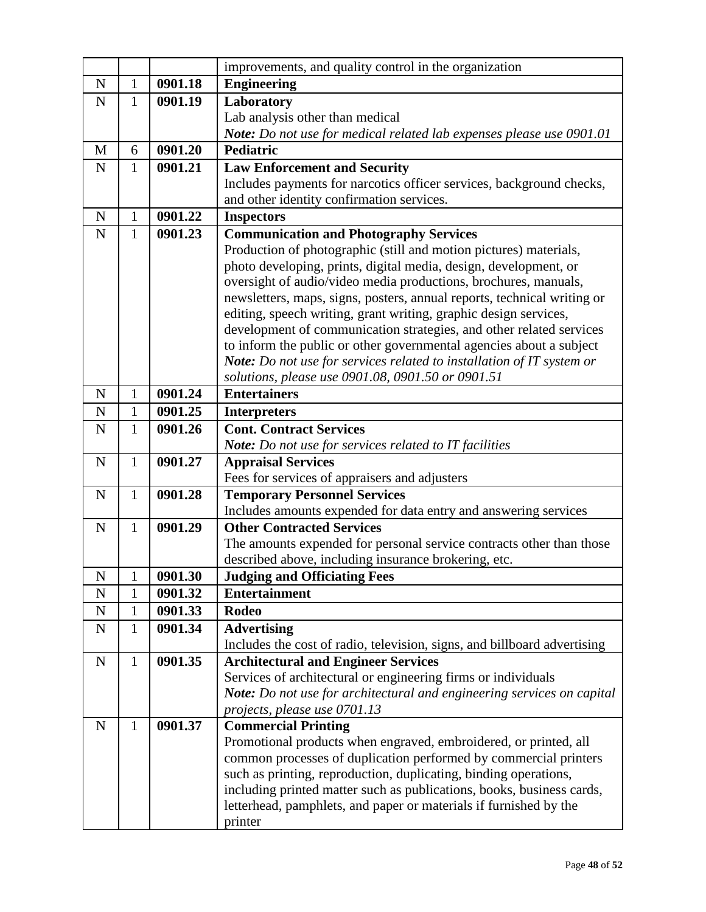| | | | |
|---|---|---|---|
| | | | improvements, and quality control in the organization |
| N | 1 | **0901.18** | **Engineering** |
| N | 1 | **0901.19** | **Laboratory**<br>Lab analysis other than medical<br>***Note:*** *Do not use for medical related lab expenses please use 0901.01* |
| M | 6 | **0901.20** | **Pediatric** |
| N | 1 | **0901.21** | **Law Enforcement and Security**<br>Includes payments for narcotics officer services, background checks, and other identity confirmation services. |
| N | 1 | **0901.22** | **Inspectors** |
| N | 1 | **0901.23** | **Communication and Photography Services**<br>Production of photographic (still and motion pictures) materials, photo developing, prints, digital media, design, development, or oversight of audio/video media productions, brochures, manuals, newsletters, maps, signs, posters, annual reports, technical writing or editing, speech writing, grant writing, graphic design services, development of communication strategies, and other related services to inform the public or other governmental agencies about a subject<br>***Note:*** *Do not use for services related to installation of IT system or solutions, please use 0901.08, 0901.50 or 0901.51* |
| N | 1 | **0901.24** | **Entertainers** |
| N | 1 | **0901.25** | **Interpreters** |
| N | 1 | **0901.26** | **Cont. Contract Services**<br>***Note:*** *Do not use for services related to IT facilities* |
| N | 1 | **0901.27** | **Appraisal Services**<br>Fees for services of appraisers and adjusters |
| N | 1 | **0901.28** | **Temporary Personnel Services**<br>Includes amounts expended for data entry and answering services |
| N | 1 | **0901.29** | **Other Contracted Services**<br>The amounts expended for personal service contracts other than those described above, including insurance brokering, etc. |
| N | 1 | **0901.30** | **Judging and Officiating Fees** |
| N | 1 | **0901.32** | **Entertainment** |
| N | 1 | **0901.33** | **Rodeo** |
| N | 1 | **0901.34** | **Advertising**<br>Includes the cost of radio, television, signs, and billboard advertising |
| N | 1 | **0901.35** | **Architectural and Engineer Services**<br>Services of architectural or engineering firms or individuals<br>***Note:*** *Do not use for architectural and engineering services on capital projects, please use 0701.13* |
| N | 1 | **0901.37** | **Commercial Printing**<br>Promotional products when engraved, embroidered, or printed, all common processes of duplication performed by commercial printers such as printing, reproduction, duplicating, binding operations, including printed matter such as publications, books, business cards, letterhead, pamphlets, and paper or materials if furnished by the printer |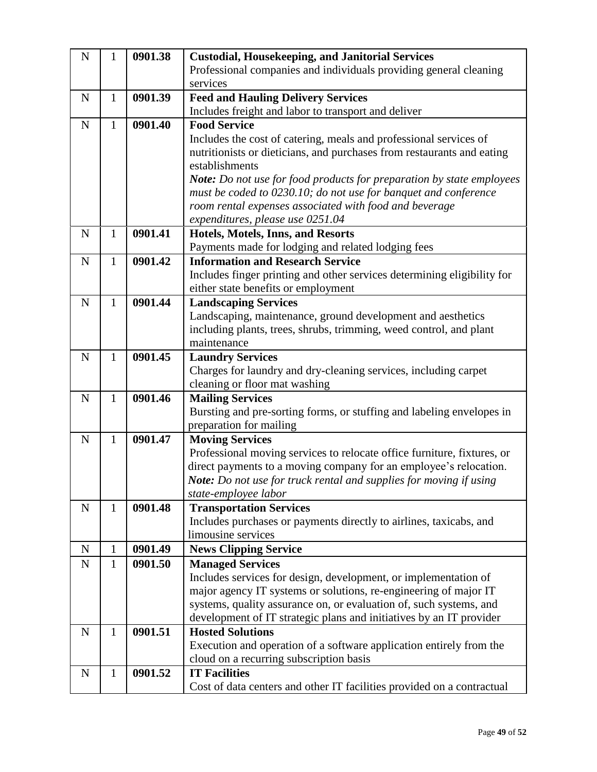| | | | |
|---|---|---|---|
| N | 1 | **0901.38** | **Custodial, Housekeeping, and Janitorial Services**<br>Professional companies and individuals providing general cleaning services |
| N | 1 | **0901.39** | **Feed and Hauling Delivery Services**<br>Includes freight and labor to transport and deliver |
| N | 1 | **0901.40** | **Food Service**<br>Includes the cost of catering, meals and professional services of nutritionists or dieticians, and purchases from restaurants and eating establishments<br>***Note:*** *Do not use for food products for preparation by state employees must be coded to 0230.10; do not use for banquet and conference room rental expenses associated with food and beverage expenditures, please use 0251.04* |
| N | 1 | **0901.41** | **Hotels, Motels, Inns, and Resorts**<br>Payments made for lodging and related lodging fees |
| N | 1 | **0901.42** | **Information and Research Service**<br>Includes finger printing and other services determining eligibility for either state benefits or employment |
| N | 1 | **0901.44** | **Landscaping Services**<br>Landscaping, maintenance, ground development and aesthetics including plants, trees, shrubs, trimming, weed control, and plant maintenance |
| N | 1 | **0901.45** | **Laundry Services**<br>Charges for laundry and dry-cleaning services, including carpet cleaning or floor mat washing |
| N | 1 | **0901.46** | **Mailing Services**<br>Bursting and pre-sorting forms, or stuffing and labeling envelopes in preparation for mailing |
| N | 1 | **0901.47** | **Moving Services**<br>Professional moving services to relocate office furniture, fixtures, or direct payments to a moving company for an employee's relocation.<br>***Note:*** *Do not use for truck rental and supplies for moving if using state-employee labor* |
| N | 1 | **0901.48** | **Transportation Services**<br>Includes purchases or payments directly to airlines, taxicabs, and limousine services |
| N | 1 | **0901.49** | **News Clipping Service** |
| N | 1 | **0901.50** | **Managed Services**<br>Includes services for design, development, or implementation of major agency IT systems or solutions, re-engineering of major IT systems, quality assurance on, or evaluation of, such systems, and development of IT strategic plans and initiatives by an IT provider |
| N | 1 | **0901.51** | **Hosted Solutions**<br>Execution and operation of a software application entirely from the cloud on a recurring subscription basis |
| N | 1 | **0901.52** | **IT Facilities**<br>Cost of data centers and other IT facilities provided on a contractual |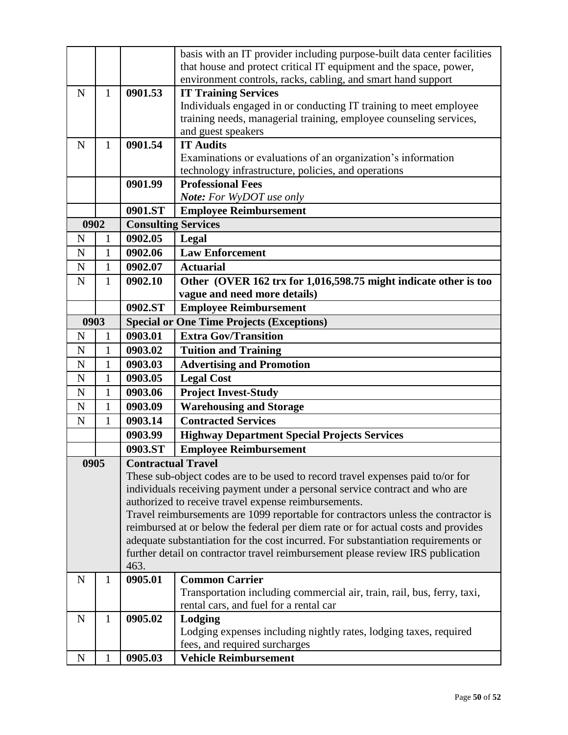| | | | |
|---|---|---|---|
| | | | basis with an IT provider including purpose-built data center facilities that house and protect critical IT equipment and the space, power, environment controls, racks, cabling, and smart hand support |
| N | 1 | **0901.53** | **IT Training Services**<br>Individuals engaged in or conducting IT training to meet employee training needs, managerial training, employee counseling services, and guest speakers |
| N | 1 | **0901.54** | **IT Audits**<br>Examinations or evaluations of an organization's information technology infrastructure, policies, and operations |
| | | **0901.99** | **Professional Fees**<br>***Note:*** *For WyDOT use only* |
| | | **0901.ST** | **Employee Reimbursement** |
| **0902** | | **Consulting Services** | |
| N | 1 | **0902.05** | **Legal** |
| N | 1 | **0902.06** | **Law Enforcement** |
| N | 1 | **0902.07** | **Actuarial** |
| N | 1 | **0902.10** | **Other (OVER 162 trx for 1,016,598.75 might indicate other is too vague and need more details)** |
| | | **0902.ST** | **Employee Reimbursement** |
| **0903** | | **Special or One Time Projects (Exceptions)** | |
| N | 1 | **0903.01** | **Extra Gov/Transition** |
| N | 1 | **0903.02** | **Tuition and Training** |
| N | 1 | **0903.03** | **Advertising and Promotion** |
| N | 1 | **0903.05** | **Legal Cost** |
| N | 1 | **0903.06** | **Project Invest-Study** |
| N | 1 | **0903.09** | **Warehousing and Storage** |
| N | 1 | **0903.14** | **Contracted Services** |
| | | **0903.99** | **Highway Department Special Projects Services** |
| | | **0903.ST** | **Employee Reimbursement** |
| **0905** | | **Contractual Travel**<br>These sub-object codes are to be used to record travel expenses paid to/or for individuals receiving payment under a personal service contract and who are authorized to receive travel expense reimbursements.<br>Travel reimbursements are 1099 reportable for contractors unless the contractor is reimbursed at or below the federal per diem rate or for actual costs and provides adequate substantiation for the cost incurred. For substantiation requirements or further detail on contractor travel reimbursement please review IRS publication 463. | |
| N | 1 | **0905.01** | **Common Carrier**<br>Transportation including commercial air, train, rail, bus, ferry, taxi, rental cars, and fuel for a rental car |
| N | 1 | **0905.02** | **Lodging**<br>Lodging expenses including nightly rates, lodging taxes, required fees, and required surcharges |
| N | 1 | **0905.03** | **Vehicle Reimbursement** |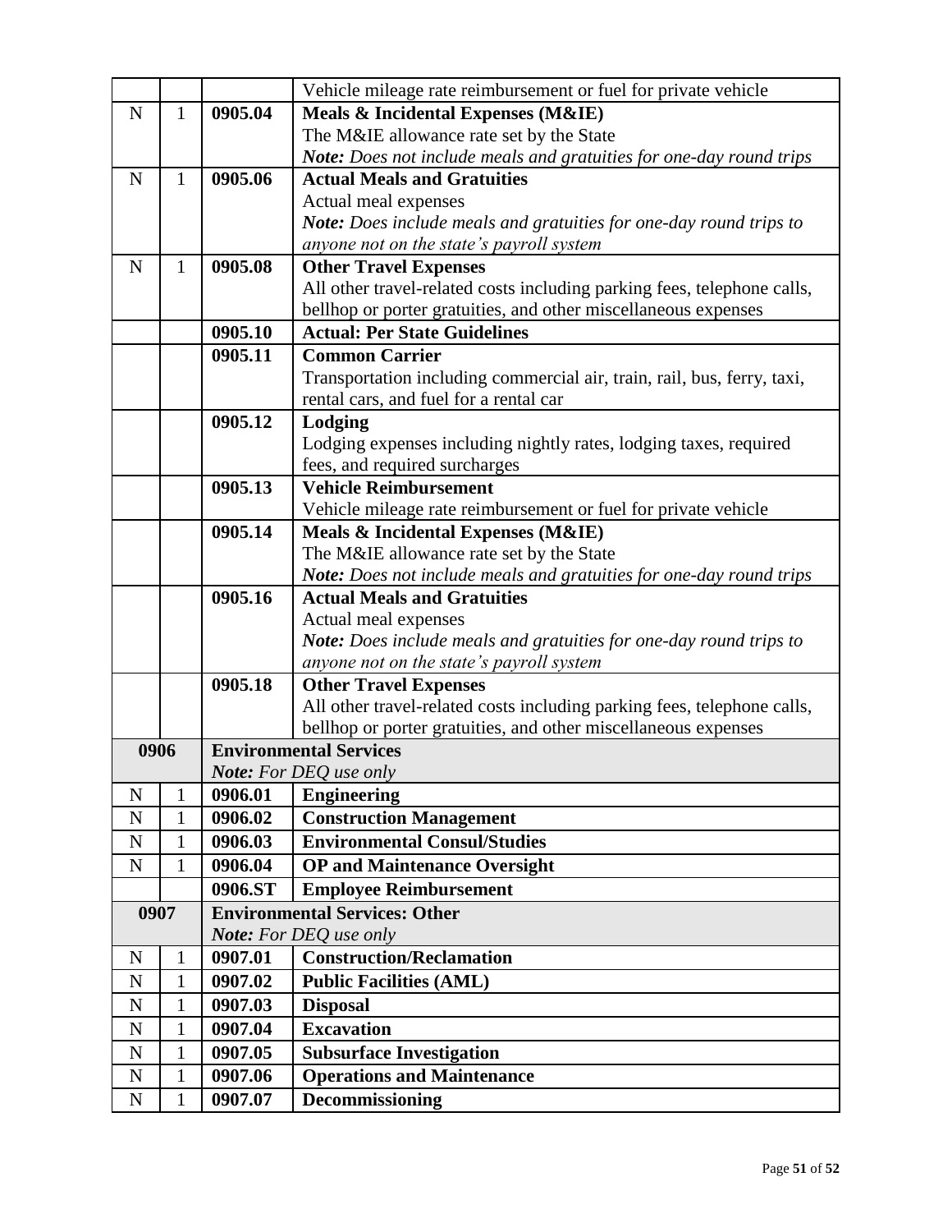| | | | |
|---|---|---|---|
| | | | Vehicle mileage rate reimbursement or fuel for private vehicle |
| N | 1 | **0905.04** | **Meals & Incidental Expenses (M&IE)**<br>The M&IE allowance rate set by the State<br>***Note:*** *Does not include meals and gratuities for one-day round trips* |
| N | 1 | **0905.06** | **Actual Meals and Gratuities**<br>Actual meal expenses<br>***Note:*** *Does include meals and gratuities for one-day round trips to anyone not on the state's payroll system* |
| N | 1 | **0905.08** | **Other Travel Expenses**<br>All other travel-related costs including parking fees, telephone calls, bellhop or porter gratuities, and other miscellaneous expenses |
| | | **0905.10** | **Actual: Per State Guidelines** |
| | | **0905.11** | **Common Carrier**<br>Transportation including commercial air, train, rail, bus, ferry, taxi, rental cars, and fuel for a rental car |
| | | **0905.12** | **Lodging**<br>Lodging expenses including nightly rates, lodging taxes, required fees, and required surcharges |
| | | **0905.13** | **Vehicle Reimbursement**<br>Vehicle mileage rate reimbursement or fuel for private vehicle |
| | | **0905.14** | **Meals & Incidental Expenses (M&IE)**<br>The M&IE allowance rate set by the State<br>***Note:*** *Does not include meals and gratuities for one-day round trips* |
| | | **0905.16** | **Actual Meals and Gratuities**<br>Actual meal expenses<br>***Note:*** *Does include meals and gratuities for one-day round trips to anyone not on the state's payroll system* |
| | | **0905.18** | **Other Travel Expenses**<br>All other travel-related costs including parking fees, telephone calls, bellhop or porter gratuities, and other miscellaneous expenses |
| **0906** | | **Environmental Services**<br>***Note:*** *For DEQ use only* | |
| N | 1 | **0906.01** | **Engineering** |
| N | 1 | **0906.02** | **Construction Management** |
| N | 1 | **0906.03** | **Environmental Consul/Studies** |
| N | 1 | **0906.04** | **OP and Maintenance Oversight** |
| | | **0906.ST** | **Employee Reimbursement** |
| **0907** | | **Environmental Services: Other**<br>***Note:*** *For DEQ use only* | |
| N | 1 | **0907.01** | **Construction/Reclamation** |
| N | 1 | **0907.02** | **Public Facilities (AML)** |
| N | 1 | **0907.03** | **Disposal** |
| N | 1 | **0907.04** | **Excavation** |
| N | 1 | **0907.05** | **Subsurface Investigation** |
| N | 1 | **0907.06** | **Operations and Maintenance** |
| N | 1 | **0907.07** | **Decommissioning** |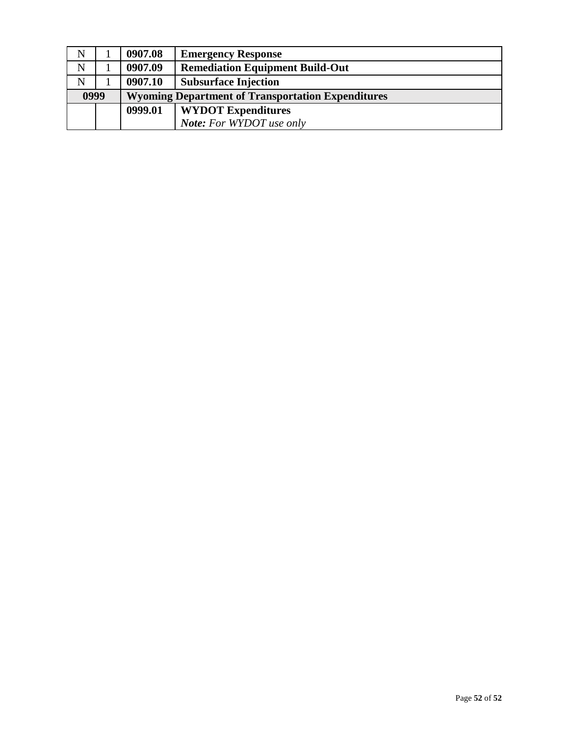| | | | |
|---|---|---|---|
| N | 1 | **0907.08** | **Emergency Response** |
| N | 1 | **0907.09** | **Remediation Equipment Build-Out** |
| N | 1 | **0907.10** | **Subsurface Injection** |
| **0999** | | **Wyoming Department of Transportation Expenditures** | |
| | | **0999.01** | **WYDOT Expenditures** *Note: For WYDOT use only* |